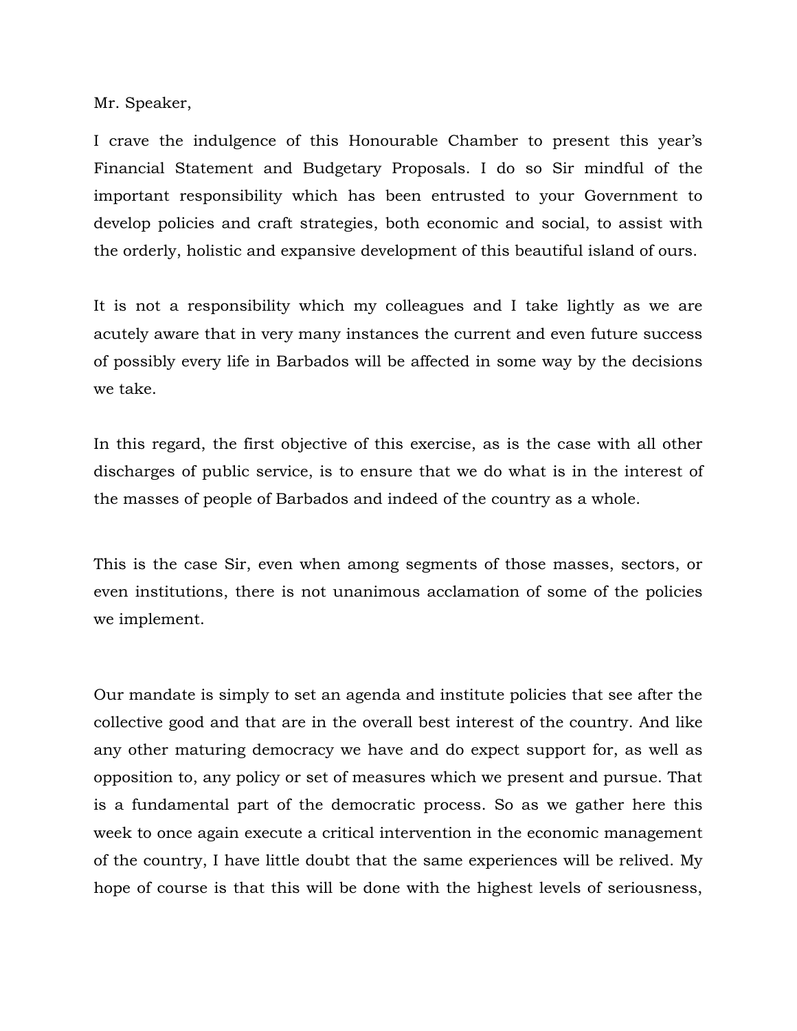Mr. Speaker,

I crave the indulgence of this Honourable Chamber to present this year's Financial Statement and Budgetary Proposals. I do so Sir mindful of the important responsibility which has been entrusted to your Government to develop policies and craft strategies, both economic and social, to assist with the orderly, holistic and expansive development of this beautiful island of ours.

It is not a responsibility which my colleagues and I take lightly as we are acutely aware that in very many instances the current and even future success of possibly every life in Barbados will be affected in some way by the decisions we take.

In this regard, the first objective of this exercise, as is the case with all other discharges of public service, is to ensure that we do what is in the interest of the masses of people of Barbados and indeed of the country as a whole.

This is the case Sir, even when among segments of those masses, sectors, or even institutions, there is not unanimous acclamation of some of the policies we implement.

Our mandate is simply to set an agenda and institute policies that see after the collective good and that are in the overall best interest of the country. And like any other maturing democracy we have and do expect support for, as well as opposition to, any policy or set of measures which we present and pursue. That is a fundamental part of the democratic process. So as we gather here this week to once again execute a critical intervention in the economic management of the country, I have little doubt that the same experiences will be relived. My hope of course is that this will be done with the highest levels of seriousness,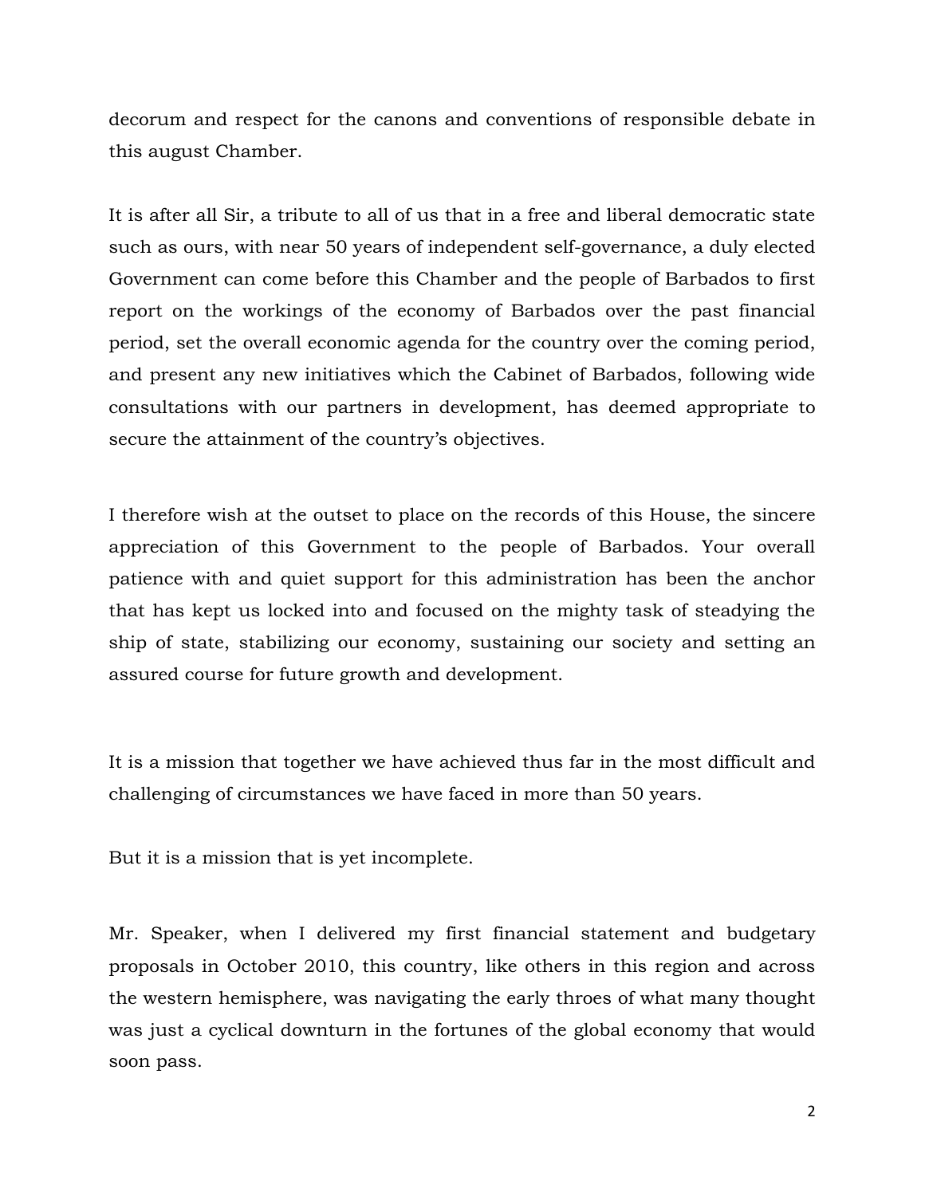decorum and respect for the canons and conventions of responsible debate in this august Chamber.

It is after all Sir, a tribute to all of us that in a free and liberal democratic state such as ours, with near 50 years of independent self-governance, a duly elected Government can come before this Chamber and the people of Barbados to first report on the workings of the economy of Barbados over the past financial period, set the overall economic agenda for the country over the coming period, and present any new initiatives which the Cabinet of Barbados, following wide consultations with our partners in development, has deemed appropriate to secure the attainment of the country's objectives.

I therefore wish at the outset to place on the records of this House, the sincere appreciation of this Government to the people of Barbados. Your overall patience with and quiet support for this administration has been the anchor that has kept us locked into and focused on the mighty task of steadying the ship of state, stabilizing our economy, sustaining our society and setting an assured course for future growth and development.

It is a mission that together we have achieved thus far in the most difficult and challenging of circumstances we have faced in more than 50 years.

But it is a mission that is yet incomplete.

Mr. Speaker, when I delivered my first financial statement and budgetary proposals in October 2010, this country, like others in this region and across the western hemisphere, was navigating the early throes of what many thought was just a cyclical downturn in the fortunes of the global economy that would soon pass.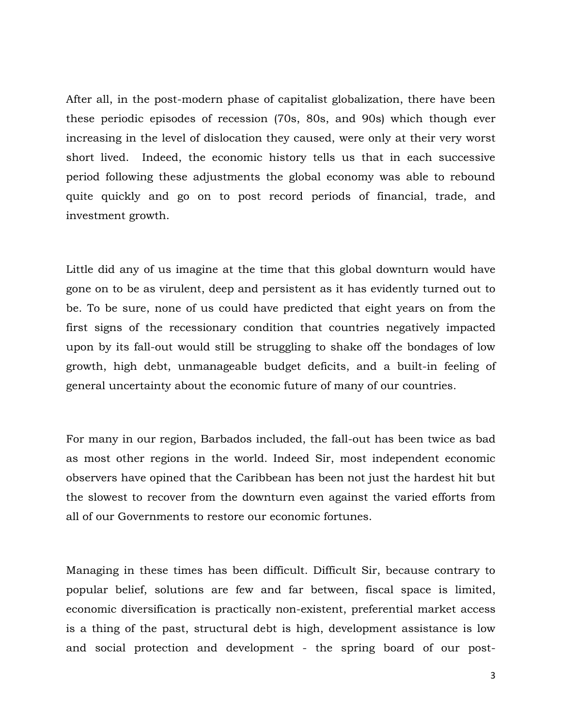After all, in the post-modern phase of capitalist globalization, there have been these periodic episodes of recession (70s, 80s, and 90s) which though ever increasing in the level of dislocation they caused, were only at their very worst short lived. Indeed, the economic history tells us that in each successive period following these adjustments the global economy was able to rebound quite quickly and go on to post record periods of financial, trade, and investment growth.

Little did any of us imagine at the time that this global downturn would have gone on to be as virulent, deep and persistent as it has evidently turned out to be. To be sure, none of us could have predicted that eight years on from the first signs of the recessionary condition that countries negatively impacted upon by its fall-out would still be struggling to shake off the bondages of low growth, high debt, unmanageable budget deficits, and a built-in feeling of general uncertainty about the economic future of many of our countries.

For many in our region, Barbados included, the fall-out has been twice as bad as most other regions in the world. Indeed Sir, most independent economic observers have opined that the Caribbean has been not just the hardest hit but the slowest to recover from the downturn even against the varied efforts from all of our Governments to restore our economic fortunes.

Managing in these times has been difficult. Difficult Sir, because contrary to popular belief, solutions are few and far between, fiscal space is limited, economic diversification is practically non-existent, preferential market access is a thing of the past, structural debt is high, development assistance is low and social protection and development - the spring board of our post-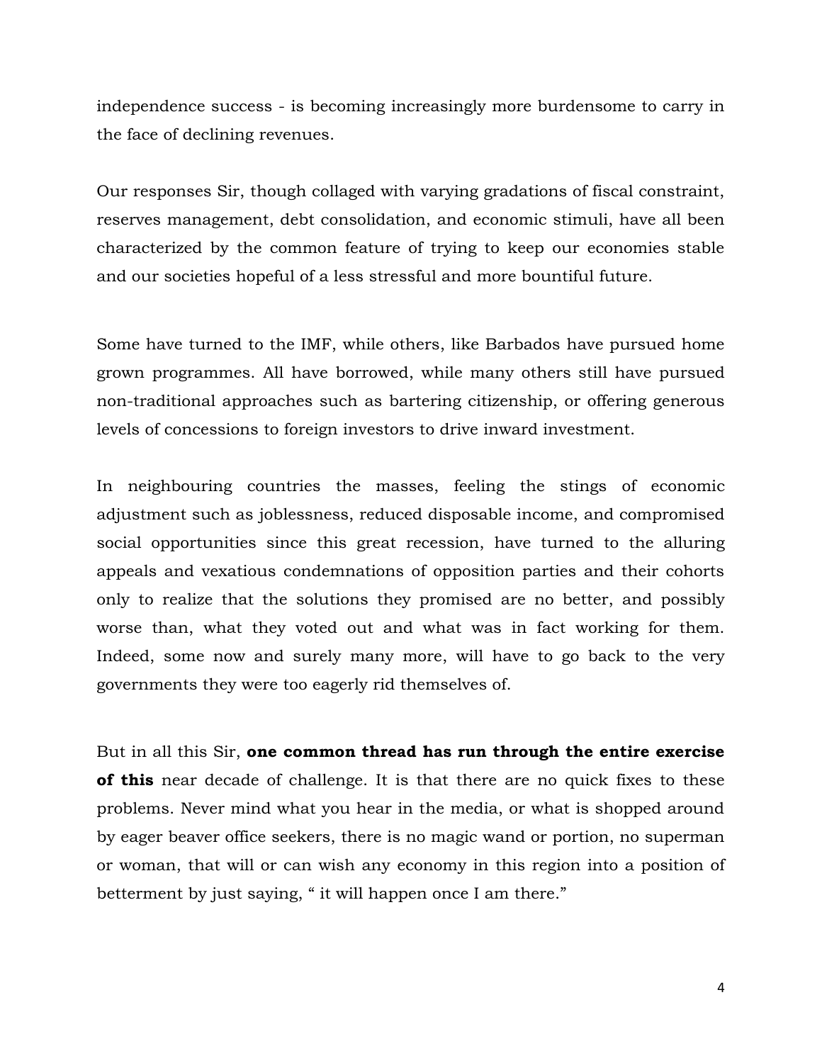independence success - is becoming increasingly more burdensome to carry in the face of declining revenues.

Our responses Sir, though collaged with varying gradations of fiscal constraint, reserves management, debt consolidation, and economic stimuli, have all been characterized by the common feature of trying to keep our economies stable and our societies hopeful of a less stressful and more bountiful future.

Some have turned to the IMF, while others, like Barbados have pursued home grown programmes. All have borrowed, while many others still have pursued non-traditional approaches such as bartering citizenship, or offering generous levels of concessions to foreign investors to drive inward investment.

In neighbouring countries the masses, feeling the stings of economic adjustment such as joblessness, reduced disposable income, and compromised social opportunities since this great recession, have turned to the alluring appeals and vexatious condemnations of opposition parties and their cohorts only to realize that the solutions they promised are no better, and possibly worse than, what they voted out and what was in fact working for them. Indeed, some now and surely many more, will have to go back to the very governments they were too eagerly rid themselves of.

But in all this Sir, **one common thread has run through the entire exercise of this** near decade of challenge. It is that there are no quick fixes to these problems. Never mind what you hear in the media, or what is shopped around by eager beaver office seekers, there is no magic wand or portion, no superman or woman, that will or can wish any economy in this region into a position of betterment by just saying, " it will happen once I am there."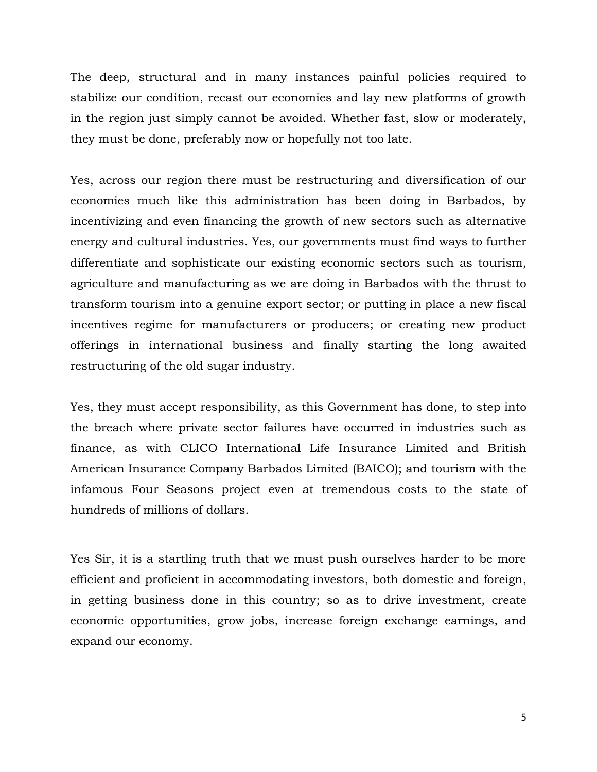The deep, structural and in many instances painful policies required to stabilize our condition, recast our economies and lay new platforms of growth in the region just simply cannot be avoided. Whether fast, slow or moderately, they must be done, preferably now or hopefully not too late.

Yes, across our region there must be restructuring and diversification of our economies much like this administration has been doing in Barbados, by incentivizing and even financing the growth of new sectors such as alternative energy and cultural industries. Yes, our governments must find ways to further differentiate and sophisticate our existing economic sectors such as tourism, agriculture and manufacturing as we are doing in Barbados with the thrust to transform tourism into a genuine export sector; or putting in place a new fiscal incentives regime for manufacturers or producers; or creating new product offerings in international business and finally starting the long awaited restructuring of the old sugar industry.

Yes, they must accept responsibility, as this Government has done, to step into the breach where private sector failures have occurred in industries such as finance, as with CLICO International Life Insurance Limited and British American Insurance Company Barbados Limited (BAICO); and tourism with the infamous Four Seasons project even at tremendous costs to the state of hundreds of millions of dollars.

Yes Sir, it is a startling truth that we must push ourselves harder to be more efficient and proficient in accommodating investors, both domestic and foreign, in getting business done in this country; so as to drive investment, create economic opportunities, grow jobs, increase foreign exchange earnings, and expand our economy.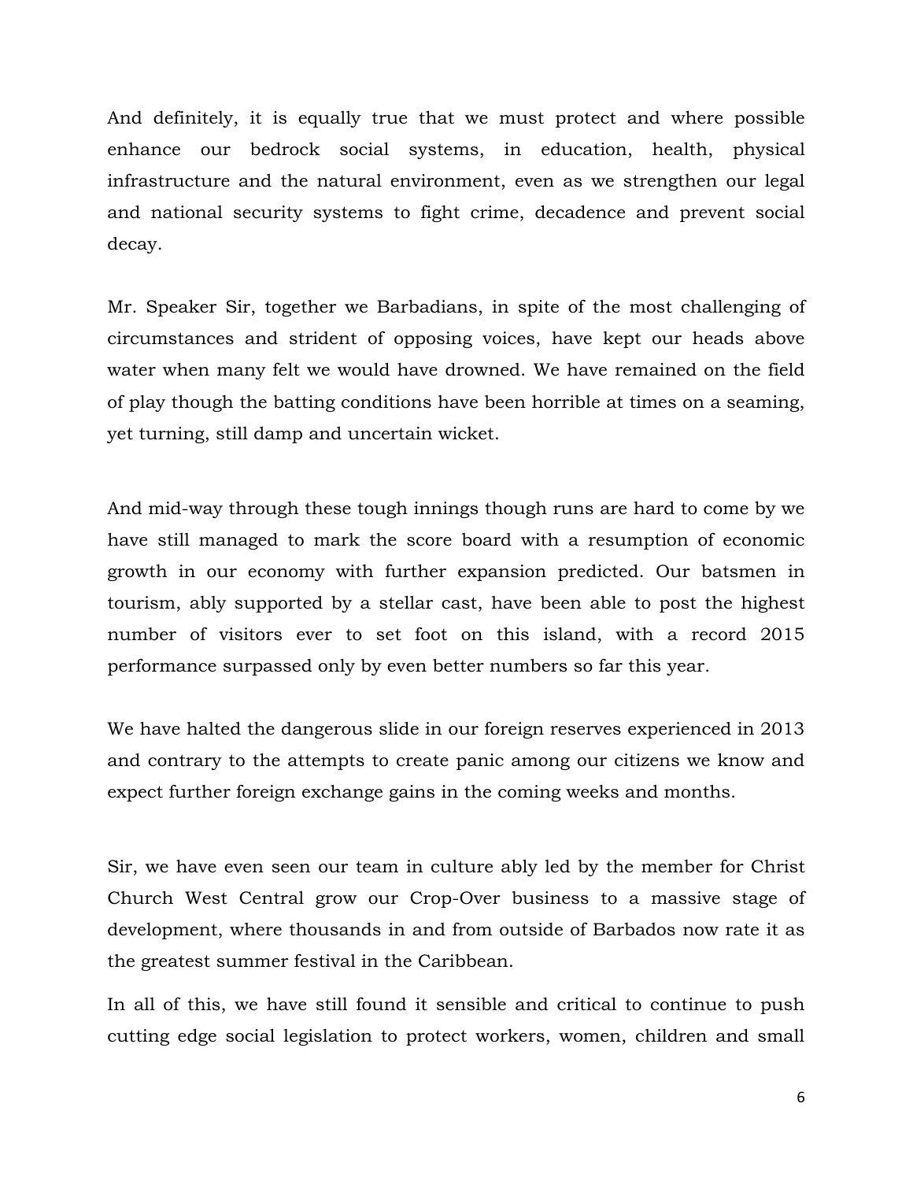And definitely, it is equally true that we must protect and where possible enhance our bedrock social systems, in education, health, physical infrastructure and the natural environment, even as we strengthen our legal and national security systems to fight crime, decadence and prevent social decay.

Mr. Speaker Sir, together we Barbadians, in spite of the most challenging of circumstances and strident of opposing voices, have kept our heads above water when many felt we would have drowned. We have remained on the field of play though the batting conditions have been horrible at times on a seaming, yet turning, still damp and uncertain wicket.

And mid-way through these tough innings though runs are hard to come by we have still managed to mark the score board with a resumption of economic growth in our economy with further expansion predicted. Our batsmen in tourism, ably supported by a stellar cast, have been able to post the highest number of visitors ever to set foot on this island, with a record 2015 performance surpassed only by even better numbers so far this year.

We have halted the dangerous slide in our foreign reserves experienced in 2013 and contrary to the attempts to create panic among our citizens we know and expect further foreign exchange gains in the coming weeks and months.

Sir, we have even seen our team in culture ably led by the member for Christ Church West Central grow our Crop-Over business to a massive stage of development, where thousands in and from outside of Barbados now rate it as the greatest summer festival in the Caribbean.

In all of this, we have still found it sensible and critical to continue to push cutting edge social legislation to protect workers, women, children and small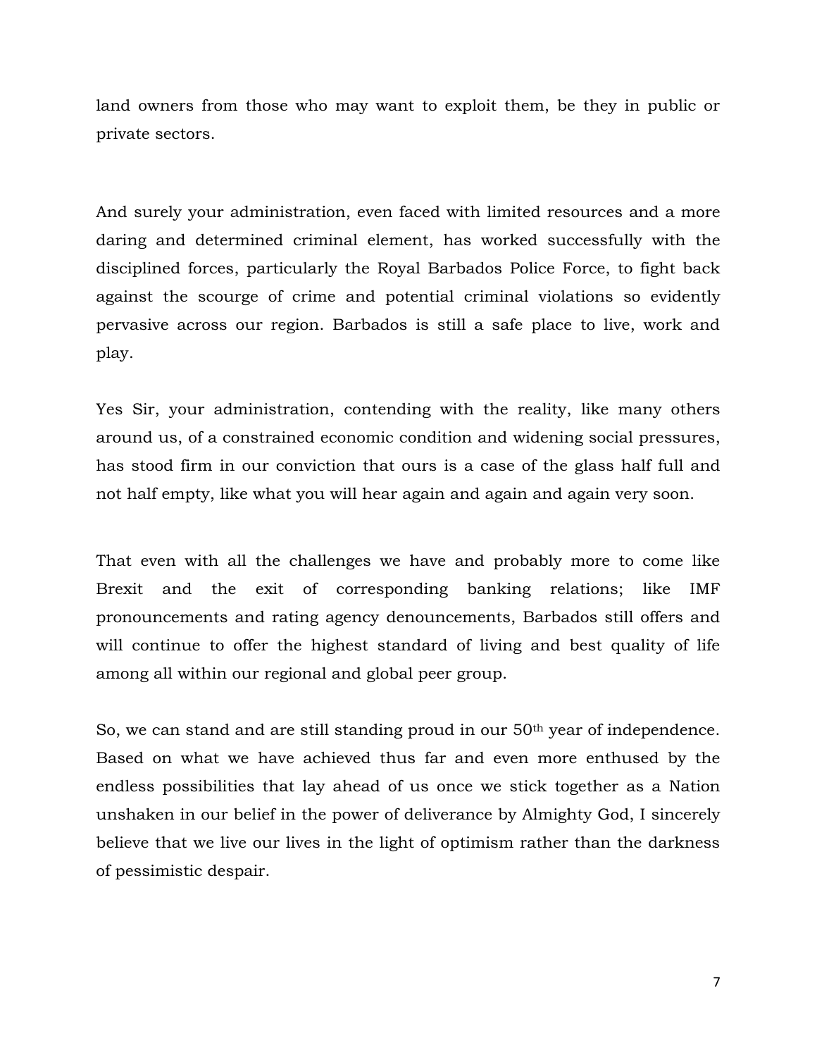land owners from those who may want to exploit them, be they in public or private sectors.

And surely your administration, even faced with limited resources and a more daring and determined criminal element, has worked successfully with the disciplined forces, particularly the Royal Barbados Police Force, to fight back against the scourge of crime and potential criminal violations so evidently pervasive across our region. Barbados is still a safe place to live, work and play.

Yes Sir, your administration, contending with the reality, like many others around us, of a constrained economic condition and widening social pressures, has stood firm in our conviction that ours is a case of the glass half full and not half empty, like what you will hear again and again and again very soon.

That even with all the challenges we have and probably more to come like Brexit and the exit of corresponding banking relations; like IMF pronouncements and rating agency denouncements, Barbados still offers and will continue to offer the highest standard of living and best quality of life among all within our regional and global peer group.

So, we can stand and are still standing proud in our 50th year of independence. Based on what we have achieved thus far and even more enthused by the endless possibilities that lay ahead of us once we stick together as a Nation unshaken in our belief in the power of deliverance by Almighty God, I sincerely believe that we live our lives in the light of optimism rather than the darkness of pessimistic despair.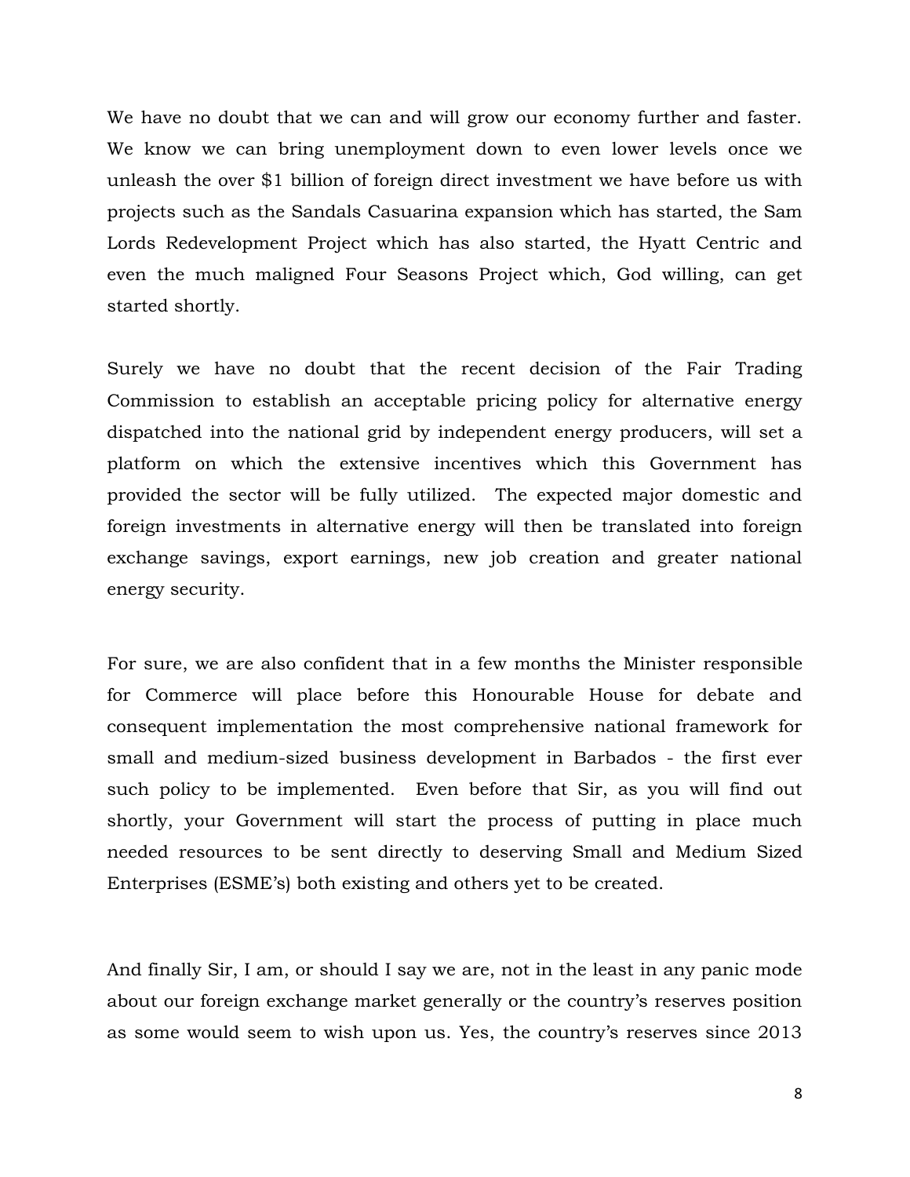We have no doubt that we can and will grow our economy further and faster. We know we can bring unemployment down to even lower levels once we unleash the over $1 billion of foreign direct investment we have before us with projects such as the Sandals Casuarina expansion which has started, the Sam Lords Redevelopment Project which has also started, the Hyatt Centric and even the much maligned Four Seasons Project which, God willing, can get started shortly.

Surely we have no doubt that the recent decision of the Fair Trading Commission to establish an acceptable pricing policy for alternative energy dispatched into the national grid by independent energy producers, will set a platform on which the extensive incentives which this Government has provided the sector will be fully utilized. The expected major domestic and foreign investments in alternative energy will then be translated into foreign exchange savings, export earnings, new job creation and greater national energy security.

For sure, we are also confident that in a few months the Minister responsible for Commerce will place before this Honourable House for debate and consequent implementation the most comprehensive national framework for small and medium-sized business development in Barbados - the first ever such policy to be implemented. Even before that Sir, as you will find out shortly, your Government will start the process of putting in place much needed resources to be sent directly to deserving Small and Medium Sized Enterprises (ESME's) both existing and others yet to be created.

And finally Sir, I am, or should I say we are, not in the least in any panic mode about our foreign exchange market generally or the country's reserves position as some would seem to wish upon us. Yes, the country's reserves since 2013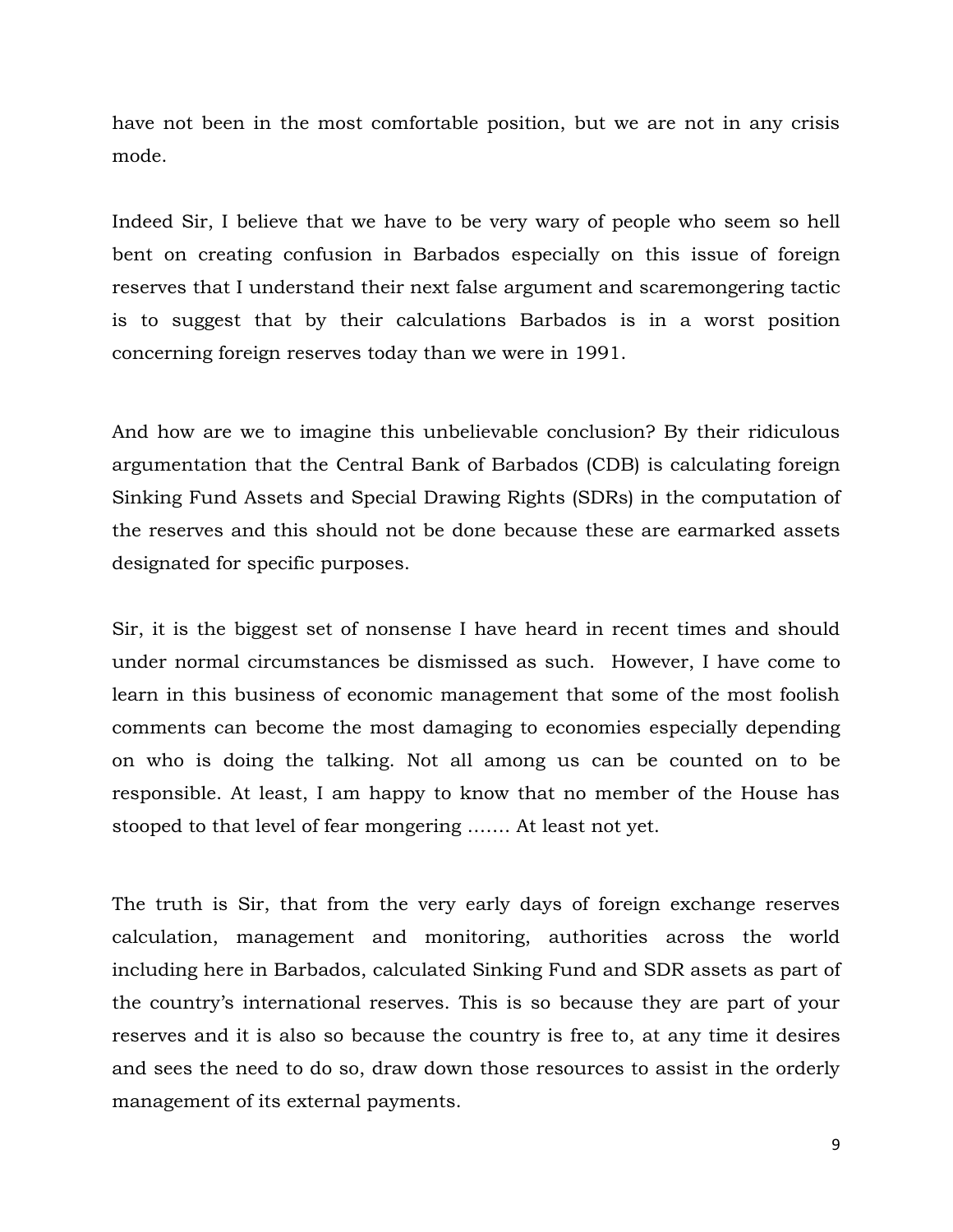have not been in the most comfortable position, but we are not in any crisis mode.

Indeed Sir, I believe that we have to be very wary of people who seem so hell bent on creating confusion in Barbados especially on this issue of foreign reserves that I understand their next false argument and scaremongering tactic is to suggest that by their calculations Barbados is in a worst position concerning foreign reserves today than we were in 1991.

And how are we to imagine this unbelievable conclusion? By their ridiculous argumentation that the Central Bank of Barbados (CDB) is calculating foreign Sinking Fund Assets and Special Drawing Rights (SDRs) in the computation of the reserves and this should not be done because these are earmarked assets designated for specific purposes.

Sir, it is the biggest set of nonsense I have heard in recent times and should under normal circumstances be dismissed as such. However, I have come to learn in this business of economic management that some of the most foolish comments can become the most damaging to economies especially depending on who is doing the talking. Not all among us can be counted on to be responsible. At least, I am happy to know that no member of the House has stooped to that level of fear mongering ……. At least not yet.

The truth is Sir, that from the very early days of foreign exchange reserves calculation, management and monitoring, authorities across the world including here in Barbados, calculated Sinking Fund and SDR assets as part of the country's international reserves. This is so because they are part of your reserves and it is also so because the country is free to, at any time it desires and sees the need to do so, draw down those resources to assist in the orderly management of its external payments.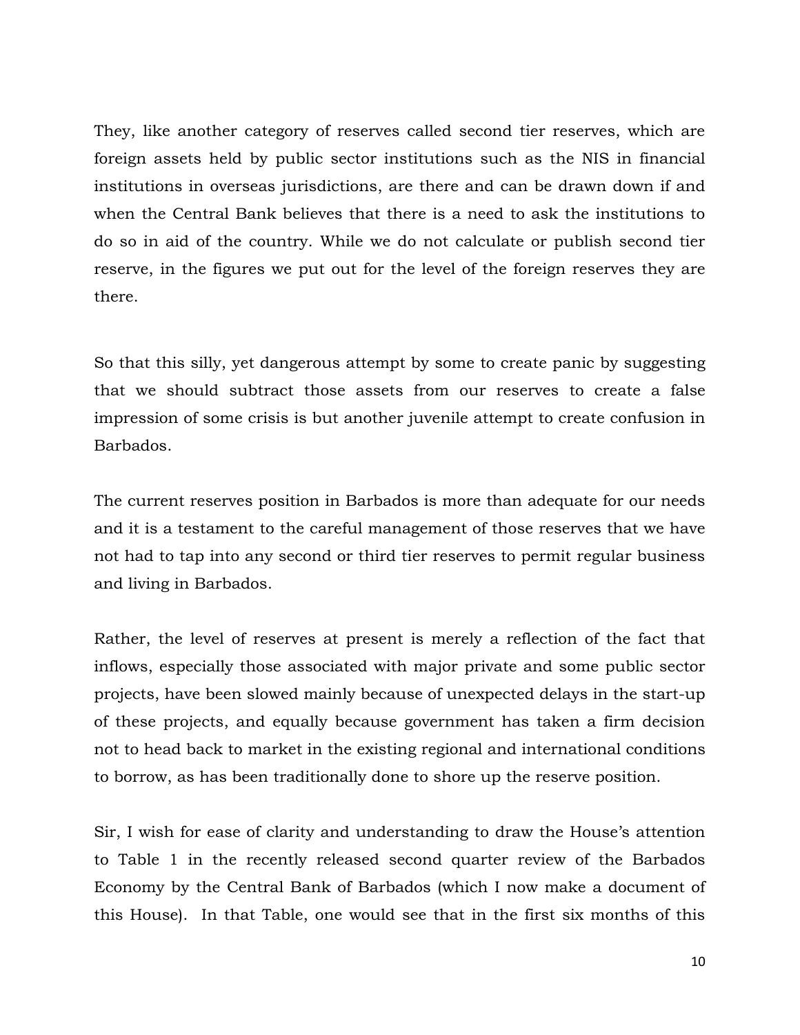They, like another category of reserves called second tier reserves, which are foreign assets held by public sector institutions such as the NIS in financial institutions in overseas jurisdictions, are there and can be drawn down if and when the Central Bank believes that there is a need to ask the institutions to do so in aid of the country. While we do not calculate or publish second tier reserve, in the figures we put out for the level of the foreign reserves they are there.

So that this silly, yet dangerous attempt by some to create panic by suggesting that we should subtract those assets from our reserves to create a false impression of some crisis is but another juvenile attempt to create confusion in Barbados.

The current reserves position in Barbados is more than adequate for our needs and it is a testament to the careful management of those reserves that we have not had to tap into any second or third tier reserves to permit regular business and living in Barbados.

Rather, the level of reserves at present is merely a reflection of the fact that inflows, especially those associated with major private and some public sector projects, have been slowed mainly because of unexpected delays in the start-up of these projects, and equally because government has taken a firm decision not to head back to market in the existing regional and international conditions to borrow, as has been traditionally done to shore up the reserve position.

Sir, I wish for ease of clarity and understanding to draw the House's attention to Table 1 in the recently released second quarter review of the Barbados Economy by the Central Bank of Barbados (which I now make a document of this House). In that Table, one would see that in the first six months of this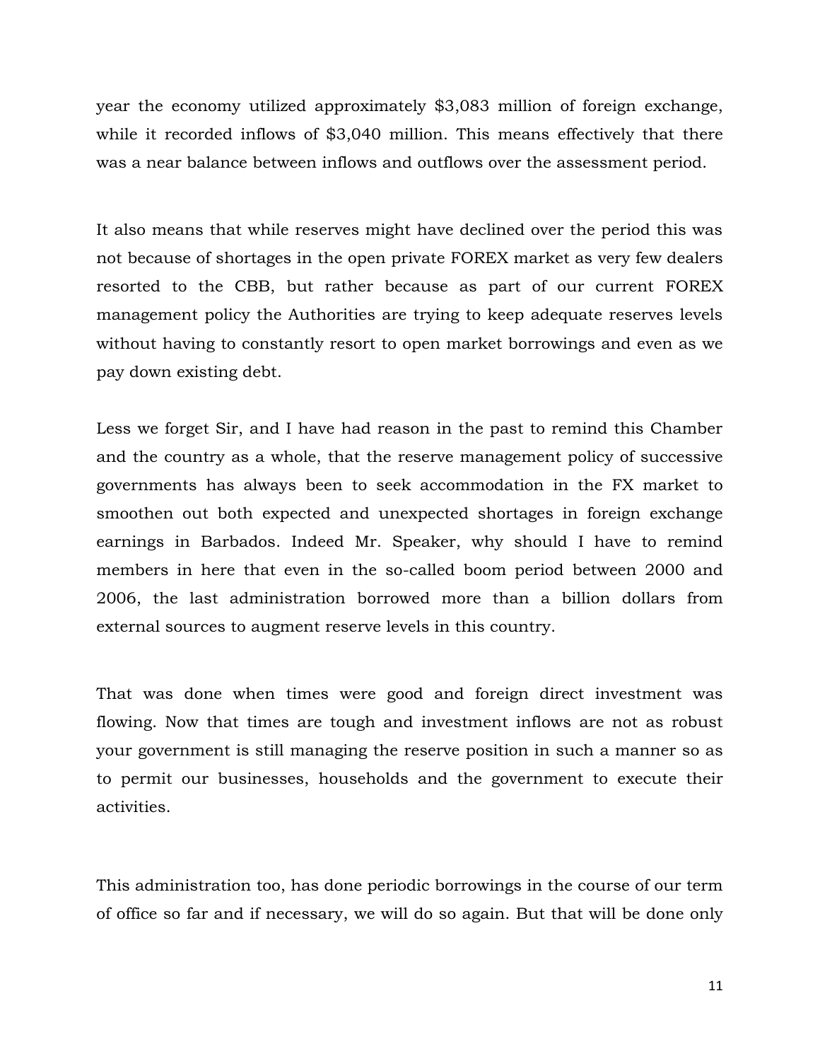year the economy utilized approximately $3,083 million of foreign exchange, while it recorded inflows of $3,040 million. This means effectively that there was a near balance between inflows and outflows over the assessment period.

It also means that while reserves might have declined over the period this was not because of shortages in the open private FOREX market as very few dealers resorted to the CBB, but rather because as part of our current FOREX management policy the Authorities are trying to keep adequate reserves levels without having to constantly resort to open market borrowings and even as we pay down existing debt.

Less we forget Sir, and I have had reason in the past to remind this Chamber and the country as a whole, that the reserve management policy of successive governments has always been to seek accommodation in the FX market to smoothen out both expected and unexpected shortages in foreign exchange earnings in Barbados. Indeed Mr. Speaker, why should I have to remind members in here that even in the so-called boom period between 2000 and 2006, the last administration borrowed more than a billion dollars from external sources to augment reserve levels in this country.

That was done when times were good and foreign direct investment was flowing. Now that times are tough and investment inflows are not as robust your government is still managing the reserve position in such a manner so as to permit our businesses, households and the government to execute their activities.

This administration too, has done periodic borrowings in the course of our term of office so far and if necessary, we will do so again. But that will be done only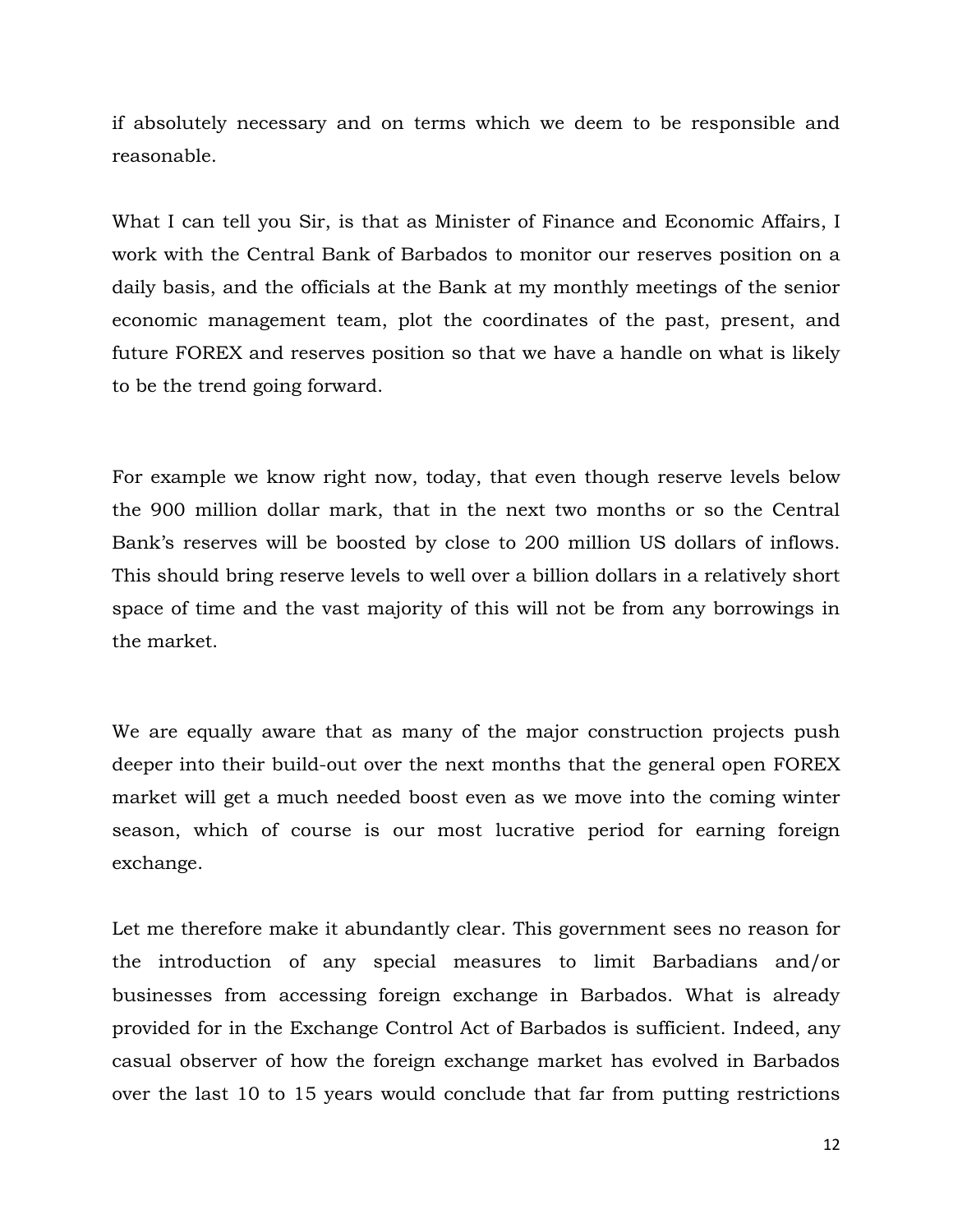if absolutely necessary and on terms which we deem to be responsible and reasonable.

What I can tell you Sir, is that as Minister of Finance and Economic Affairs, I work with the Central Bank of Barbados to monitor our reserves position on a daily basis, and the officials at the Bank at my monthly meetings of the senior economic management team, plot the coordinates of the past, present, and future FOREX and reserves position so that we have a handle on what is likely to be the trend going forward.

For example we know right now, today, that even though reserve levels below the 900 million dollar mark, that in the next two months or so the Central Bank's reserves will be boosted by close to 200 million US dollars of inflows. This should bring reserve levels to well over a billion dollars in a relatively short space of time and the vast majority of this will not be from any borrowings in the market.

We are equally aware that as many of the major construction projects push deeper into their build-out over the next months that the general open FOREX market will get a much needed boost even as we move into the coming winter season, which of course is our most lucrative period for earning foreign exchange.

Let me therefore make it abundantly clear. This government sees no reason for the introduction of any special measures to limit Barbadians and/or businesses from accessing foreign exchange in Barbados. What is already provided for in the Exchange Control Act of Barbados is sufficient. Indeed, any casual observer of how the foreign exchange market has evolved in Barbados over the last 10 to 15 years would conclude that far from putting restrictions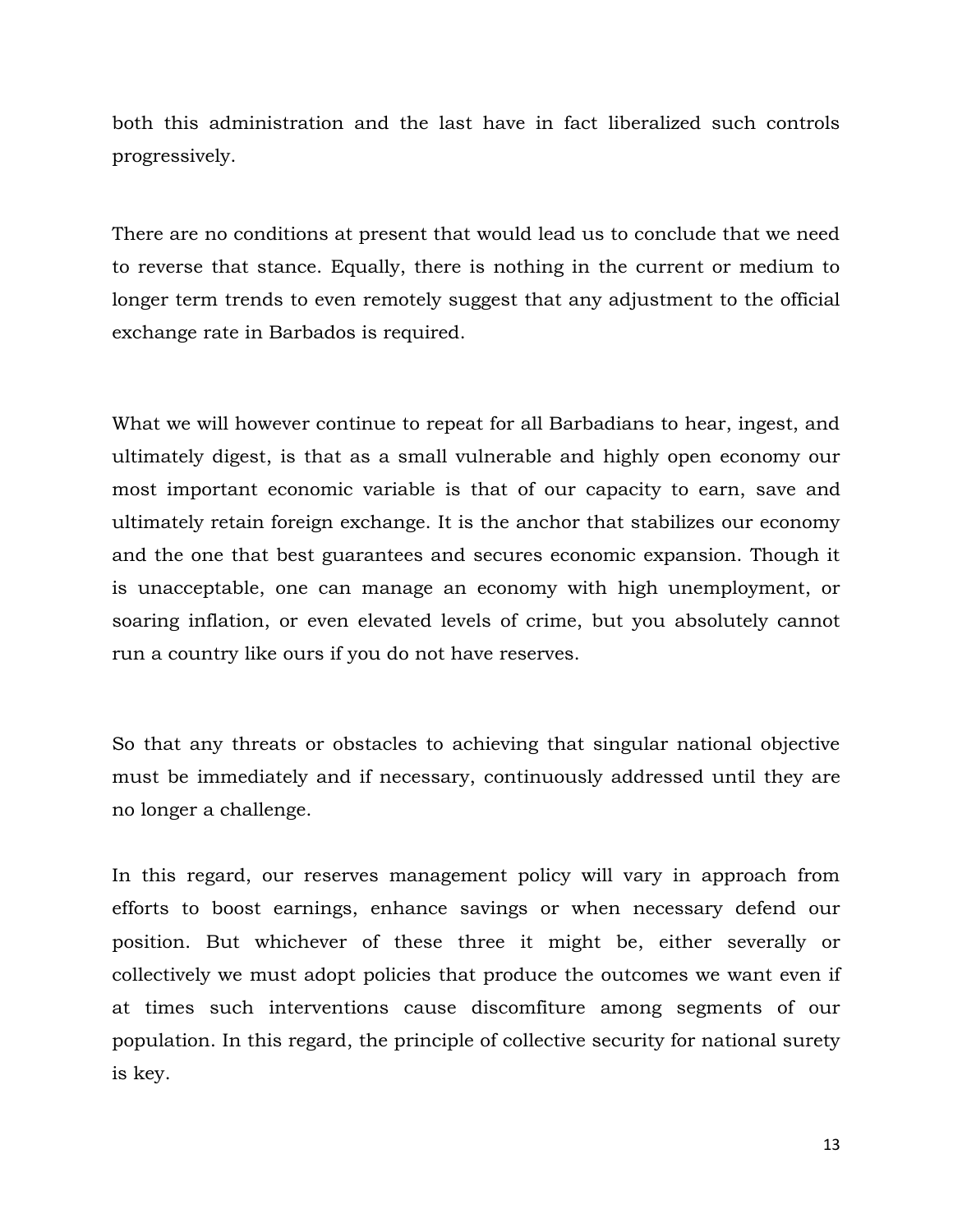both this administration and the last have in fact liberalized such controls progressively.

There are no conditions at present that would lead us to conclude that we need to reverse that stance. Equally, there is nothing in the current or medium to longer term trends to even remotely suggest that any adjustment to the official exchange rate in Barbados is required.

What we will however continue to repeat for all Barbadians to hear, ingest, and ultimately digest, is that as a small vulnerable and highly open economy our most important economic variable is that of our capacity to earn, save and ultimately retain foreign exchange. It is the anchor that stabilizes our economy and the one that best guarantees and secures economic expansion. Though it is unacceptable, one can manage an economy with high unemployment, or soaring inflation, or even elevated levels of crime, but you absolutely cannot run a country like ours if you do not have reserves.

So that any threats or obstacles to achieving that singular national objective must be immediately and if necessary, continuously addressed until they are no longer a challenge.

In this regard, our reserves management policy will vary in approach from efforts to boost earnings, enhance savings or when necessary defend our position. But whichever of these three it might be, either severally or collectively we must adopt policies that produce the outcomes we want even if at times such interventions cause discomfiture among segments of our population. In this regard, the principle of collective security for national surety is key.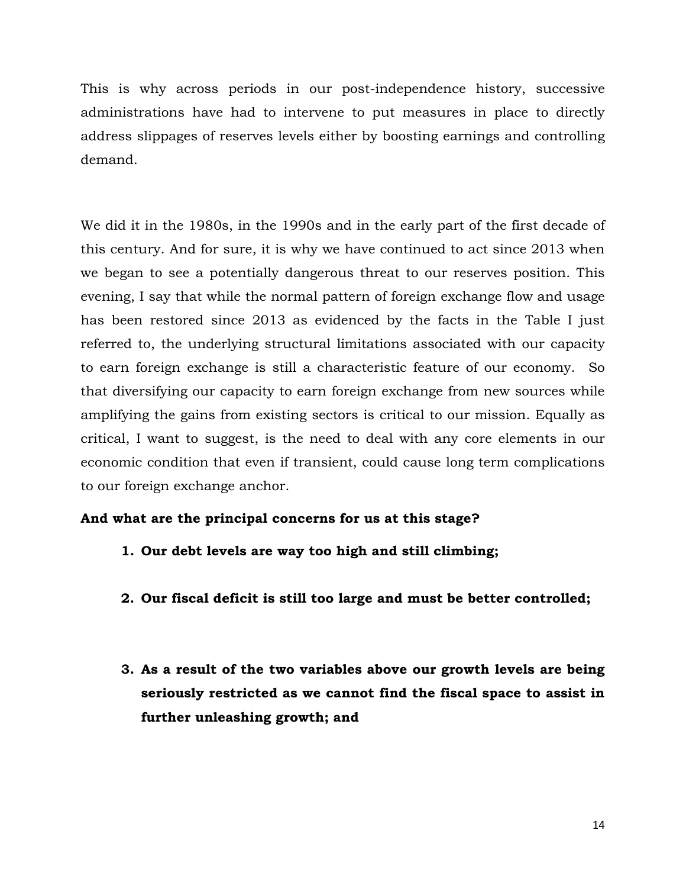This is why across periods in our post-independence history, successive administrations have had to intervene to put measures in place to directly address slippages of reserves levels either by boosting earnings and controlling demand.

We did it in the 1980s, in the 1990s and in the early part of the first decade of this century. And for sure, it is why we have continued to act since 2013 when we began to see a potentially dangerous threat to our reserves position. This evening, I say that while the normal pattern of foreign exchange flow and usage has been restored since 2013 as evidenced by the facts in the Table I just referred to, the underlying structural limitations associated with our capacity to earn foreign exchange is still a characteristic feature of our economy. So that diversifying our capacity to earn foreign exchange from new sources while amplifying the gains from existing sectors is critical to our mission. Equally as critical, I want to suggest, is the need to deal with any core elements in our economic condition that even if transient, could cause long term complications to our foreign exchange anchor.

**And what are the principal concerns for us at this stage?**

1. **Our debt levels are way too high and still climbing;**

2. **Our fiscal deficit is still too large and must be better controlled;**

3. **As a result of the two variables above our growth levels are being seriously restricted as we cannot find the fiscal space to assist in further unleashing growth; and**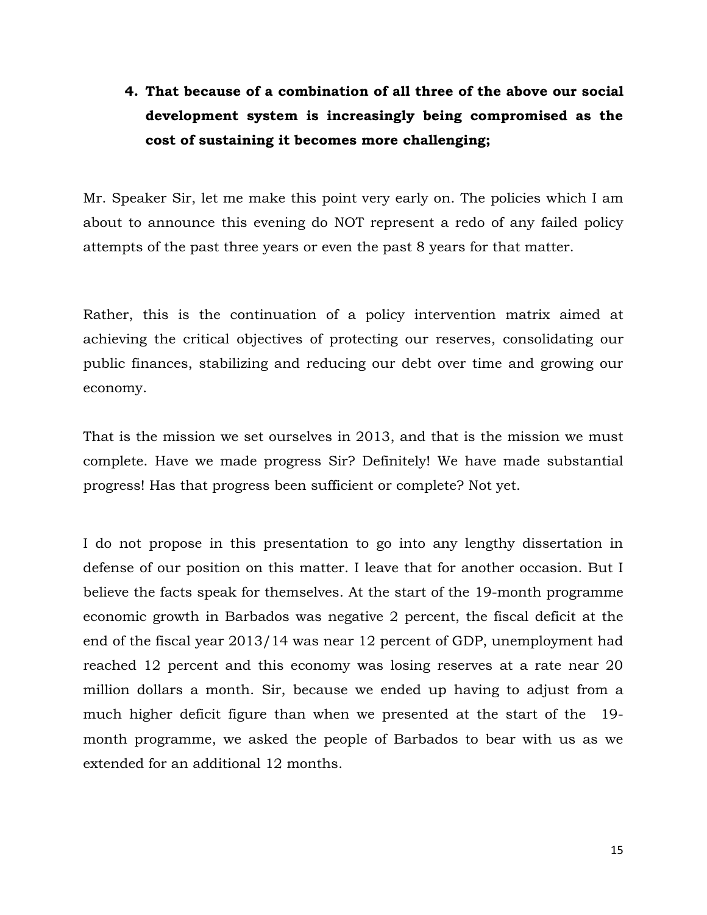4. **That because of a combination of all three of the above our social development system is increasingly being compromised as the cost of sustaining it becomes more challenging;**

Mr. Speaker Sir, let me make this point very early on. The policies which I am about to announce this evening do NOT represent a redo of any failed policy attempts of the past three years or even the past 8 years for that matter.

Rather, this is the continuation of a policy intervention matrix aimed at achieving the critical objectives of protecting our reserves, consolidating our public finances, stabilizing and reducing our debt over time and growing our economy.

That is the mission we set ourselves in 2013, and that is the mission we must complete. Have we made progress Sir? Definitely! We have made substantial progress! Has that progress been sufficient or complete? Not yet.

I do not propose in this presentation to go into any lengthy dissertation in defense of our position on this matter. I leave that for another occasion. But I believe the facts speak for themselves. At the start of the 19-month programme economic growth in Barbados was negative 2 percent, the fiscal deficit at the end of the fiscal year 2013/14 was near 12 percent of GDP, unemployment had reached 12 percent and this economy was losing reserves at a rate near 20 million dollars a month. Sir, because we ended up having to adjust from a much higher deficit figure than when we presented at the start of the 19-month programme, we asked the people of Barbados to bear with us as we extended for an additional 12 months.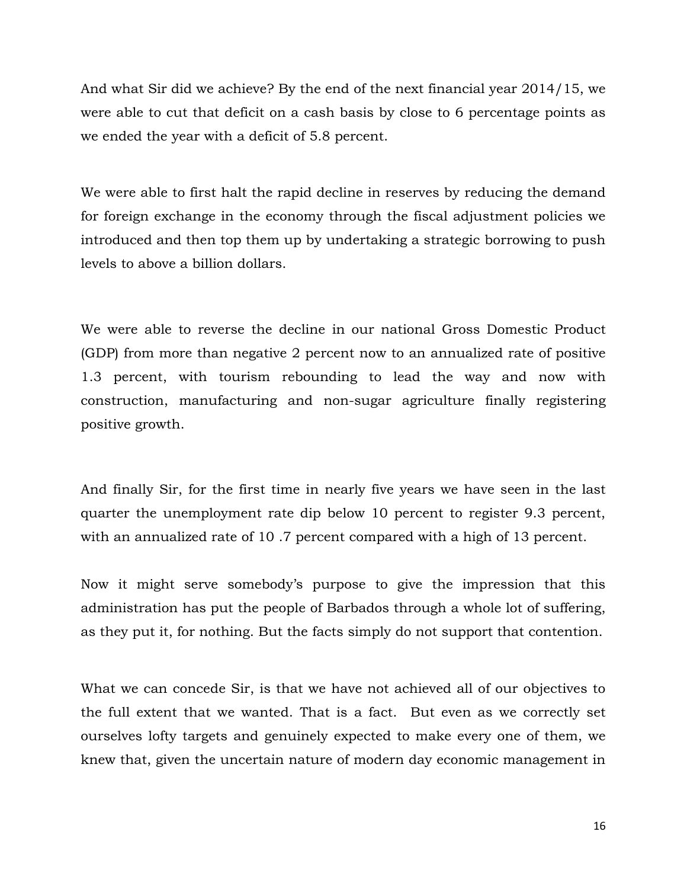And what Sir did we achieve? By the end of the next financial year 2014/15, we were able to cut that deficit on a cash basis by close to 6 percentage points as we ended the year with a deficit of 5.8 percent.

We were able to first halt the rapid decline in reserves by reducing the demand for foreign exchange in the economy through the fiscal adjustment policies we introduced and then top them up by undertaking a strategic borrowing to push levels to above a billion dollars.

We were able to reverse the decline in our national Gross Domestic Product (GDP) from more than negative 2 percent now to an annualized rate of positive 1.3 percent, with tourism rebounding to lead the way and now with construction, manufacturing and non-sugar agriculture finally registering positive growth.

And finally Sir, for the first time in nearly five years we have seen in the last quarter the unemployment rate dip below 10 percent to register 9.3 percent, with an annualized rate of 10 .7 percent compared with a high of 13 percent.

Now it might serve somebody's purpose to give the impression that this administration has put the people of Barbados through a whole lot of suffering, as they put it, for nothing. But the facts simply do not support that contention.

What we can concede Sir, is that we have not achieved all of our objectives to the full extent that we wanted. That is a fact. But even as we correctly set ourselves lofty targets and genuinely expected to make every one of them, we knew that, given the uncertain nature of modern day economic management in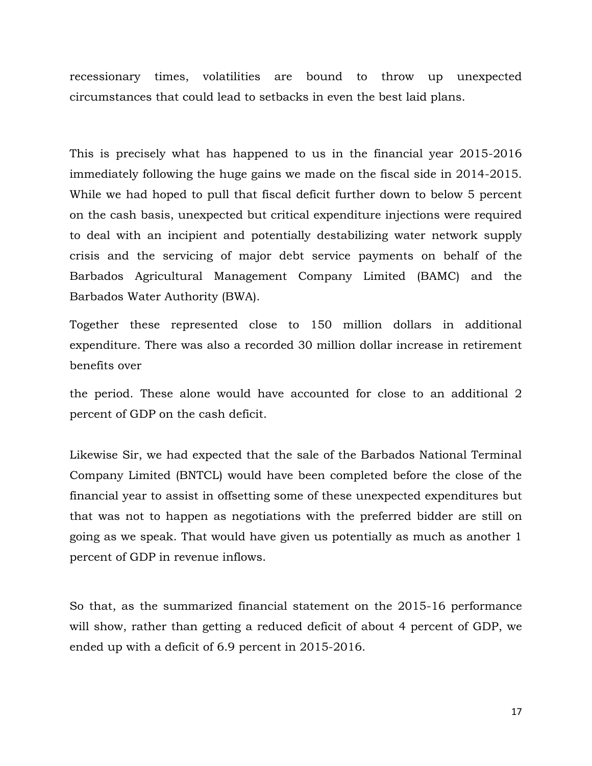recessionary times, volatilities are bound to throw up unexpected circumstances that could lead to setbacks in even the best laid plans.

This is precisely what has happened to us in the financial year 2015-2016 immediately following the huge gains we made on the fiscal side in 2014-2015. While we had hoped to pull that fiscal deficit further down to below 5 percent on the cash basis, unexpected but critical expenditure injections were required to deal with an incipient and potentially destabilizing water network supply crisis and the servicing of major debt service payments on behalf of the Barbados Agricultural Management Company Limited (BAMC) and the Barbados Water Authority (BWA).

Together these represented close to 150 million dollars in additional expenditure. There was also a recorded 30 million dollar increase in retirement benefits over

the period. These alone would have accounted for close to an additional 2 percent of GDP on the cash deficit.

Likewise Sir, we had expected that the sale of the Barbados National Terminal Company Limited (BNTCL) would have been completed before the close of the financial year to assist in offsetting some of these unexpected expenditures but that was not to happen as negotiations with the preferred bidder are still on going as we speak. That would have given us potentially as much as another 1 percent of GDP in revenue inflows.

So that, as the summarized financial statement on the 2015-16 performance will show, rather than getting a reduced deficit of about 4 percent of GDP, we ended up with a deficit of 6.9 percent in 2015-2016.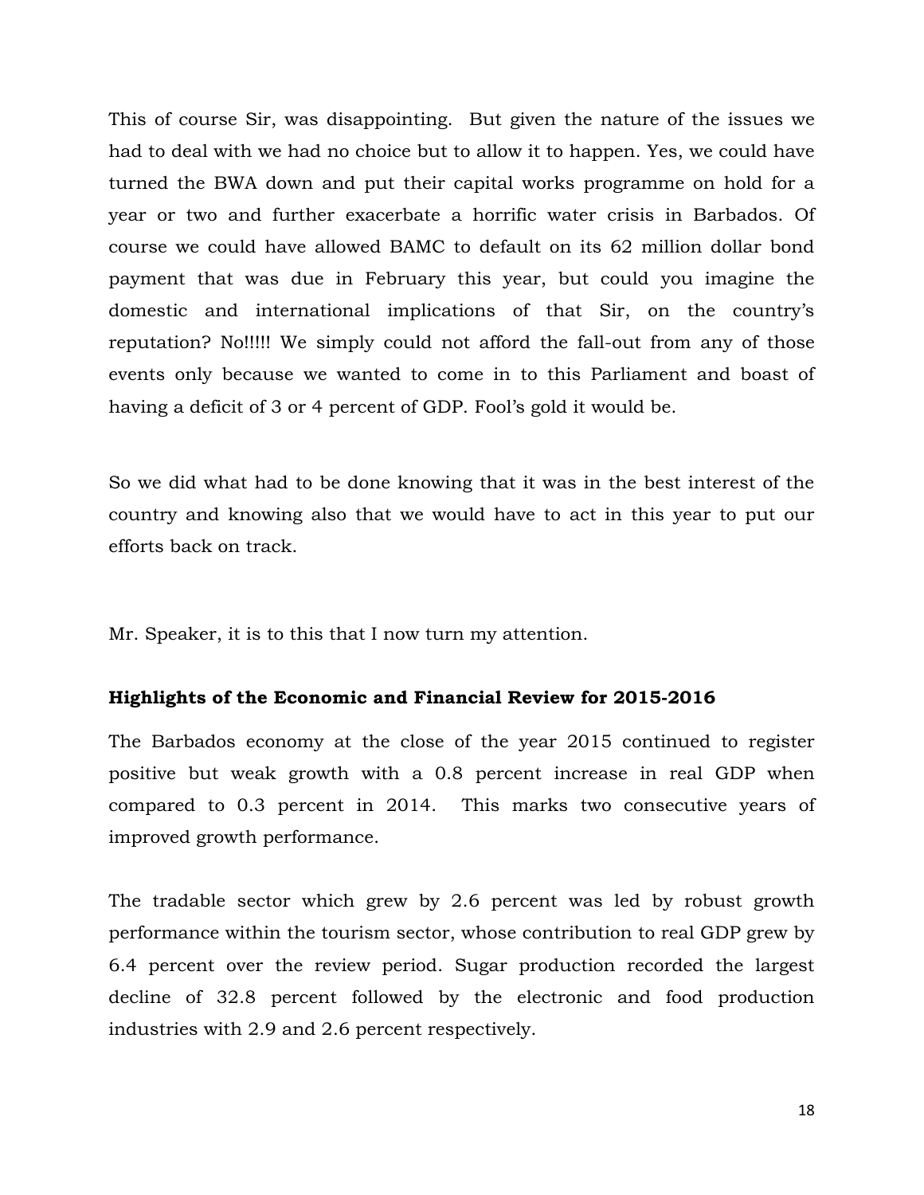This of course Sir, was disappointing. But given the nature of the issues we had to deal with we had no choice but to allow it to happen. Yes, we could have turned the BWA down and put their capital works programme on hold for a year or two and further exacerbate a horrific water crisis in Barbados. Of course we could have allowed BAMC to default on its 62 million dollar bond payment that was due in February this year, but could you imagine the domestic and international implications of that Sir, on the country's reputation? No!!!!! We simply could not afford the fall-out from any of those events only because we wanted to come in to this Parliament and boast of having a deficit of 3 or 4 percent of GDP. Fool's gold it would be.

So we did what had to be done knowing that it was in the best interest of the country and knowing also that we would have to act in this year to put our efforts back on track.

Mr. Speaker, it is to this that I now turn my attention.

**Highlights of the Economic and Financial Review for 2015-2016**

The Barbados economy at the close of the year 2015 continued to register positive but weak growth with a 0.8 percent increase in real GDP when compared to 0.3 percent in 2014. This marks two consecutive years of improved growth performance.

The tradable sector which grew by 2.6 percent was led by robust growth performance within the tourism sector, whose contribution to real GDP grew by 6.4 percent over the review period. Sugar production recorded the largest decline of 32.8 percent followed by the electronic and food production industries with 2.9 and 2.6 percent respectively.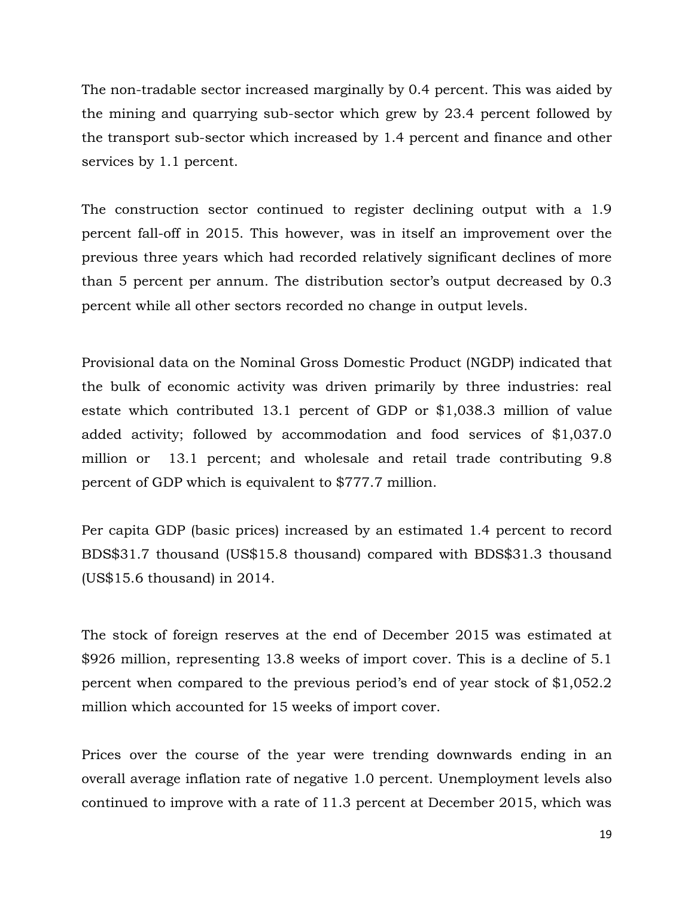The non-tradable sector increased marginally by 0.4 percent. This was aided by the mining and quarrying sub-sector which grew by 23.4 percent followed by the transport sub-sector which increased by 1.4 percent and finance and other services by 1.1 percent.

The construction sector continued to register declining output with a 1.9 percent fall-off in 2015. This however, was in itself an improvement over the previous three years which had recorded relatively significant declines of more than 5 percent per annum. The distribution sector's output decreased by 0.3 percent while all other sectors recorded no change in output levels.

Provisional data on the Nominal Gross Domestic Product (NGDP) indicated that the bulk of economic activity was driven primarily by three industries: real estate which contributed 13.1 percent of GDP or $1,038.3 million of value added activity; followed by accommodation and food services of $1,037.0 million or 13.1 percent; and wholesale and retail trade contributing 9.8 percent of GDP which is equivalent to $777.7 million.

Per capita GDP (basic prices) increased by an estimated 1.4 percent to record BDS$31.7 thousand (US$15.8 thousand) compared with BDS$31.3 thousand (US$15.6 thousand) in 2014.

The stock of foreign reserves at the end of December 2015 was estimated at $926 million, representing 13.8 weeks of import cover. This is a decline of 5.1 percent when compared to the previous period's end of year stock of $1,052.2 million which accounted for 15 weeks of import cover.

Prices over the course of the year were trending downwards ending in an overall average inflation rate of negative 1.0 percent. Unemployment levels also continued to improve with a rate of 11.3 percent at December 2015, which was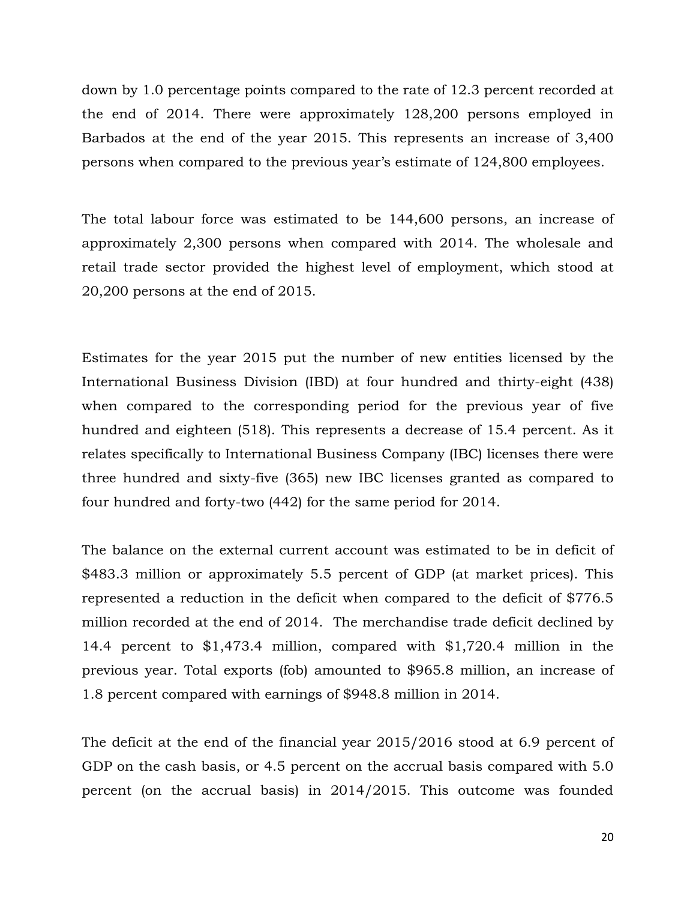down by 1.0 percentage points compared to the rate of 12.3 percent recorded at the end of 2014. There were approximately 128,200 persons employed in Barbados at the end of the year 2015. This represents an increase of 3,400 persons when compared to the previous year's estimate of 124,800 employees.

The total labour force was estimated to be 144,600 persons, an increase of approximately 2,300 persons when compared with 2014. The wholesale and retail trade sector provided the highest level of employment, which stood at 20,200 persons at the end of 2015.

Estimates for the year 2015 put the number of new entities licensed by the International Business Division (IBD) at four hundred and thirty-eight (438) when compared to the corresponding period for the previous year of five hundred and eighteen (518). This represents a decrease of 15.4 percent. As it relates specifically to International Business Company (IBC) licenses there were three hundred and sixty-five (365) new IBC licenses granted as compared to four hundred and forty-two (442) for the same period for 2014.

The balance on the external current account was estimated to be in deficit of $483.3 million or approximately 5.5 percent of GDP (at market prices). This represented a reduction in the deficit when compared to the deficit of $776.5 million recorded at the end of 2014. The merchandise trade deficit declined by 14.4 percent to $1,473.4 million, compared with $1,720.4 million in the previous year. Total exports (fob) amounted to $965.8 million, an increase of 1.8 percent compared with earnings of $948.8 million in 2014.

The deficit at the end of the financial year 2015/2016 stood at 6.9 percent of GDP on the cash basis, or 4.5 percent on the accrual basis compared with 5.0 percent (on the accrual basis) in 2014/2015. This outcome was founded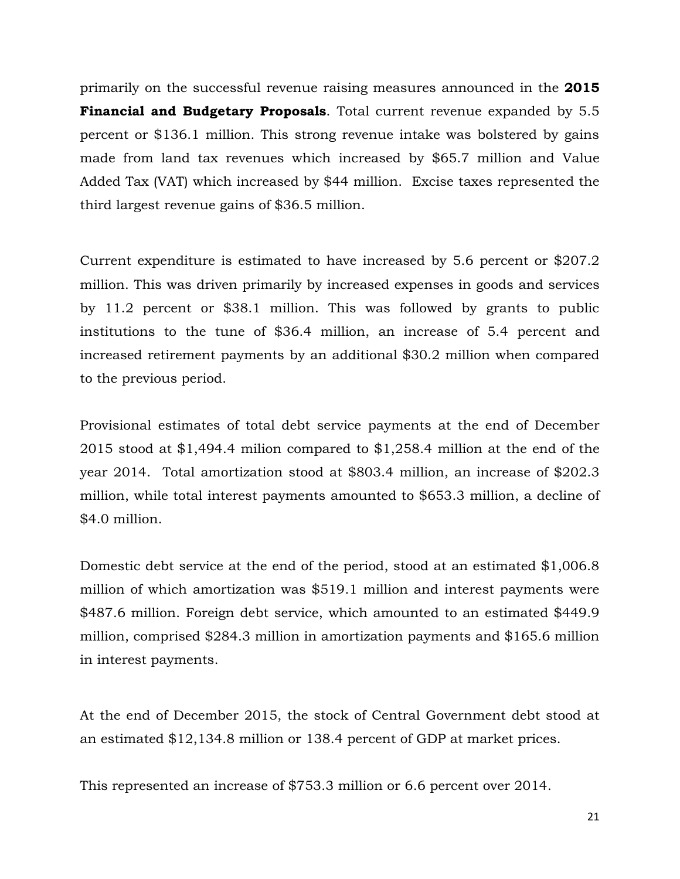primarily on the successful revenue raising measures announced in the **2015 Financial and Budgetary Proposals**. Total current revenue expanded by 5.5 percent or $136.1 million. This strong revenue intake was bolstered by gains made from land tax revenues which increased by $65.7 million and Value Added Tax (VAT) which increased by $44 million. Excise taxes represented the third largest revenue gains of $36.5 million.

Current expenditure is estimated to have increased by 5.6 percent or $207.2 million. This was driven primarily by increased expenses in goods and services by 11.2 percent or $38.1 million. This was followed by grants to public institutions to the tune of $36.4 million, an increase of 5.4 percent and increased retirement payments by an additional $30.2 million when compared to the previous period.

Provisional estimates of total debt service payments at the end of December 2015 stood at $1,494.4 milion compared to $1,258.4 million at the end of the year 2014. Total amortization stood at $803.4 million, an increase of $202.3 million, while total interest payments amounted to $653.3 million, a decline of $4.0 million.

Domestic debt service at the end of the period, stood at an estimated $1,006.8 million of which amortization was $519.1 million and interest payments were $487.6 million. Foreign debt service, which amounted to an estimated $449.9 million, comprised $284.3 million in amortization payments and $165.6 million in interest payments.

At the end of December 2015, the stock of Central Government debt stood at an estimated $12,134.8 million or 138.4 percent of GDP at market prices.

This represented an increase of $753.3 million or 6.6 percent over 2014.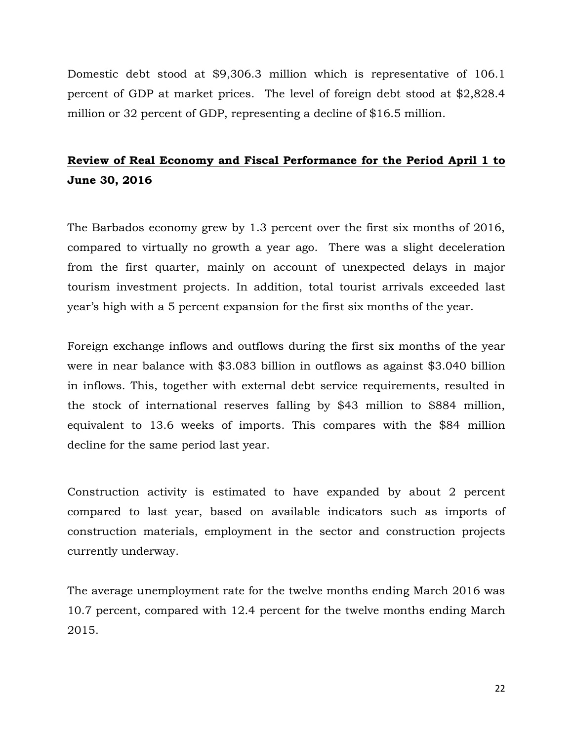Domestic debt stood at $9,306.3 million which is representative of 106.1 percent of GDP at market prices. The level of foreign debt stood at $2,828.4 million or 32 percent of GDP, representing a decline of $16.5 million.

## **Review of Real Economy and Fiscal Performance for the Period April 1 to June 30, 2016**

The Barbados economy grew by 1.3 percent over the first six months of 2016, compared to virtually no growth a year ago. There was a slight deceleration from the first quarter, mainly on account of unexpected delays in major tourism investment projects. In addition, total tourist arrivals exceeded last year's high with a 5 percent expansion for the first six months of the year.

Foreign exchange inflows and outflows during the first six months of the year were in near balance with $3.083 billion in outflows as against $3.040 billion in inflows. This, together with external debt service requirements, resulted in the stock of international reserves falling by $43 million to $884 million, equivalent to 13.6 weeks of imports. This compares with the $84 million decline for the same period last year.

Construction activity is estimated to have expanded by about 2 percent compared to last year, based on available indicators such as imports of construction materials, employment in the sector and construction projects currently underway.

The average unemployment rate for the twelve months ending March 2016 was 10.7 percent, compared with 12.4 percent for the twelve months ending March 2015.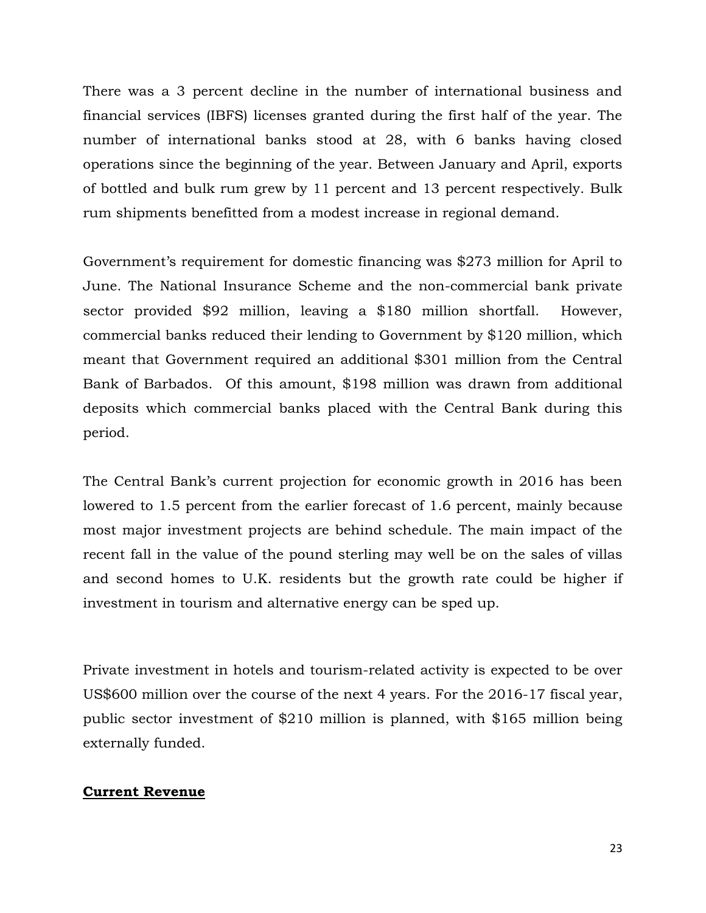There was a 3 percent decline in the number of international business and financial services (IBFS) licenses granted during the first half of the year. The number of international banks stood at 28, with 6 banks having closed operations since the beginning of the year. Between January and April, exports of bottled and bulk rum grew by 11 percent and 13 percent respectively. Bulk rum shipments benefitted from a modest increase in regional demand.

Government's requirement for domestic financing was $273 million for April to June. The National Insurance Scheme and the non-commercial bank private sector provided $92 million, leaving a $180 million shortfall. However, commercial banks reduced their lending to Government by $120 million, which meant that Government required an additional $301 million from the Central Bank of Barbados. Of this amount, $198 million was drawn from additional deposits which commercial banks placed with the Central Bank during this period.

The Central Bank's current projection for economic growth in 2016 has been lowered to 1.5 percent from the earlier forecast of 1.6 percent, mainly because most major investment projects are behind schedule. The main impact of the recent fall in the value of the pound sterling may well be on the sales of villas and second homes to U.K. residents but the growth rate could be higher if investment in tourism and alternative energy can be sped up.

Private investment in hotels and tourism-related activity is expected to be over US$600 million over the course of the next 4 years. For the 2016-17 fiscal year, public sector investment of $210 million is planned, with $165 million being externally funded.

**Current Revenue**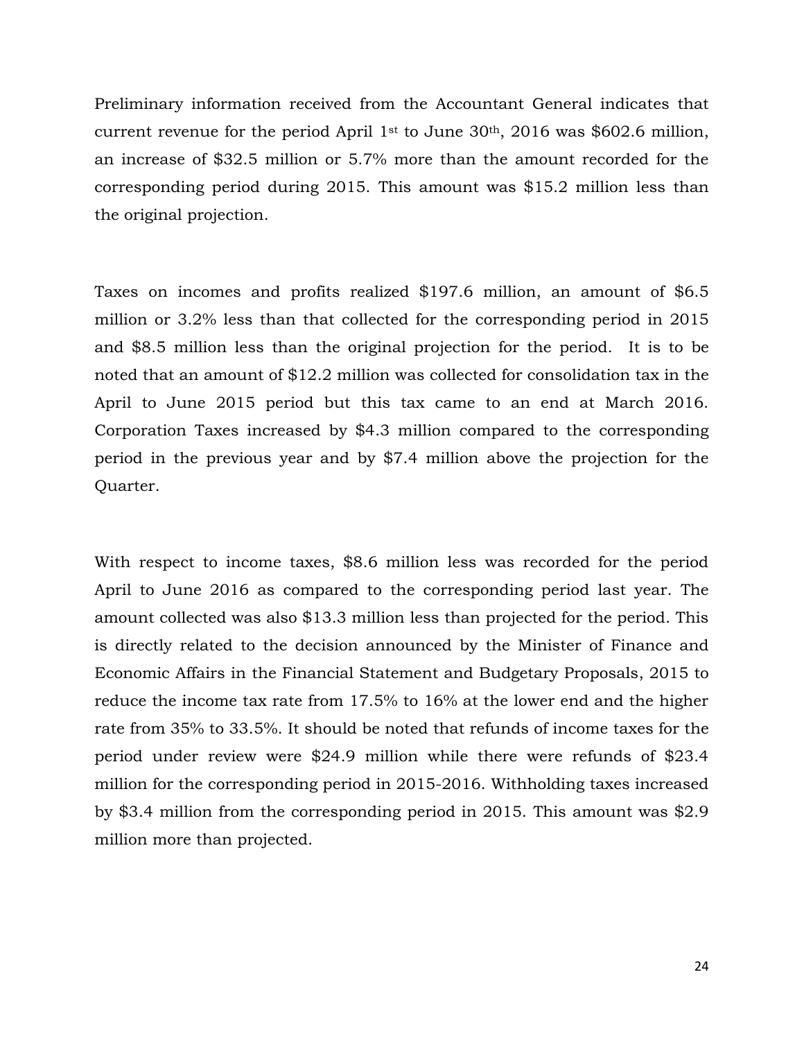Preliminary information received from the Accountant General indicates that current revenue for the period April 1st to June 30th, 2016 was $602.6 million, an increase of $32.5 million or 5.7% more than the amount recorded for the corresponding period during 2015. This amount was $15.2 million less than the original projection.

Taxes on incomes and profits realized $197.6 million, an amount of $6.5 million or 3.2% less than that collected for the corresponding period in 2015 and $8.5 million less than the original projection for the period. It is to be noted that an amount of $12.2 million was collected for consolidation tax in the April to June 2015 period but this tax came to an end at March 2016. Corporation Taxes increased by $4.3 million compared to the corresponding period in the previous year and by $7.4 million above the projection for the Quarter.

With respect to income taxes, $8.6 million less was recorded for the period April to June 2016 as compared to the corresponding period last year. The amount collected was also $13.3 million less than projected for the period. This is directly related to the decision announced by the Minister of Finance and Economic Affairs in the Financial Statement and Budgetary Proposals, 2015 to reduce the income tax rate from 17.5% to 16% at the lower end and the higher rate from 35% to 33.5%. It should be noted that refunds of income taxes for the period under review were $24.9 million while there were refunds of $23.4 million for the corresponding period in 2015-2016. Withholding taxes increased by $3.4 million from the corresponding period in 2015. This amount was $2.9 million more than projected.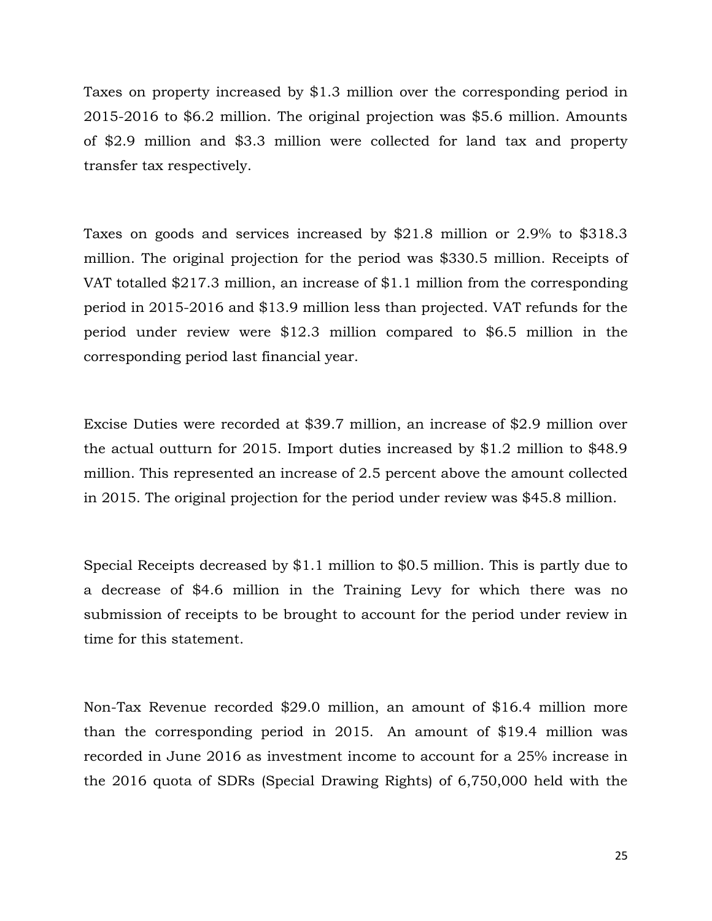Taxes on property increased by $1.3 million over the corresponding period in 2015-2016 to $6.2 million. The original projection was $5.6 million. Amounts of $2.9 million and $3.3 million were collected for land tax and property transfer tax respectively.

Taxes on goods and services increased by $21.8 million or 2.9% to $318.3 million. The original projection for the period was $330.5 million. Receipts of VAT totalled $217.3 million, an increase of $1.1 million from the corresponding period in 2015-2016 and $13.9 million less than projected. VAT refunds for the period under review were $12.3 million compared to $6.5 million in the corresponding period last financial year.

Excise Duties were recorded at $39.7 million, an increase of $2.9 million over the actual outturn for 2015. Import duties increased by $1.2 million to $48.9 million. This represented an increase of 2.5 percent above the amount collected in 2015. The original projection for the period under review was $45.8 million.

Special Receipts decreased by $1.1 million to $0.5 million. This is partly due to a decrease of $4.6 million in the Training Levy for which there was no submission of receipts to be brought to account for the period under review in time for this statement.

Non-Tax Revenue recorded $29.0 million, an amount of $16.4 million more than the corresponding period in 2015. An amount of $19.4 million was recorded in June 2016 as investment income to account for a 25% increase in the 2016 quota of SDRs (Special Drawing Rights) of 6,750,000 held with the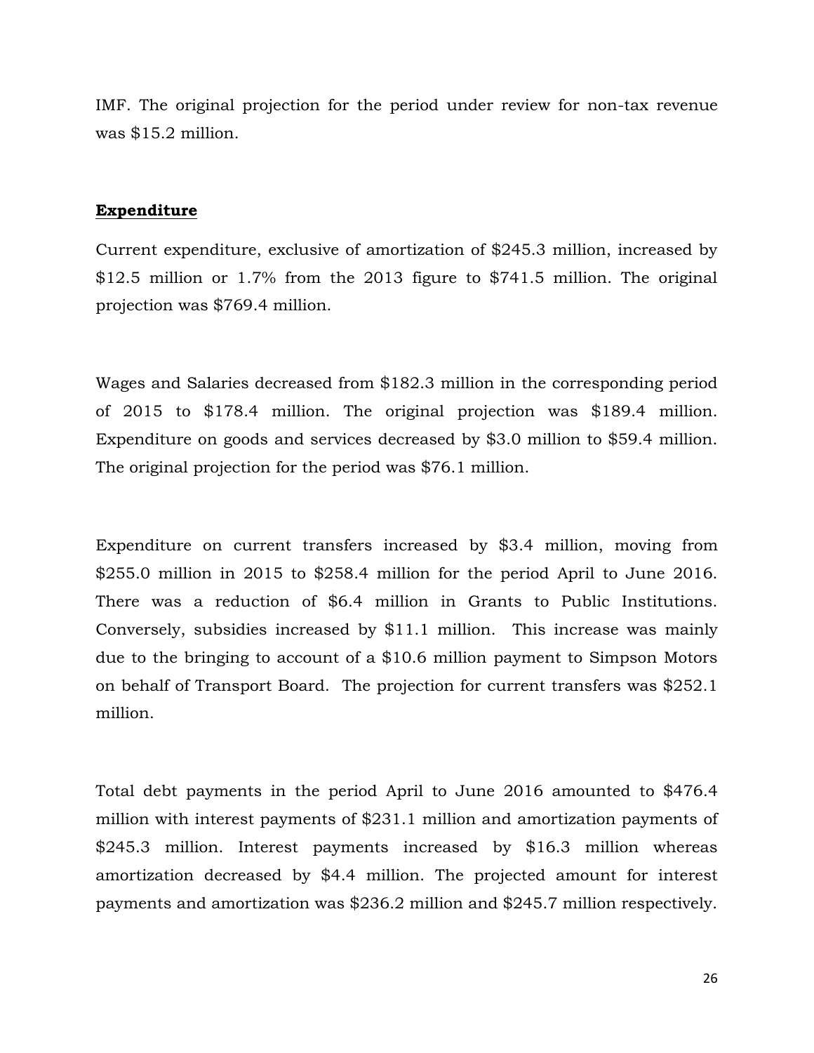IMF. The original projection for the period under review for non-tax revenue was $15.2 million.

## **Expenditure**

Current expenditure, exclusive of amortization of $245.3 million, increased by $12.5 million or 1.7% from the 2013 figure to $741.5 million. The original projection was $769.4 million.

Wages and Salaries decreased from $182.3 million in the corresponding period of 2015 to $178.4 million. The original projection was $189.4 million. Expenditure on goods and services decreased by $3.0 million to $59.4 million. The original projection for the period was $76.1 million.

Expenditure on current transfers increased by $3.4 million, moving from $255.0 million in 2015 to $258.4 million for the period April to June 2016. There was a reduction of $6.4 million in Grants to Public Institutions. Conversely, subsidies increased by $11.1 million. This increase was mainly due to the bringing to account of a $10.6 million payment to Simpson Motors on behalf of Transport Board. The projection for current transfers was $252.1 million.

Total debt payments in the period April to June 2016 amounted to $476.4 million with interest payments of $231.1 million and amortization payments of $245.3 million. Interest payments increased by $16.3 million whereas amortization decreased by $4.4 million. The projected amount for interest payments and amortization was $236.2 million and $245.7 million respectively.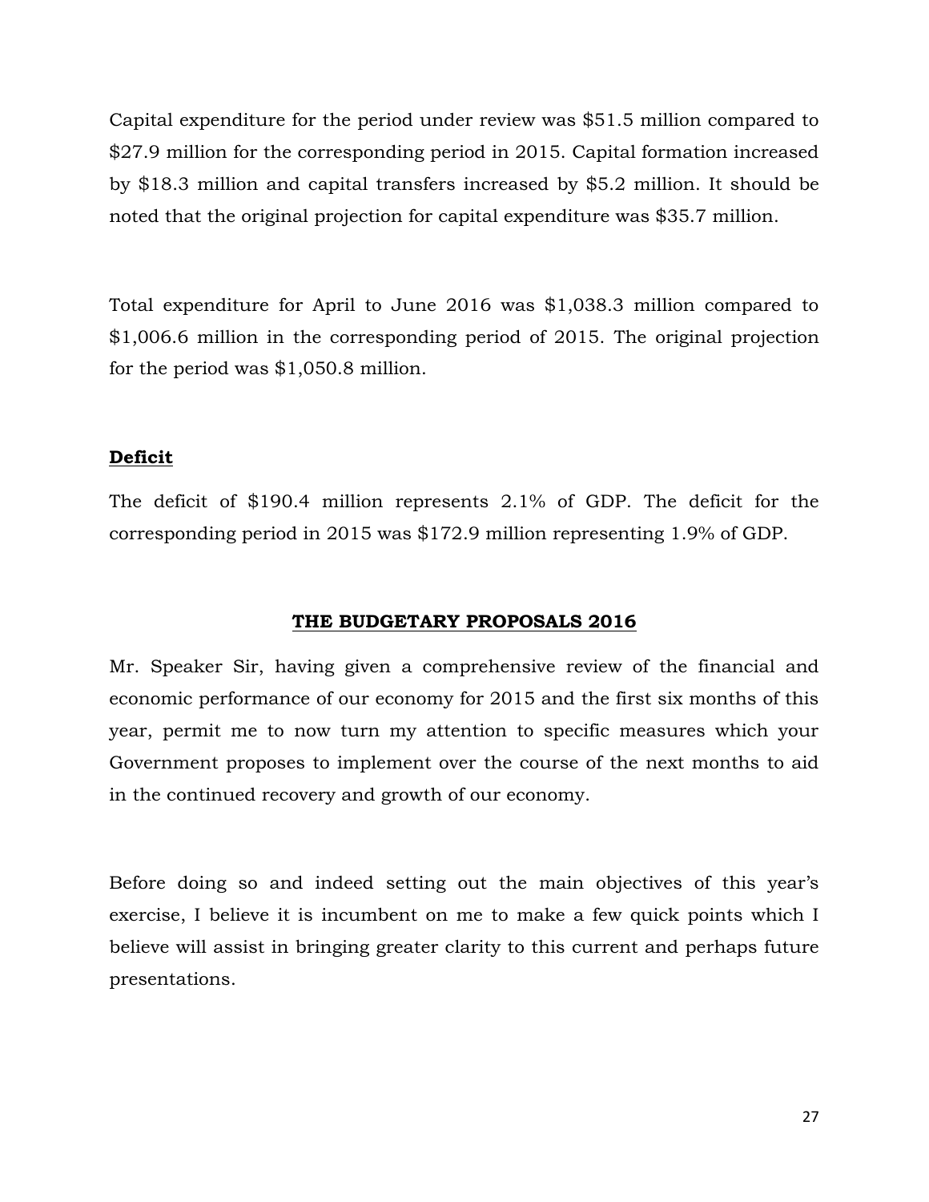Capital expenditure for the period under review was $51.5 million compared to $27.9 million for the corresponding period in 2015. Capital formation increased by $18.3 million and capital transfers increased by $5.2 million. It should be noted that the original projection for capital expenditure was $35.7 million.

Total expenditure for April to June 2016 was $1,038.3 million compared to $1,006.6 million in the corresponding period of 2015. The original projection for the period was $1,050.8 million.

### **Deficit**

The deficit of $190.4 million represents 2.1% of GDP. The deficit for the corresponding period in 2015 was $172.9 million representing 1.9% of GDP.

## **THE BUDGETARY PROPOSALS 2016**

Mr. Speaker Sir, having given a comprehensive review of the financial and economic performance of our economy for 2015 and the first six months of this year, permit me to now turn my attention to specific measures which your Government proposes to implement over the course of the next months to aid in the continued recovery and growth of our economy.

Before doing so and indeed setting out the main objectives of this year's exercise, I believe it is incumbent on me to make a few quick points which I believe will assist in bringing greater clarity to this current and perhaps future presentations.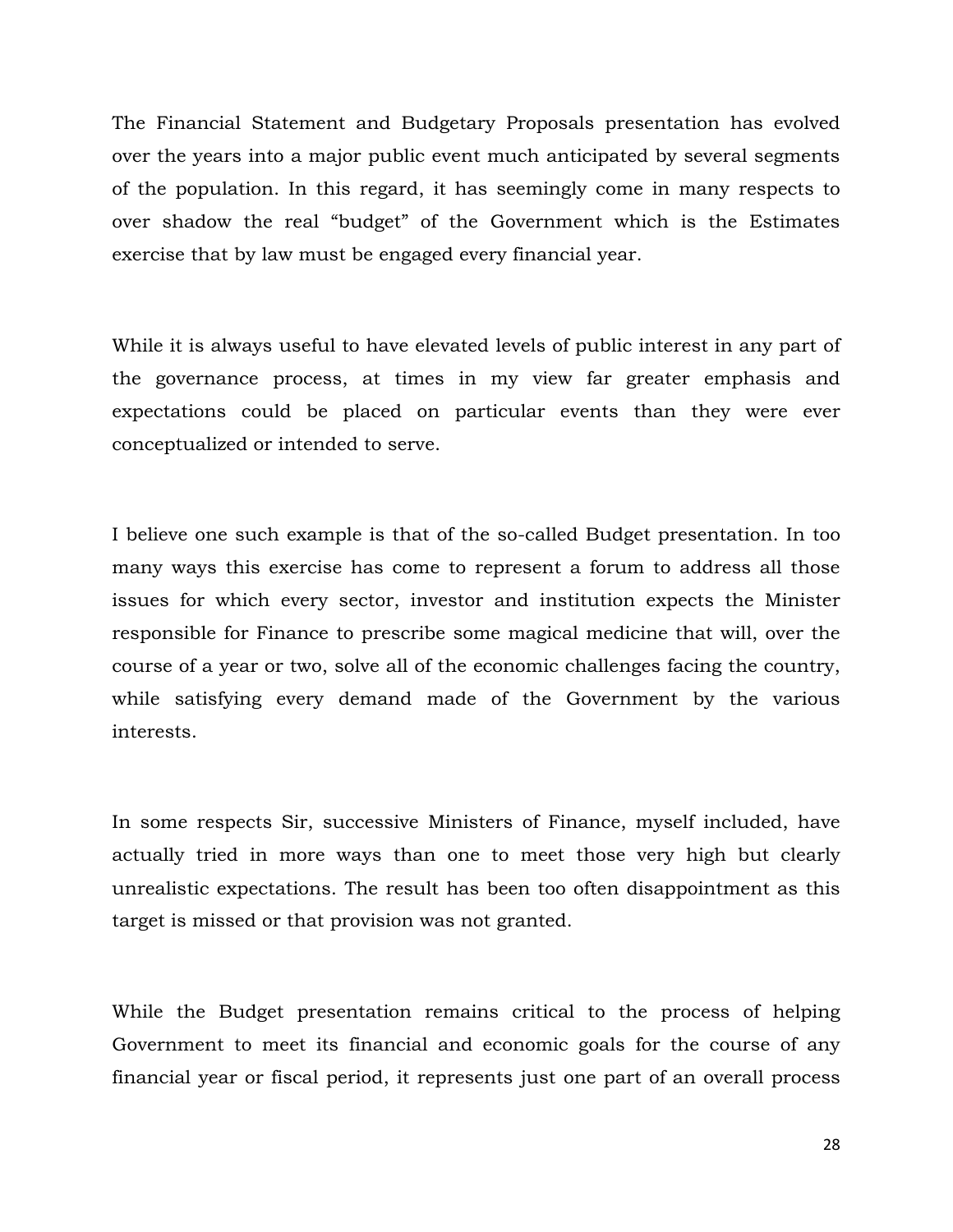The Financial Statement and Budgetary Proposals presentation has evolved over the years into a major public event much anticipated by several segments of the population. In this regard, it has seemingly come in many respects to over shadow the real “budget” of the Government which is the Estimates exercise that by law must be engaged every financial year.

While it is always useful to have elevated levels of public interest in any part of the governance process, at times in my view far greater emphasis and expectations could be placed on particular events than they were ever conceptualized or intended to serve.

I believe one such example is that of the so-called Budget presentation. In too many ways this exercise has come to represent a forum to address all those issues for which every sector, investor and institution expects the Minister responsible for Finance to prescribe some magical medicine that will, over the course of a year or two, solve all of the economic challenges facing the country, while satisfying every demand made of the Government by the various interests.

In some respects Sir, successive Ministers of Finance, myself included, have actually tried in more ways than one to meet those very high but clearly unrealistic expectations. The result has been too often disappointment as this target is missed or that provision was not granted.

While the Budget presentation remains critical to the process of helping Government to meet its financial and economic goals for the course of any financial year or fiscal period, it represents just one part of an overall process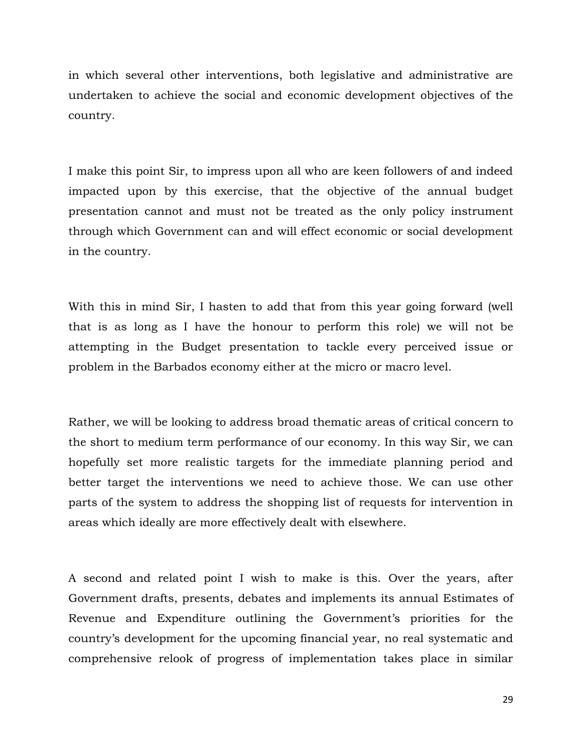in which several other interventions, both legislative and administrative are undertaken to achieve the social and economic development objectives of the country.

I make this point Sir, to impress upon all who are keen followers of and indeed impacted upon by this exercise, that the objective of the annual budget presentation cannot and must not be treated as the only policy instrument through which Government can and will effect economic or social development in the country.

With this in mind Sir, I hasten to add that from this year going forward (well that is as long as I have the honour to perform this role) we will not be attempting in the Budget presentation to tackle every perceived issue or problem in the Barbados economy either at the micro or macro level.

Rather, we will be looking to address broad thematic areas of critical concern to the short to medium term performance of our economy. In this way Sir, we can hopefully set more realistic targets for the immediate planning period and better target the interventions we need to achieve those. We can use other parts of the system to address the shopping list of requests for intervention in areas which ideally are more effectively dealt with elsewhere.

A second and related point I wish to make is this. Over the years, after Government drafts, presents, debates and implements its annual Estimates of Revenue and Expenditure outlining the Government's priorities for the country's development for the upcoming financial year, no real systematic and comprehensive relook of progress of implementation takes place in similar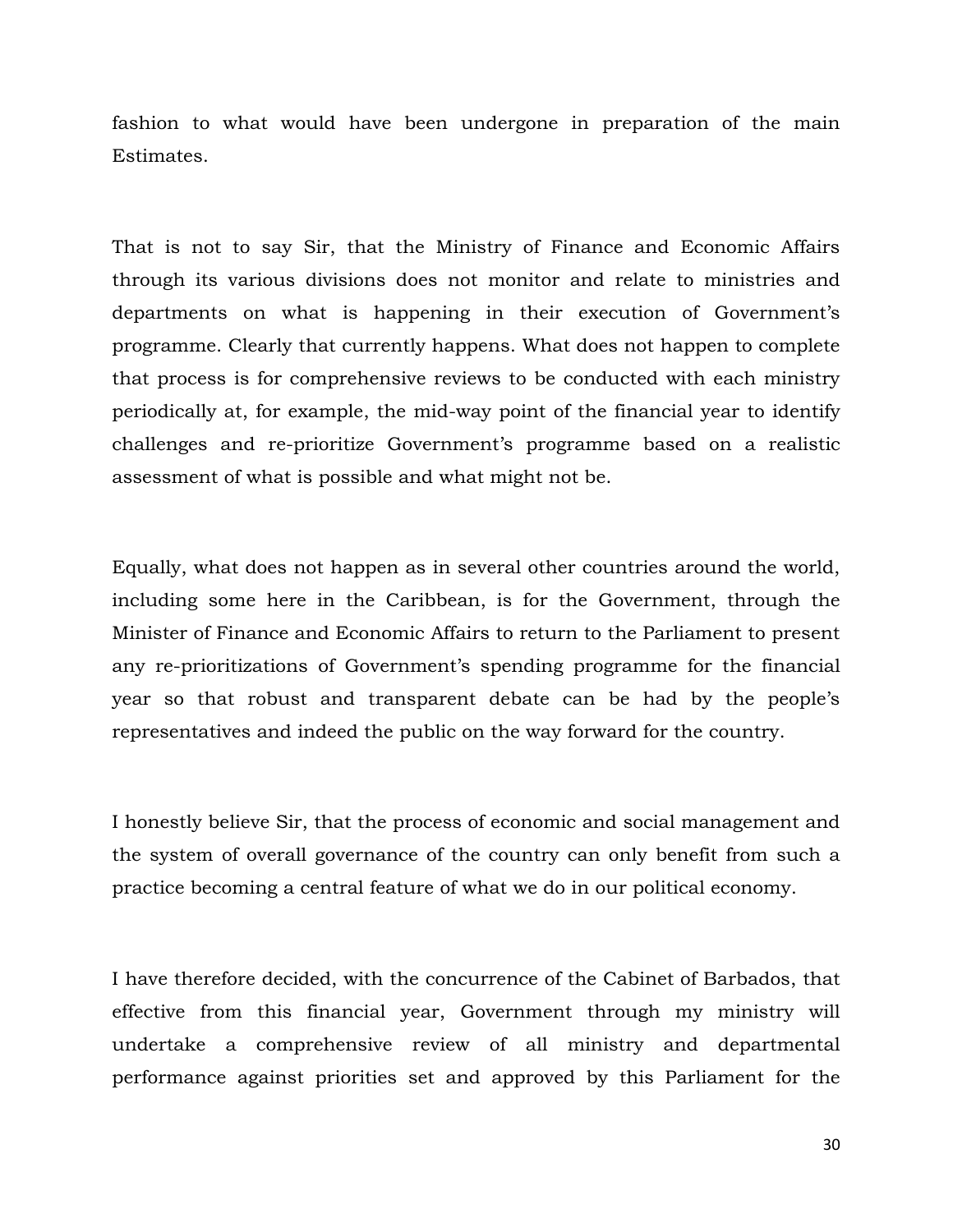fashion to what would have been undergone in preparation of the main Estimates.

That is not to say Sir, that the Ministry of Finance and Economic Affairs through its various divisions does not monitor and relate to ministries and departments on what is happening in their execution of Government's programme. Clearly that currently happens. What does not happen to complete that process is for comprehensive reviews to be conducted with each ministry periodically at, for example, the mid-way point of the financial year to identify challenges and re-prioritize Government's programme based on a realistic assessment of what is possible and what might not be.

Equally, what does not happen as in several other countries around the world, including some here in the Caribbean, is for the Government, through the Minister of Finance and Economic Affairs to return to the Parliament to present any re-prioritizations of Government's spending programme for the financial year so that robust and transparent debate can be had by the people's representatives and indeed the public on the way forward for the country.

I honestly believe Sir, that the process of economic and social management and the system of overall governance of the country can only benefit from such a practice becoming a central feature of what we do in our political economy.

I have therefore decided, with the concurrence of the Cabinet of Barbados, that effective from this financial year, Government through my ministry will undertake a comprehensive review of all ministry and departmental performance against priorities set and approved by this Parliament for the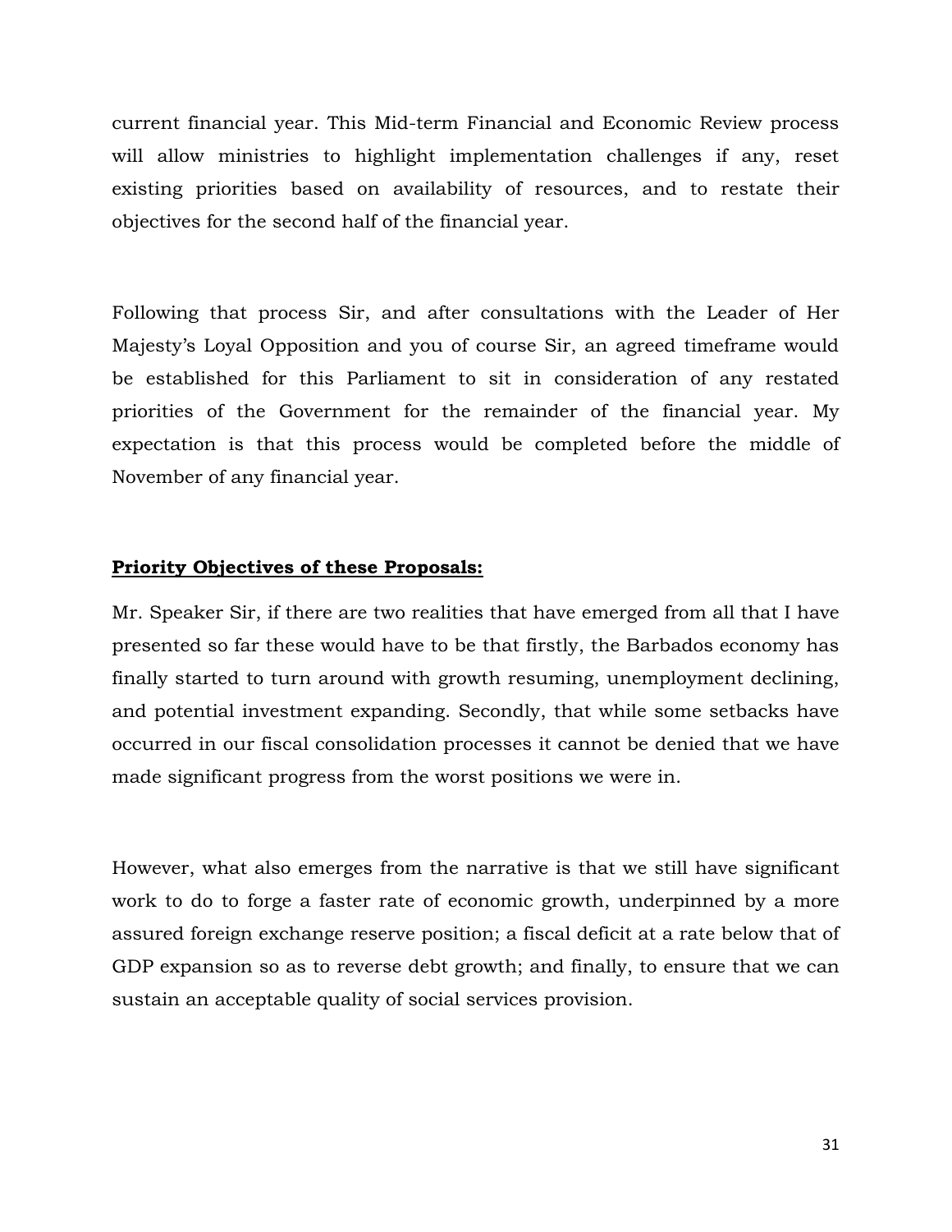current financial year. This Mid-term Financial and Economic Review process will allow ministries to highlight implementation challenges if any, reset existing priorities based on availability of resources, and to restate their objectives for the second half of the financial year.

Following that process Sir, and after consultations with the Leader of Her Majesty's Loyal Opposition and you of course Sir, an agreed timeframe would be established for this Parliament to sit in consideration of any restated priorities of the Government for the remainder of the financial year. My expectation is that this process would be completed before the middle of November of any financial year.

**Priority Objectives of these Proposals:**

Mr. Speaker Sir, if there are two realities that have emerged from all that I have presented so far these would have to be that firstly, the Barbados economy has finally started to turn around with growth resuming, unemployment declining, and potential investment expanding. Secondly, that while some setbacks have occurred in our fiscal consolidation processes it cannot be denied that we have made significant progress from the worst positions we were in.

However, what also emerges from the narrative is that we still have significant work to do to forge a faster rate of economic growth, underpinned by a more assured foreign exchange reserve position; a fiscal deficit at a rate below that of GDP expansion so as to reverse debt growth; and finally, to ensure that we can sustain an acceptable quality of social services provision.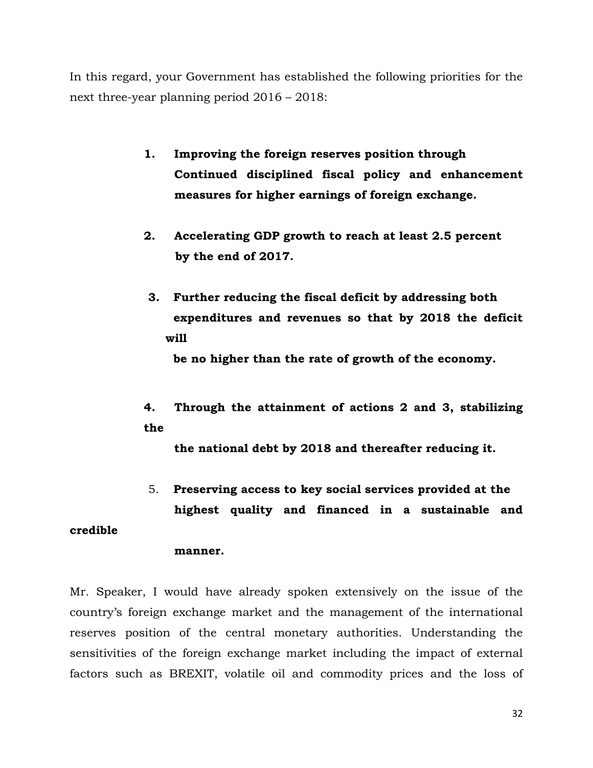In this regard, your Government has established the following priorities for the next three-year planning period 2016 – 2018:

1. **Improving the foreign reserves position through Continued disciplined fiscal policy and enhancement measures for higher earnings of foreign exchange.**

2. **Accelerating GDP growth to reach at least 2.5 percent by the end of 2017.**

3. **Further reducing the fiscal deficit by addressing both expenditures and revenues so that by 2018 the deficit will be no higher than the rate of growth of the economy.**

4. **Through the attainment of actions 2 and 3, stabilizing the the national debt by 2018 and thereafter reducing it.**

5. **Preserving access to key social services provided at the highest quality and financed in a sustainable and credible manner.**

Mr. Speaker, I would have already spoken extensively on the issue of the country's foreign exchange market and the management of the international reserves position of the central monetary authorities. Understanding the sensitivities of the foreign exchange market including the impact of external factors such as BREXIT, volatile oil and commodity prices and the loss of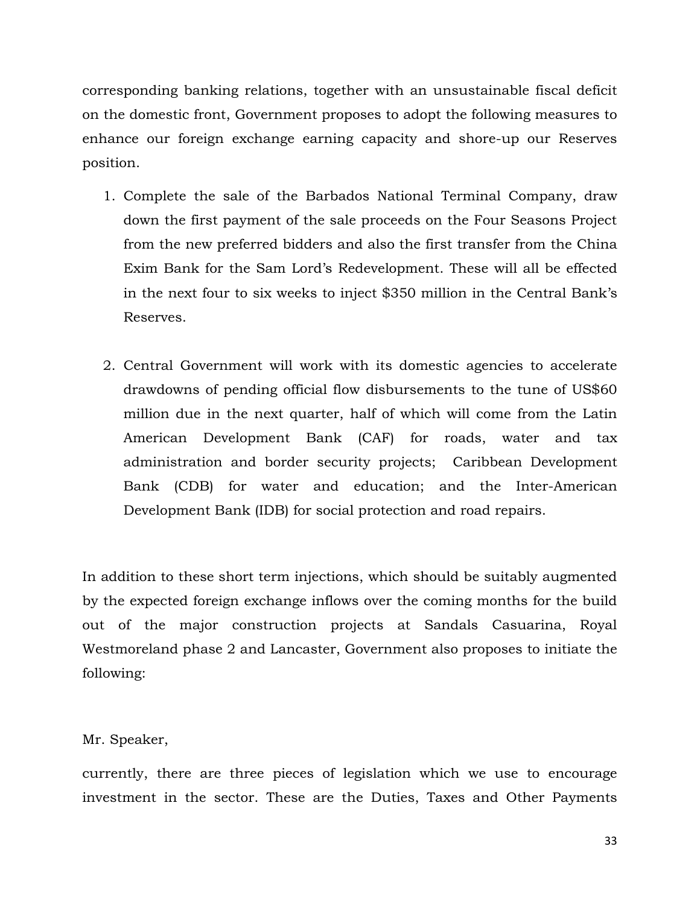corresponding banking relations, together with an unsustainable fiscal deficit on the domestic front, Government proposes to adopt the following measures to enhance our foreign exchange earning capacity and shore-up our Reserves position.

1. Complete the sale of the Barbados National Terminal Company, draw down the first payment of the sale proceeds on the Four Seasons Project from the new preferred bidders and also the first transfer from the China Exim Bank for the Sam Lord's Redevelopment. These will all be effected in the next four to six weeks to inject $350 million in the Central Bank's Reserves.

2. Central Government will work with its domestic agencies to accelerate drawdowns of pending official flow disbursements to the tune of US$60 million due in the next quarter, half of which will come from the Latin American Development Bank (CAF) for roads, water and tax administration and border security projects; Caribbean Development Bank (CDB) for water and education; and the Inter-American Development Bank (IDB) for social protection and road repairs.

In addition to these short term injections, which should be suitably augmented by the expected foreign exchange inflows over the coming months for the build out of the major construction projects at Sandals Casuarina, Royal Westmoreland phase 2 and Lancaster, Government also proposes to initiate the following:

Mr. Speaker,

currently, there are three pieces of legislation which we use to encourage investment in the sector. These are the Duties, Taxes and Other Payments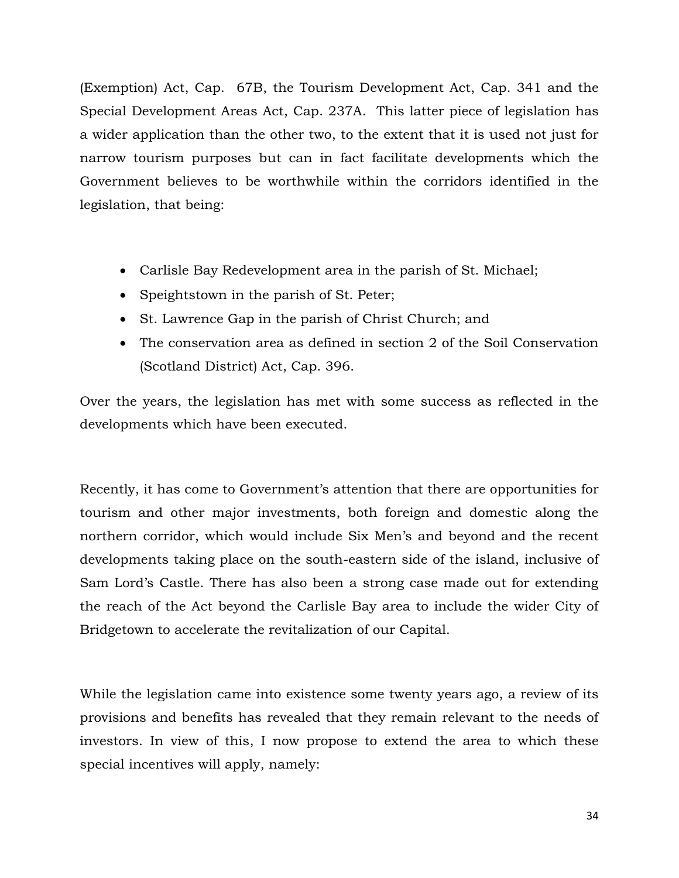(Exemption) Act, Cap. 67B, the Tourism Development Act, Cap. 341 and the Special Development Areas Act, Cap. 237A. This latter piece of legislation has a wider application than the other two, to the extent that it is used not just for narrow tourism purposes but can in fact facilitate developments which the Government believes to be worthwhile within the corridors identified in the legislation, that being:

- Carlisle Bay Redevelopment area in the parish of St. Michael;
- Speightstown in the parish of St. Peter;
- St. Lawrence Gap in the parish of Christ Church; and
- The conservation area as defined in section 2 of the Soil Conservation (Scotland District) Act, Cap. 396.

Over the years, the legislation has met with some success as reflected in the developments which have been executed.

Recently, it has come to Government's attention that there are opportunities for tourism and other major investments, both foreign and domestic along the northern corridor, which would include Six Men's and beyond and the recent developments taking place on the south-eastern side of the island, inclusive of Sam Lord's Castle. There has also been a strong case made out for extending the reach of the Act beyond the Carlisle Bay area to include the wider City of Bridgetown to accelerate the revitalization of our Capital.

While the legislation came into existence some twenty years ago, a review of its provisions and benefits has revealed that they remain relevant to the needs of investors. In view of this, I now propose to extend the area to which these special incentives will apply, namely: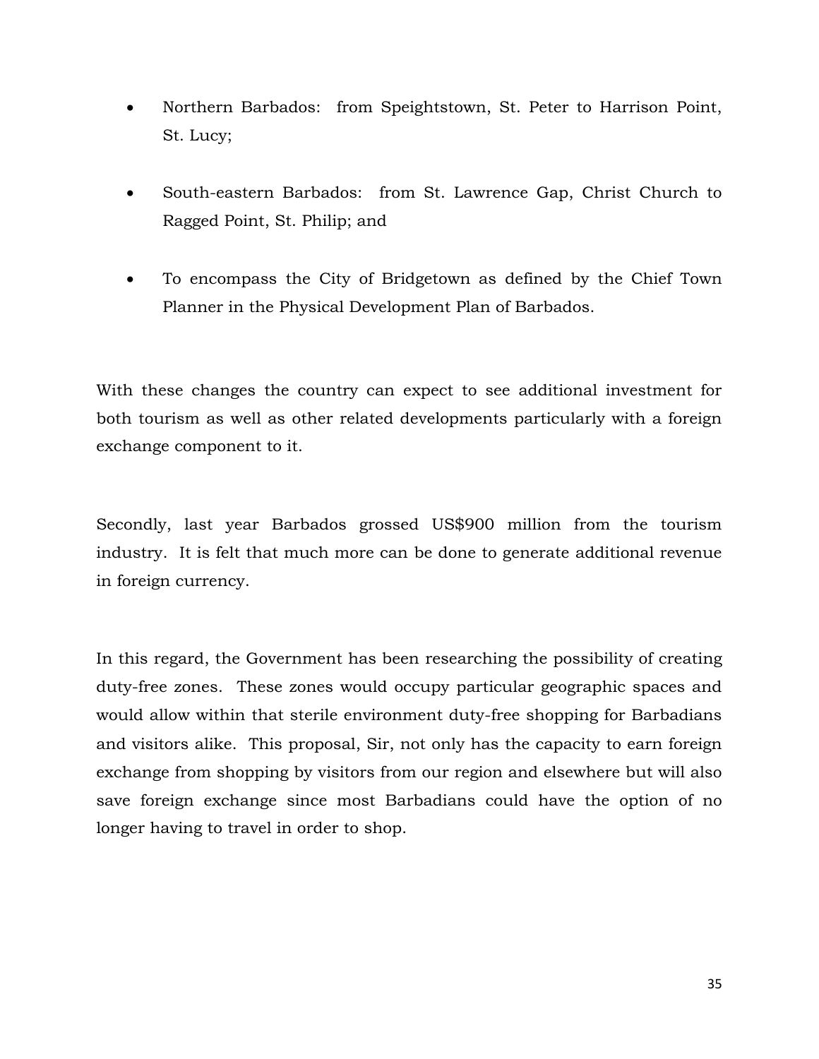- Northern Barbados: from Speightstown, St. Peter to Harrison Point, St. Lucy;
- South-eastern Barbados: from St. Lawrence Gap, Christ Church to Ragged Point, St. Philip; and
- To encompass the City of Bridgetown as defined by the Chief Town Planner in the Physical Development Plan of Barbados.

With these changes the country can expect to see additional investment for both tourism as well as other related developments particularly with a foreign exchange component to it.

Secondly, last year Barbados grossed US$900 million from the tourism industry. It is felt that much more can be done to generate additional revenue in foreign currency.

In this regard, the Government has been researching the possibility of creating duty-free zones. These zones would occupy particular geographic spaces and would allow within that sterile environment duty-free shopping for Barbadians and visitors alike. This proposal, Sir, not only has the capacity to earn foreign exchange from shopping by visitors from our region and elsewhere but will also save foreign exchange since most Barbadians could have the option of no longer having to travel in order to shop.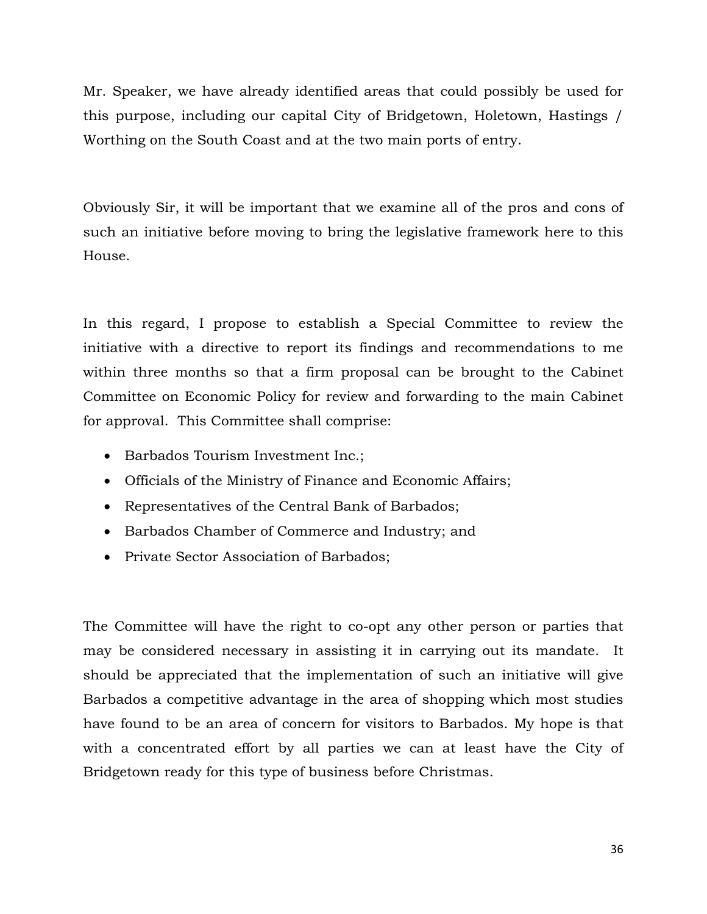Mr. Speaker, we have already identified areas that could possibly be used for this purpose, including our capital City of Bridgetown, Holetown, Hastings / Worthing on the South Coast and at the two main ports of entry.

Obviously Sir, it will be important that we examine all of the pros and cons of such an initiative before moving to bring the legislative framework here to this House.

In this regard, I propose to establish a Special Committee to review the initiative with a directive to report its findings and recommendations to me within three months so that a firm proposal can be brought to the Cabinet Committee on Economic Policy for review and forwarding to the main Cabinet for approval. This Committee shall comprise:

- Barbados Tourism Investment Inc.;
- Officials of the Ministry of Finance and Economic Affairs;
- Representatives of the Central Bank of Barbados;
- Barbados Chamber of Commerce and Industry; and
- Private Sector Association of Barbados;

The Committee will have the right to co-opt any other person or parties that may be considered necessary in assisting it in carrying out its mandate. It should be appreciated that the implementation of such an initiative will give Barbados a competitive advantage in the area of shopping which most studies have found to be an area of concern for visitors to Barbados. My hope is that with a concentrated effort by all parties we can at least have the City of Bridgetown ready for this type of business before Christmas.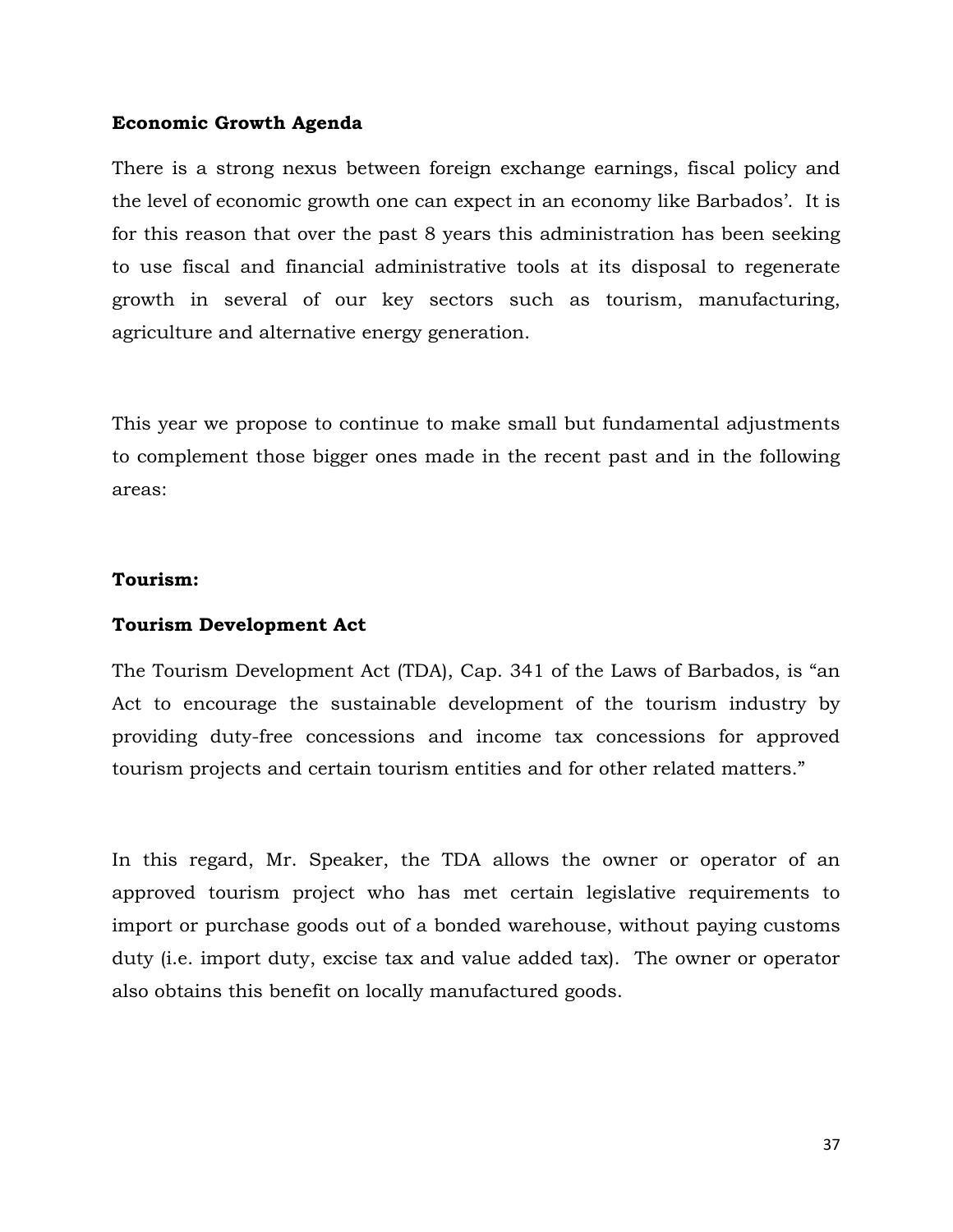**Economic Growth Agenda**

There is a strong nexus between foreign exchange earnings, fiscal policy and the level of economic growth one can expect in an economy like Barbados'. It is for this reason that over the past 8 years this administration has been seeking to use fiscal and financial administrative tools at its disposal to regenerate growth in several of our key sectors such as tourism, manufacturing, agriculture and alternative energy generation.

This year we propose to continue to make small but fundamental adjustments to complement those bigger ones made in the recent past and in the following areas:

**Tourism:**

**Tourism Development Act**

The Tourism Development Act (TDA), Cap. 341 of the Laws of Barbados, is "an Act to encourage the sustainable development of the tourism industry by providing duty-free concessions and income tax concessions for approved tourism projects and certain tourism entities and for other related matters."

In this regard, Mr. Speaker, the TDA allows the owner or operator of an approved tourism project who has met certain legislative requirements to import or purchase goods out of a bonded warehouse, without paying customs duty (i.e. import duty, excise tax and value added tax). The owner or operator also obtains this benefit on locally manufactured goods.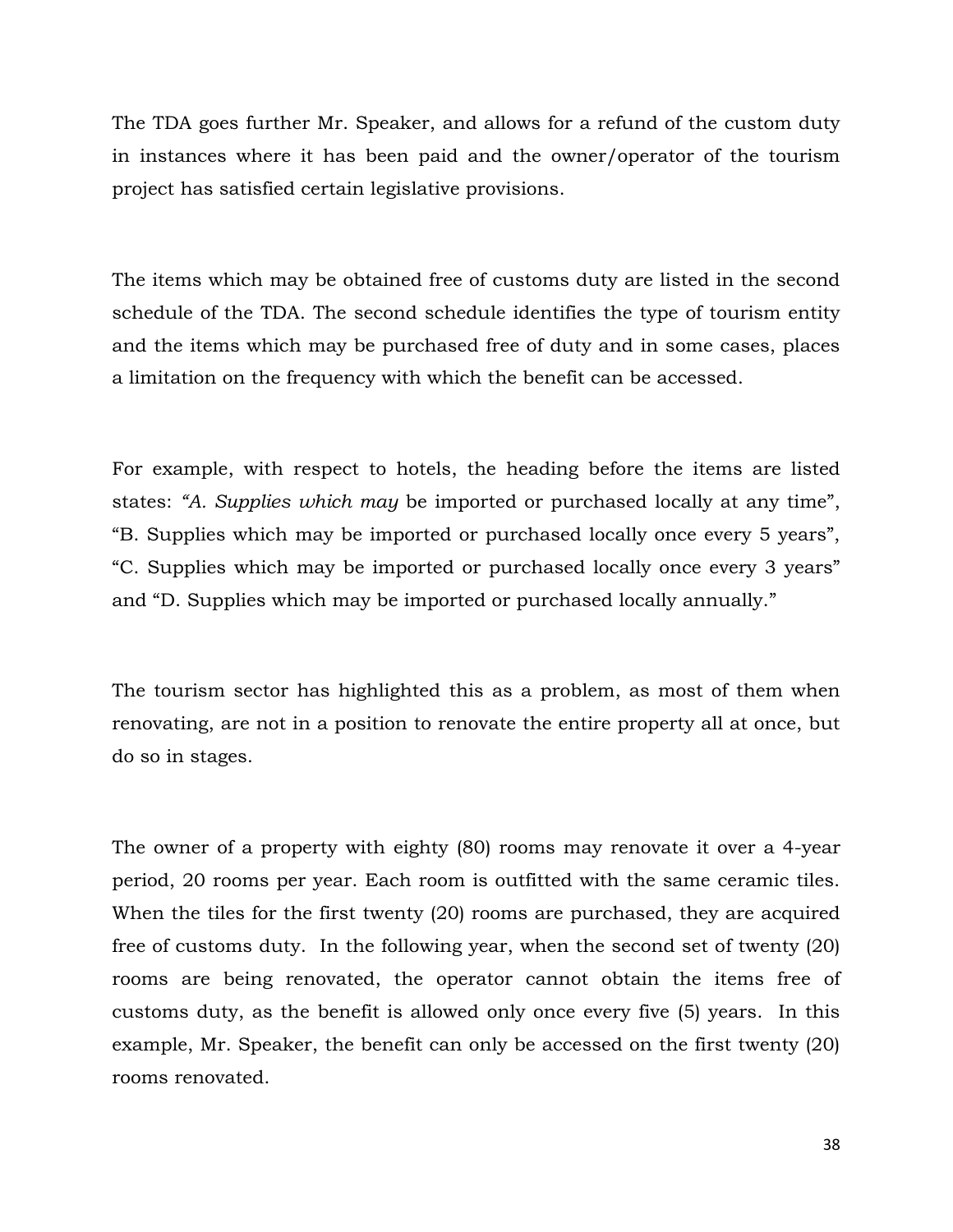The TDA goes further Mr. Speaker, and allows for a refund of the custom duty in instances where it has been paid and the owner/operator of the tourism project has satisfied certain legislative provisions.

The items which may be obtained free of customs duty are listed in the second schedule of the TDA. The second schedule identifies the type of tourism entity and the items which may be purchased free of duty and in some cases, places a limitation on the frequency with which the benefit can be accessed.

For example, with respect to hotels, the heading before the items are listed states: *"A. Supplies which may* be imported or purchased locally at any time", "B. Supplies which may be imported or purchased locally once every 5 years", "C. Supplies which may be imported or purchased locally once every 3 years" and "D. Supplies which may be imported or purchased locally annually."

The tourism sector has highlighted this as a problem, as most of them when renovating, are not in a position to renovate the entire property all at once, but do so in stages.

The owner of a property with eighty (80) rooms may renovate it over a 4-year period, 20 rooms per year. Each room is outfitted with the same ceramic tiles. When the tiles for the first twenty (20) rooms are purchased, they are acquired free of customs duty. In the following year, when the second set of twenty (20) rooms are being renovated, the operator cannot obtain the items free of customs duty, as the benefit is allowed only once every five (5) years. In this example, Mr. Speaker, the benefit can only be accessed on the first twenty (20) rooms renovated.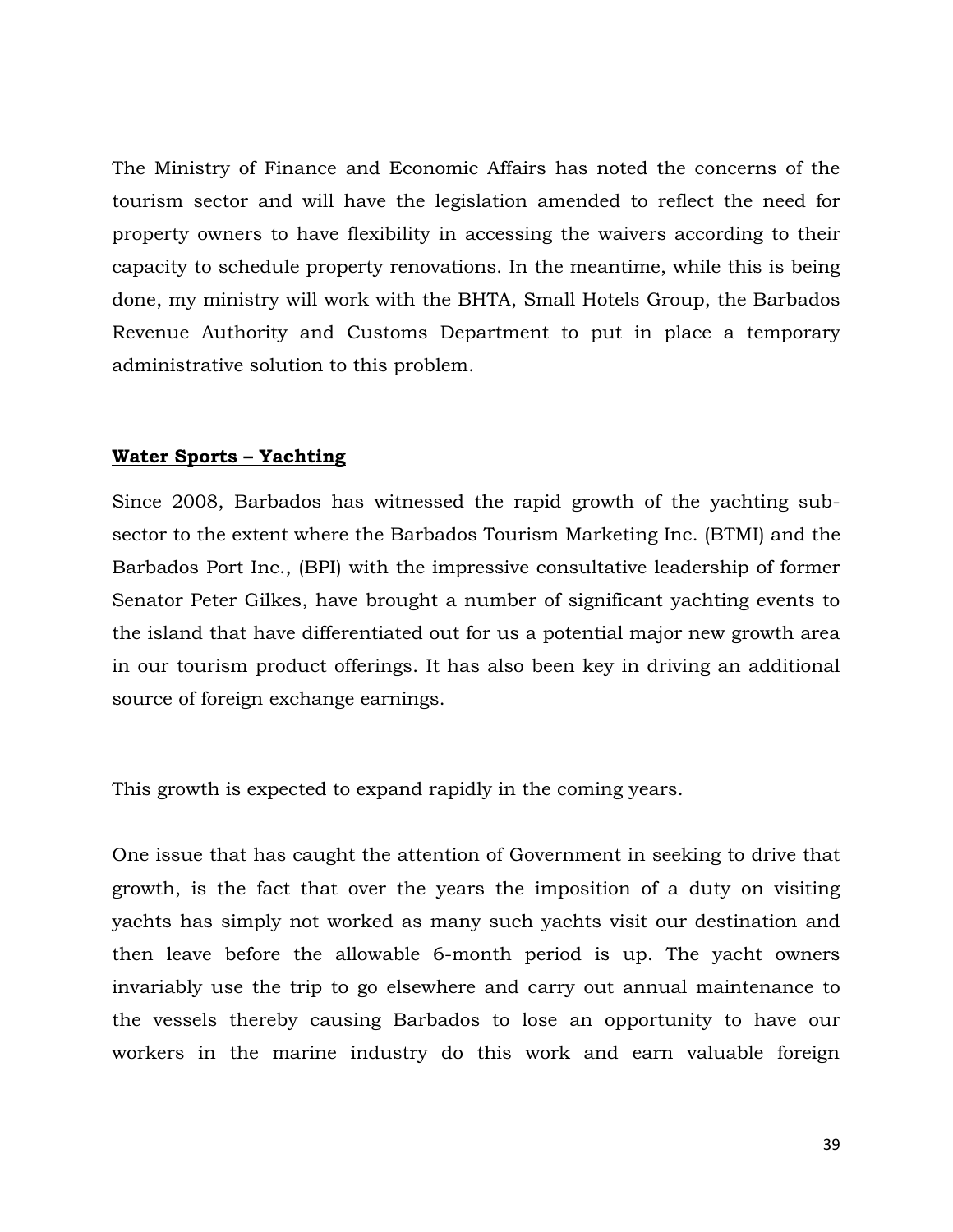The Ministry of Finance and Economic Affairs has noted the concerns of the tourism sector and will have the legislation amended to reflect the need for property owners to have flexibility in accessing the waivers according to their capacity to schedule property renovations. In the meantime, while this is being done, my ministry will work with the BHTA, Small Hotels Group, the Barbados Revenue Authority and Customs Department to put in place a temporary administrative solution to this problem.

**Water Sports – Yachting**

Since 2008, Barbados has witnessed the rapid growth of the yachting sub-sector to the extent where the Barbados Tourism Marketing Inc. (BTMI) and the Barbados Port Inc., (BPI) with the impressive consultative leadership of former Senator Peter Gilkes, have brought a number of significant yachting events to the island that have differentiated out for us a potential major new growth area in our tourism product offerings. It has also been key in driving an additional source of foreign exchange earnings.

This growth is expected to expand rapidly in the coming years.

One issue that has caught the attention of Government in seeking to drive that growth, is the fact that over the years the imposition of a duty on visiting yachts has simply not worked as many such yachts visit our destination and then leave before the allowable 6-month period is up. The yacht owners invariably use the trip to go elsewhere and carry out annual maintenance to the vessels thereby causing Barbados to lose an opportunity to have our workers in the marine industry do this work and earn valuable foreign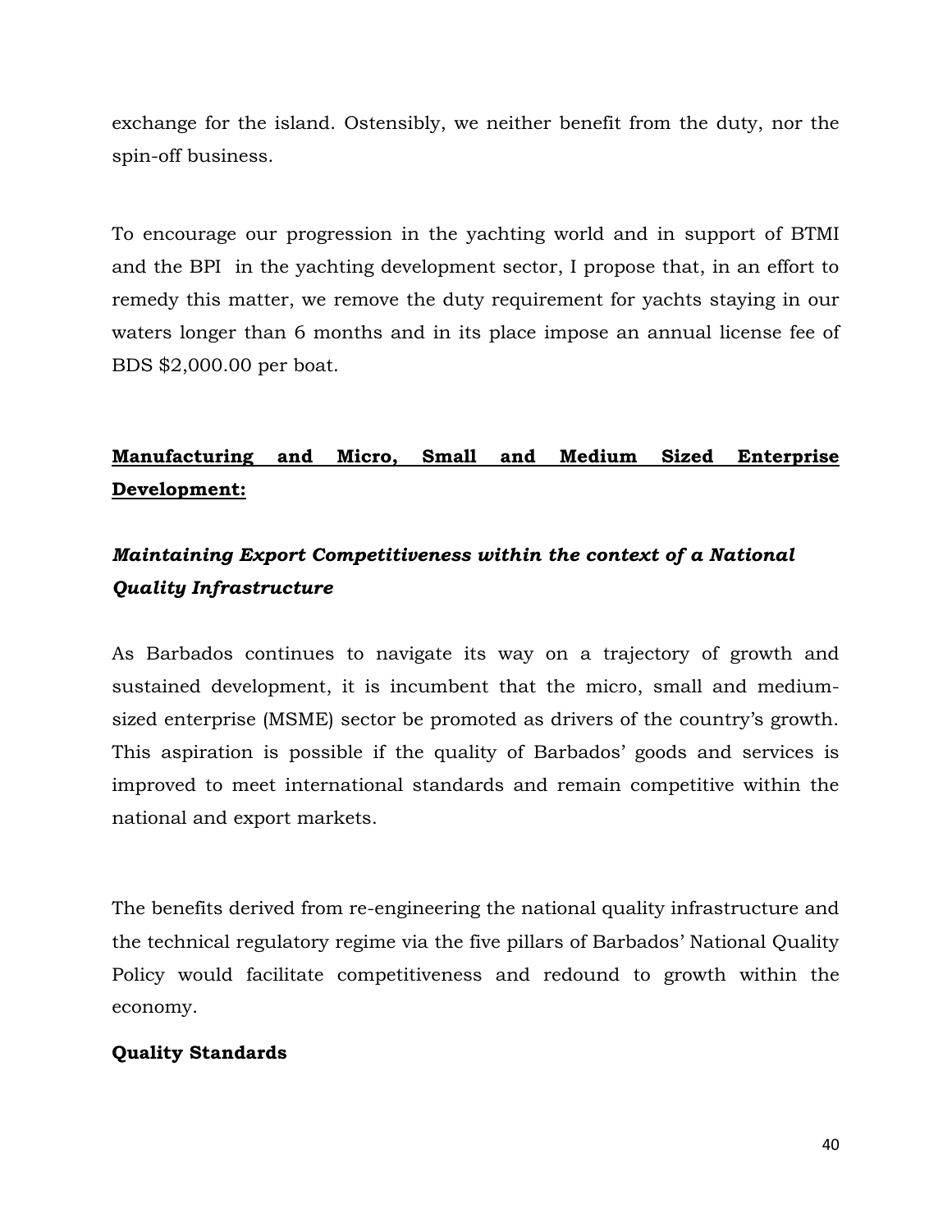exchange for the island. Ostensibly, we neither benefit from the duty, nor the spin-off business.

To encourage our progression in the yachting world and in support of BTMI and the BPI in the yachting development sector, I propose that, in an effort to remedy this matter, we remove the duty requirement for yachts staying in our waters longer than 6 months and in its place impose an annual license fee of BDS $2,000.00 per boat.

## **Manufacturing and Micro, Small and Medium Sized Enterprise Development:**

### ***Maintaining Export Competitiveness within the context of a National Quality Infrastructure***

As Barbados continues to navigate its way on a trajectory of growth and sustained development, it is incumbent that the micro, small and medium-sized enterprise (MSME) sector be promoted as drivers of the country's growth. This aspiration is possible if the quality of Barbados' goods and services is improved to meet international standards and remain competitive within the national and export markets.

The benefits derived from re-engineering the national quality infrastructure and the technical regulatory regime via the five pillars of Barbados' National Quality Policy would facilitate competitiveness and redound to growth within the economy.

**Quality Standards**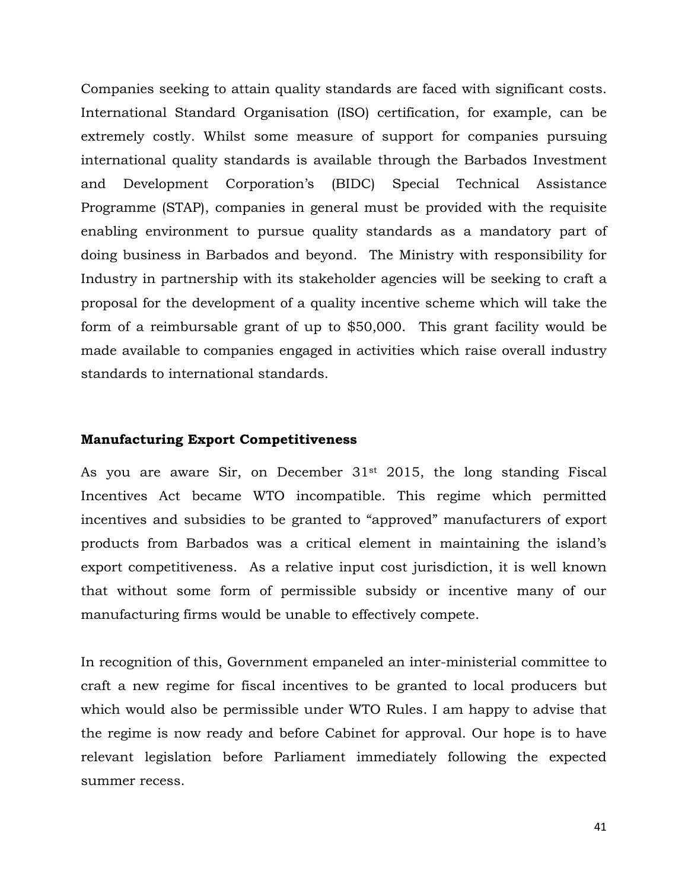Companies seeking to attain quality standards are faced with significant costs. International Standard Organisation (ISO) certification, for example, can be extremely costly. Whilst some measure of support for companies pursuing international quality standards is available through the Barbados Investment and Development Corporation's (BIDC) Special Technical Assistance Programme (STAP), companies in general must be provided with the requisite enabling environment to pursue quality standards as a mandatory part of doing business in Barbados and beyond. The Ministry with responsibility for Industry in partnership with its stakeholder agencies will be seeking to craft a proposal for the development of a quality incentive scheme which will take the form of a reimbursable grant of up to $50,000. This grant facility would be made available to companies engaged in activities which raise overall industry standards to international standards.

**Manufacturing Export Competitiveness**

As you are aware Sir, on December 31st 2015, the long standing Fiscal Incentives Act became WTO incompatible. This regime which permitted incentives and subsidies to be granted to "approved" manufacturers of export products from Barbados was a critical element in maintaining the island's export competitiveness. As a relative input cost jurisdiction, it is well known that without some form of permissible subsidy or incentive many of our manufacturing firms would be unable to effectively compete.

In recognition of this, Government empaneled an inter-ministerial committee to craft a new regime for fiscal incentives to be granted to local producers but which would also be permissible under WTO Rules. I am happy to advise that the regime is now ready and before Cabinet for approval. Our hope is to have relevant legislation before Parliament immediately following the expected summer recess.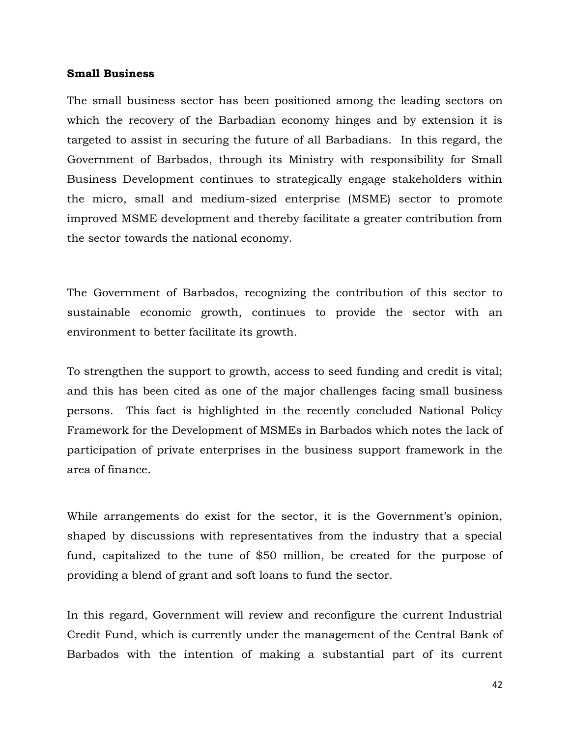**Small Business**

The small business sector has been positioned among the leading sectors on which the recovery of the Barbadian economy hinges and by extension it is targeted to assist in securing the future of all Barbadians. In this regard, the Government of Barbados, through its Ministry with responsibility for Small Business Development continues to strategically engage stakeholders within the micro, small and medium-sized enterprise (MSME) sector to promote improved MSME development and thereby facilitate a greater contribution from the sector towards the national economy.

The Government of Barbados, recognizing the contribution of this sector to sustainable economic growth, continues to provide the sector with an environment to better facilitate its growth.

To strengthen the support to growth, access to seed funding and credit is vital; and this has been cited as one of the major challenges facing small business persons. This fact is highlighted in the recently concluded National Policy Framework for the Development of MSMEs in Barbados which notes the lack of participation of private enterprises in the business support framework in the area of finance.

While arrangements do exist for the sector, it is the Government's opinion, shaped by discussions with representatives from the industry that a special fund, capitalized to the tune of $50 million, be created for the purpose of providing a blend of grant and soft loans to fund the sector.

In this regard, Government will review and reconfigure the current Industrial Credit Fund, which is currently under the management of the Central Bank of Barbados with the intention of making a substantial part of its current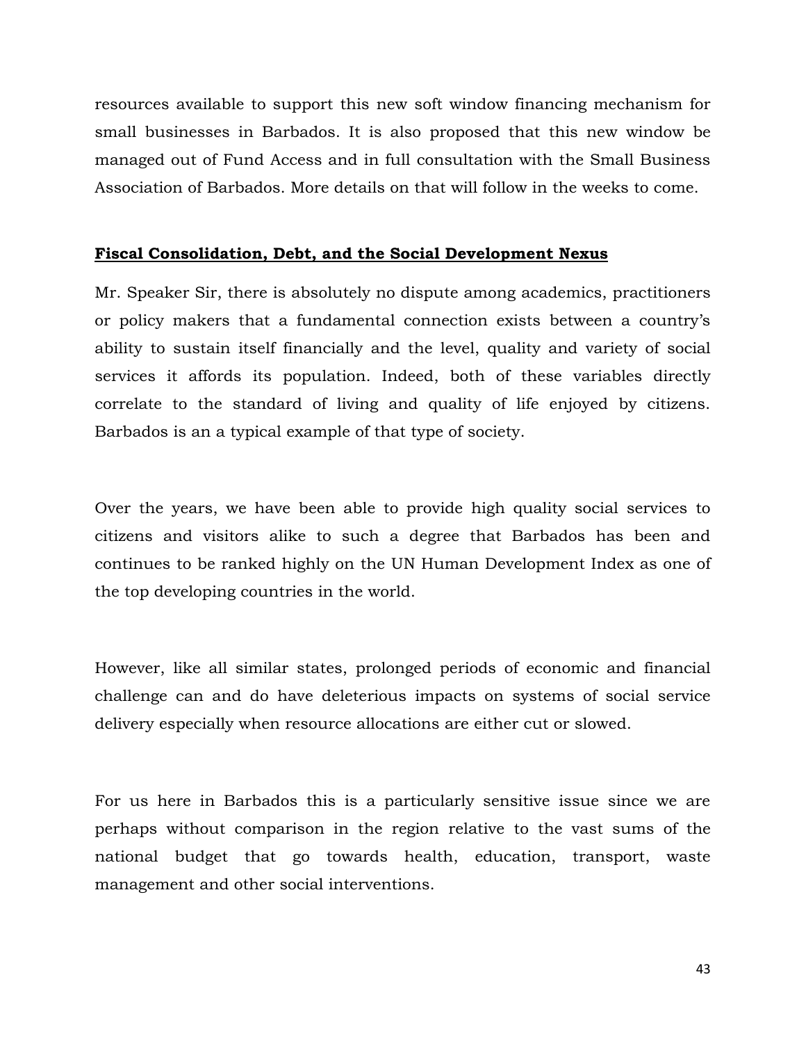resources available to support this new soft window financing mechanism for small businesses in Barbados. It is also proposed that this new window be managed out of Fund Access and in full consultation with the Small Business Association of Barbados. More details on that will follow in the weeks to come.

## **Fiscal Consolidation, Debt, and the Social Development Nexus**

Mr. Speaker Sir, there is absolutely no dispute among academics, practitioners or policy makers that a fundamental connection exists between a country's ability to sustain itself financially and the level, quality and variety of social services it affords its population. Indeed, both of these variables directly correlate to the standard of living and quality of life enjoyed by citizens. Barbados is an a typical example of that type of society.

Over the years, we have been able to provide high quality social services to citizens and visitors alike to such a degree that Barbados has been and continues to be ranked highly on the UN Human Development Index as one of the top developing countries in the world.

However, like all similar states, prolonged periods of economic and financial challenge can and do have deleterious impacts on systems of social service delivery especially when resource allocations are either cut or slowed.

For us here in Barbados this is a particularly sensitive issue since we are perhaps without comparison in the region relative to the vast sums of the national budget that go towards health, education, transport, waste management and other social interventions.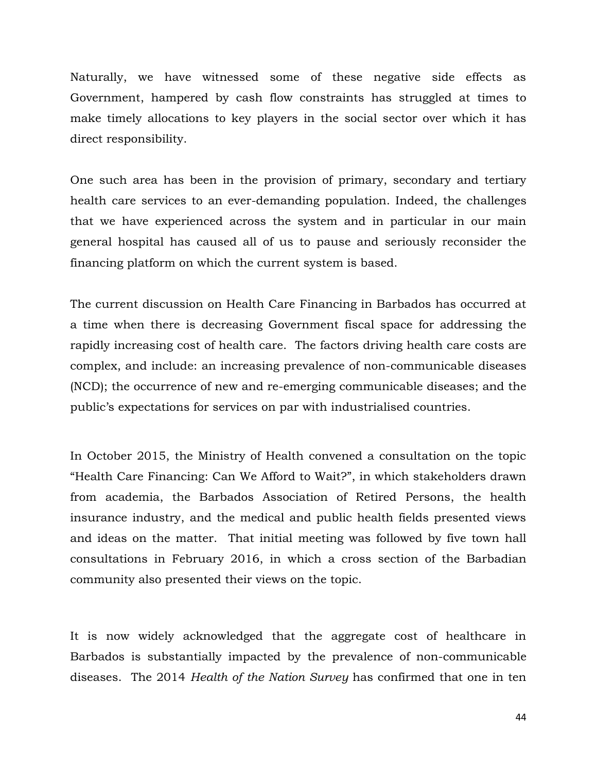Naturally, we have witnessed some of these negative side effects as Government, hampered by cash flow constraints has struggled at times to make timely allocations to key players in the social sector over which it has direct responsibility.

One such area has been in the provision of primary, secondary and tertiary health care services to an ever-demanding population. Indeed, the challenges that we have experienced across the system and in particular in our main general hospital has caused all of us to pause and seriously reconsider the financing platform on which the current system is based.

The current discussion on Health Care Financing in Barbados has occurred at a time when there is decreasing Government fiscal space for addressing the rapidly increasing cost of health care. The factors driving health care costs are complex, and include: an increasing prevalence of non-communicable diseases (NCD); the occurrence of new and re-emerging communicable diseases; and the public's expectations for services on par with industrialised countries.

In October 2015, the Ministry of Health convened a consultation on the topic "Health Care Financing: Can We Afford to Wait?", in which stakeholders drawn from academia, the Barbados Association of Retired Persons, the health insurance industry, and the medical and public health fields presented views and ideas on the matter. That initial meeting was followed by five town hall consultations in February 2016, in which a cross section of the Barbadian community also presented their views on the topic.

It is now widely acknowledged that the aggregate cost of healthcare in Barbados is substantially impacted by the prevalence of non-communicable diseases. The 2014 *Health of the Nation Survey* has confirmed that one in ten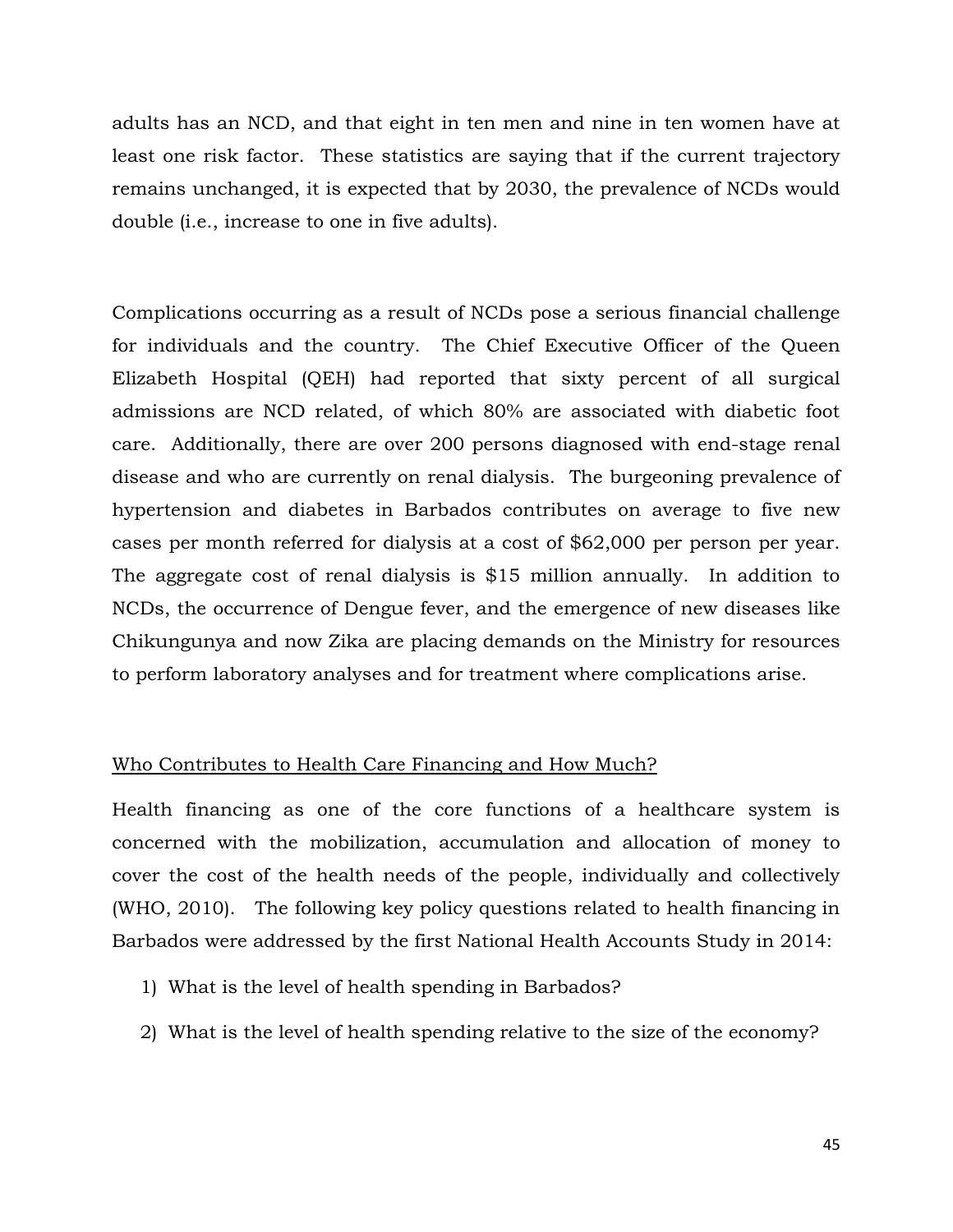adults has an NCD, and that eight in ten men and nine in ten women have at least one risk factor. These statistics are saying that if the current trajectory remains unchanged, it is expected that by 2030, the prevalence of NCDs would double (i.e., increase to one in five adults).

Complications occurring as a result of NCDs pose a serious financial challenge for individuals and the country. The Chief Executive Officer of the Queen Elizabeth Hospital (QEH) had reported that sixty percent of all surgical admissions are NCD related, of which 80% are associated with diabetic foot care. Additionally, there are over 200 persons diagnosed with end-stage renal disease and who are currently on renal dialysis. The burgeoning prevalence of hypertension and diabetes in Barbados contributes on average to five new cases per month referred for dialysis at a cost of $62,000 per person per year. The aggregate cost of renal dialysis is $15 million annually. In addition to NCDs, the occurrence of Dengue fever, and the emergence of new diseases like Chikungunya and now Zika are placing demands on the Ministry for resources to perform laboratory analyses and for treatment where complications arise.

## Who Contributes to Health Care Financing and How Much?

Health financing as one of the core functions of a healthcare system is concerned with the mobilization, accumulation and allocation of money to cover the cost of the health needs of the people, individually and collectively (WHO, 2010). The following key policy questions related to health financing in Barbados were addressed by the first National Health Accounts Study in 2014:

1) What is the level of health spending in Barbados?
2) What is the level of health spending relative to the size of the economy?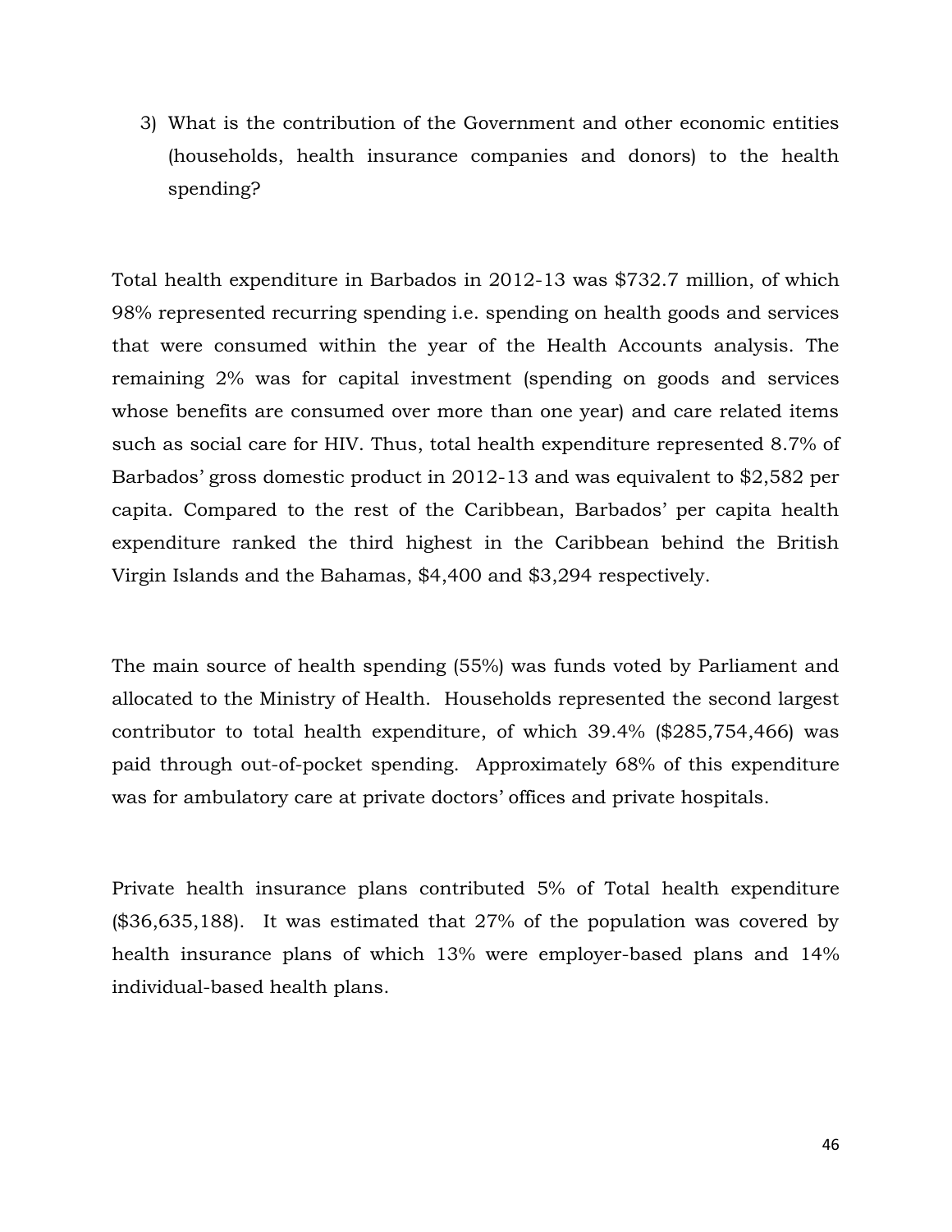3) What is the contribution of the Government and other economic entities (households, health insurance companies and donors) to the health spending?

Total health expenditure in Barbados in 2012-13 was $732.7 million, of which 98% represented recurring spending i.e. spending on health goods and services that were consumed within the year of the Health Accounts analysis. The remaining 2% was for capital investment (spending on goods and services whose benefits are consumed over more than one year) and care related items such as social care for HIV. Thus, total health expenditure represented 8.7% of Barbados' gross domestic product in 2012-13 and was equivalent to $2,582 per capita. Compared to the rest of the Caribbean, Barbados' per capita health expenditure ranked the third highest in the Caribbean behind the British Virgin Islands and the Bahamas, $4,400 and $3,294 respectively.

The main source of health spending (55%) was funds voted by Parliament and allocated to the Ministry of Health. Households represented the second largest contributor to total health expenditure, of which 39.4% ($285,754,466) was paid through out-of-pocket spending. Approximately 68% of this expenditure was for ambulatory care at private doctors' offices and private hospitals.

Private health insurance plans contributed 5% of Total health expenditure ($36,635,188). It was estimated that 27% of the population was covered by health insurance plans of which 13% were employer-based plans and 14% individual-based health plans.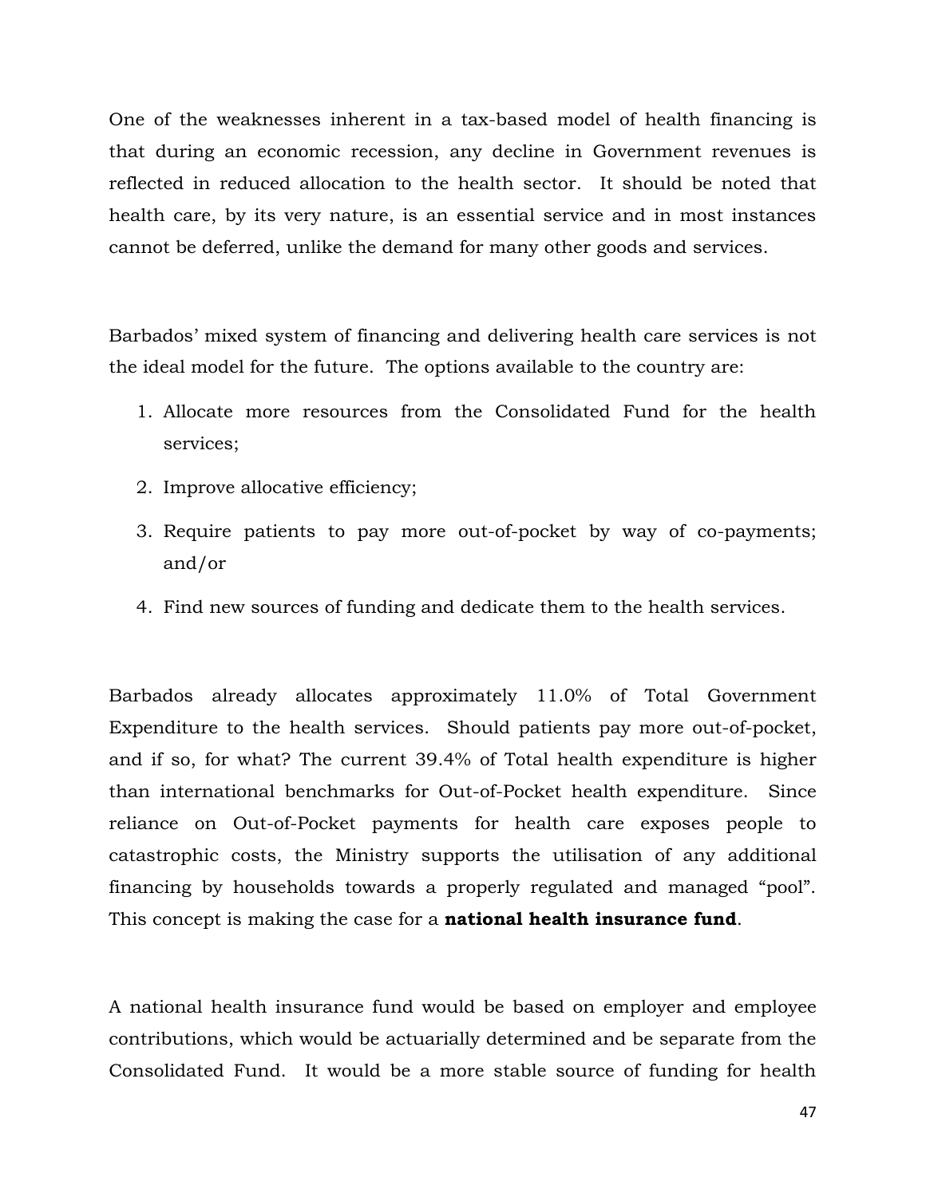One of the weaknesses inherent in a tax-based model of health financing is that during an economic recession, any decline in Government revenues is reflected in reduced allocation to the health sector. It should be noted that health care, by its very nature, is an essential service and in most instances cannot be deferred, unlike the demand for many other goods and services.

Barbados' mixed system of financing and delivering health care services is not the ideal model for the future. The options available to the country are:

1. Allocate more resources from the Consolidated Fund for the health services;
2. Improve allocative efficiency;
3. Require patients to pay more out-of-pocket by way of co-payments; and/or
4. Find new sources of funding and dedicate them to the health services.

Barbados already allocates approximately 11.0% of Total Government Expenditure to the health services. Should patients pay more out-of-pocket, and if so, for what? The current 39.4% of Total health expenditure is higher than international benchmarks for Out-of-Pocket health expenditure. Since reliance on Out-of-Pocket payments for health care exposes people to catastrophic costs, the Ministry supports the utilisation of any additional financing by households towards a properly regulated and managed "pool". This concept is making the case for a **national health insurance fund**.

A national health insurance fund would be based on employer and employee contributions, which would be actuarially determined and be separate from the Consolidated Fund. It would be a more stable source of funding for health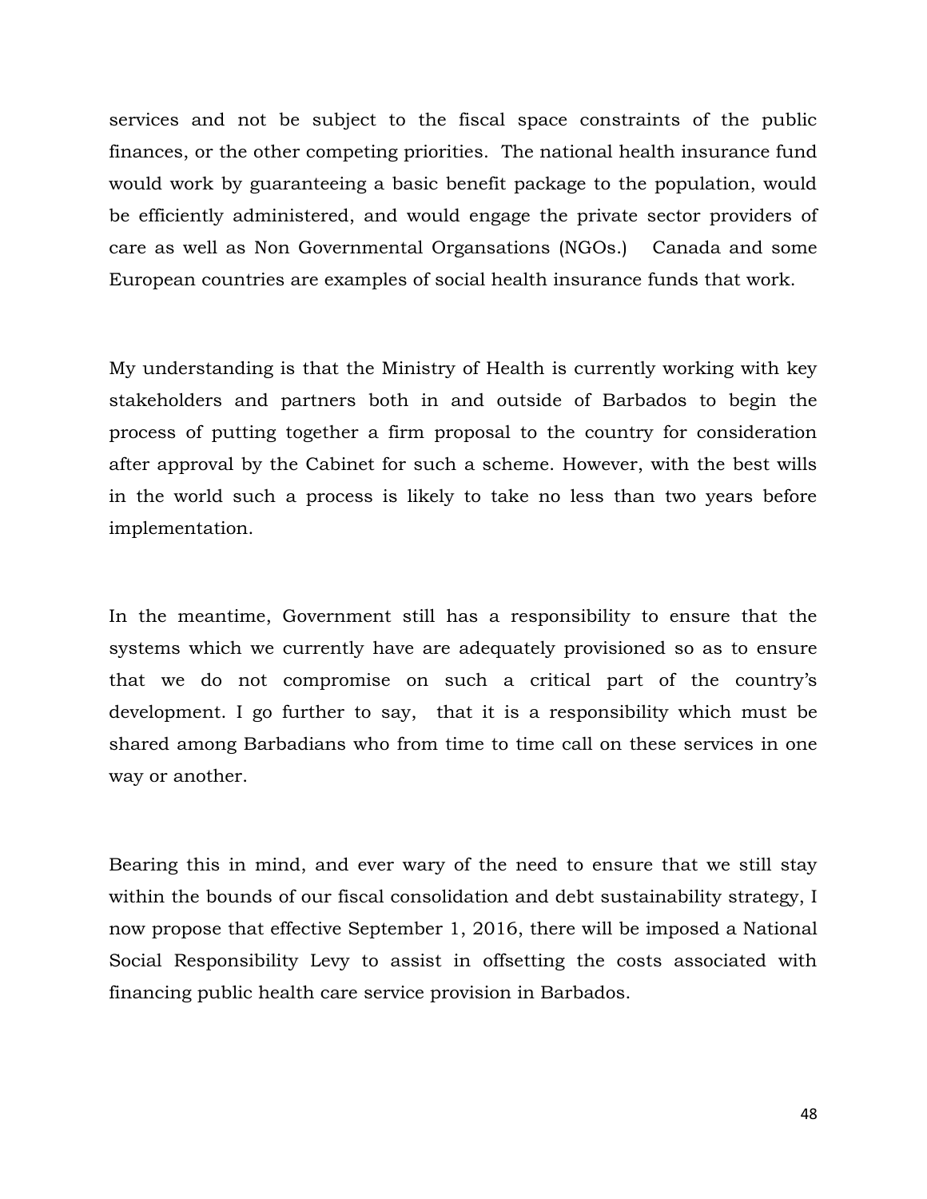services and not be subject to the fiscal space constraints of the public finances, or the other competing priorities. The national health insurance fund would work by guaranteeing a basic benefit package to the population, would be efficiently administered, and would engage the private sector providers of care as well as Non Governmental Organsations (NGOs.) Canada and some European countries are examples of social health insurance funds that work.

My understanding is that the Ministry of Health is currently working with key stakeholders and partners both in and outside of Barbados to begin the process of putting together a firm proposal to the country for consideration after approval by the Cabinet for such a scheme. However, with the best wills in the world such a process is likely to take no less than two years before implementation.

In the meantime, Government still has a responsibility to ensure that the systems which we currently have are adequately provisioned so as to ensure that we do not compromise on such a critical part of the country's development. I go further to say, that it is a responsibility which must be shared among Barbadians who from time to time call on these services in one way or another.

Bearing this in mind, and ever wary of the need to ensure that we still stay within the bounds of our fiscal consolidation and debt sustainability strategy, I now propose that effective September 1, 2016, there will be imposed a National Social Responsibility Levy to assist in offsetting the costs associated with financing public health care service provision in Barbados.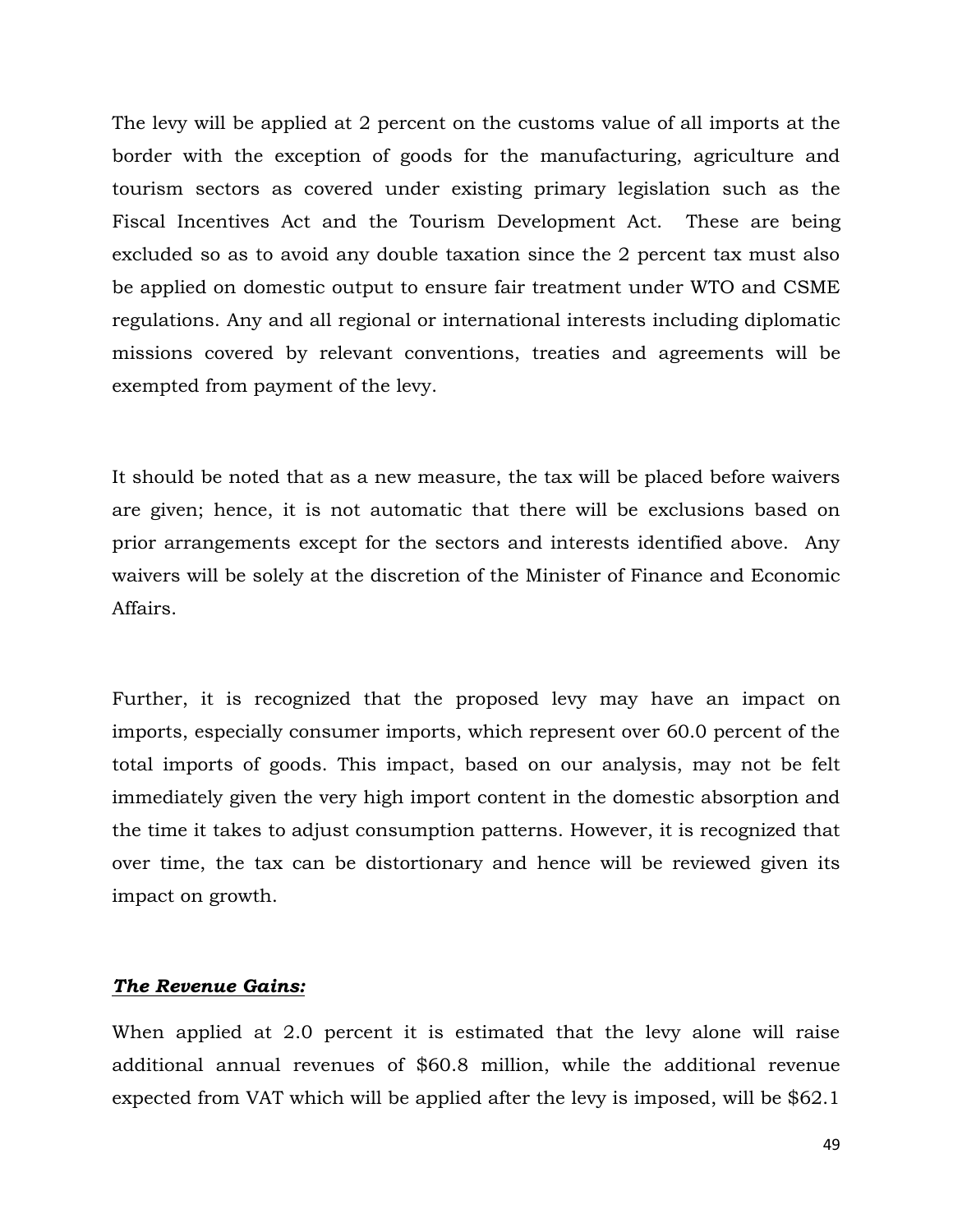The levy will be applied at 2 percent on the customs value of all imports at the border with the exception of goods for the manufacturing, agriculture and tourism sectors as covered under existing primary legislation such as the Fiscal Incentives Act and the Tourism Development Act. These are being excluded so as to avoid any double taxation since the 2 percent tax must also be applied on domestic output to ensure fair treatment under WTO and CSME regulations. Any and all regional or international interests including diplomatic missions covered by relevant conventions, treaties and agreements will be exempted from payment of the levy.

It should be noted that as a new measure, the tax will be placed before waivers are given; hence, it is not automatic that there will be exclusions based on prior arrangements except for the sectors and interests identified above. Any waivers will be solely at the discretion of the Minister of Finance and Economic Affairs.

Further, it is recognized that the proposed levy may have an impact on imports, especially consumer imports, which represent over 60.0 percent of the total imports of goods. This impact, based on our analysis, may not be felt immediately given the very high import content in the domestic absorption and the time it takes to adjust consumption patterns. However, it is recognized that over time, the tax can be distortionary and hence will be reviewed given its impact on growth.

***The Revenue Gains:***

When applied at 2.0 percent it is estimated that the levy alone will raise additional annual revenues of $60.8 million, while the additional revenue expected from VAT which will be applied after the levy is imposed, will be $62.1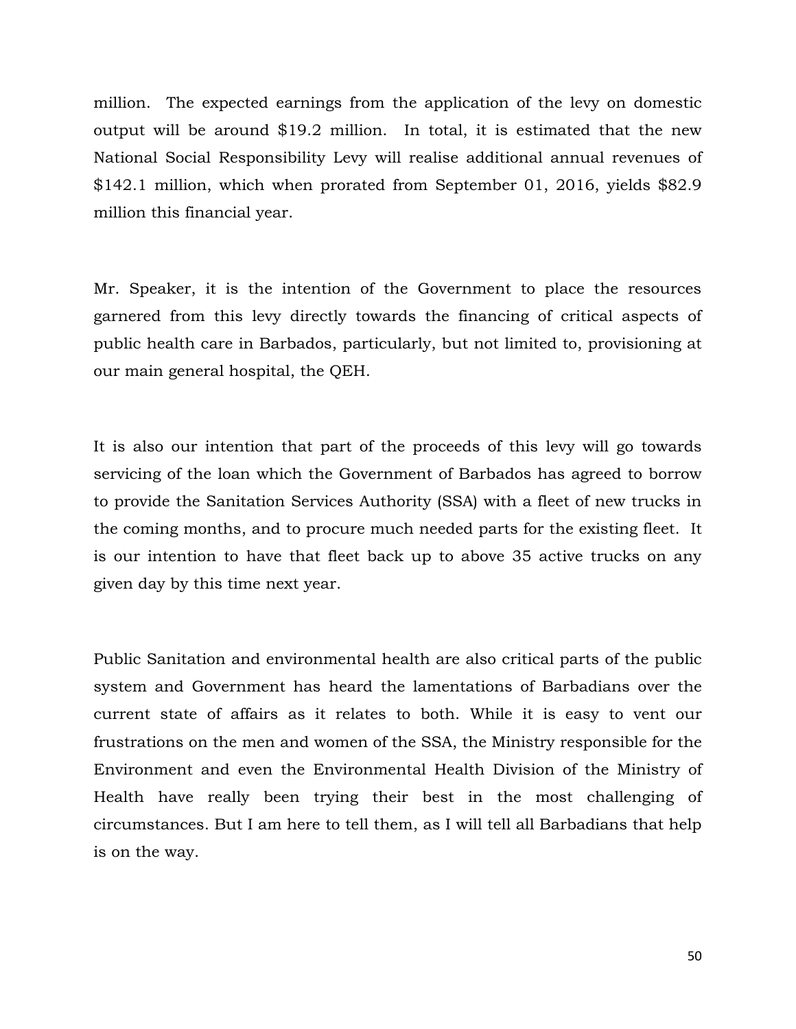million. The expected earnings from the application of the levy on domestic output will be around $19.2 million. In total, it is estimated that the new National Social Responsibility Levy will realise additional annual revenues of $142.1 million, which when prorated from September 01, 2016, yields $82.9 million this financial year.

Mr. Speaker, it is the intention of the Government to place the resources garnered from this levy directly towards the financing of critical aspects of public health care in Barbados, particularly, but not limited to, provisioning at our main general hospital, the QEH.

It is also our intention that part of the proceeds of this levy will go towards servicing of the loan which the Government of Barbados has agreed to borrow to provide the Sanitation Services Authority (SSA) with a fleet of new trucks in the coming months, and to procure much needed parts for the existing fleet. It is our intention to have that fleet back up to above 35 active trucks on any given day by this time next year.

Public Sanitation and environmental health are also critical parts of the public system and Government has heard the lamentations of Barbadians over the current state of affairs as it relates to both. While it is easy to vent our frustrations on the men and women of the SSA, the Ministry responsible for the Environment and even the Environmental Health Division of the Ministry of Health have really been trying their best in the most challenging of circumstances. But I am here to tell them, as I will tell all Barbadians that help is on the way.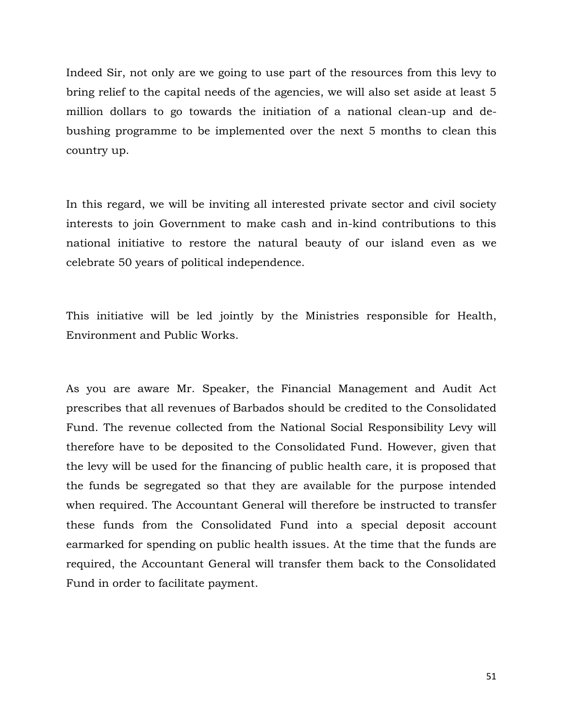Indeed Sir, not only are we going to use part of the resources from this levy to bring relief to the capital needs of the agencies, we will also set aside at least 5 million dollars to go towards the initiation of a national clean-up and de-bushing programme to be implemented over the next 5 months to clean this country up.

In this regard, we will be inviting all interested private sector and civil society interests to join Government to make cash and in-kind contributions to this national initiative to restore the natural beauty of our island even as we celebrate 50 years of political independence.

This initiative will be led jointly by the Ministries responsible for Health, Environment and Public Works.

As you are aware Mr. Speaker, the Financial Management and Audit Act prescribes that all revenues of Barbados should be credited to the Consolidated Fund. The revenue collected from the National Social Responsibility Levy will therefore have to be deposited to the Consolidated Fund. However, given that the levy will be used for the financing of public health care, it is proposed that the funds be segregated so that they are available for the purpose intended when required. The Accountant General will therefore be instructed to transfer these funds from the Consolidated Fund into a special deposit account earmarked for spending on public health issues. At the time that the funds are required, the Accountant General will transfer them back to the Consolidated Fund in order to facilitate payment.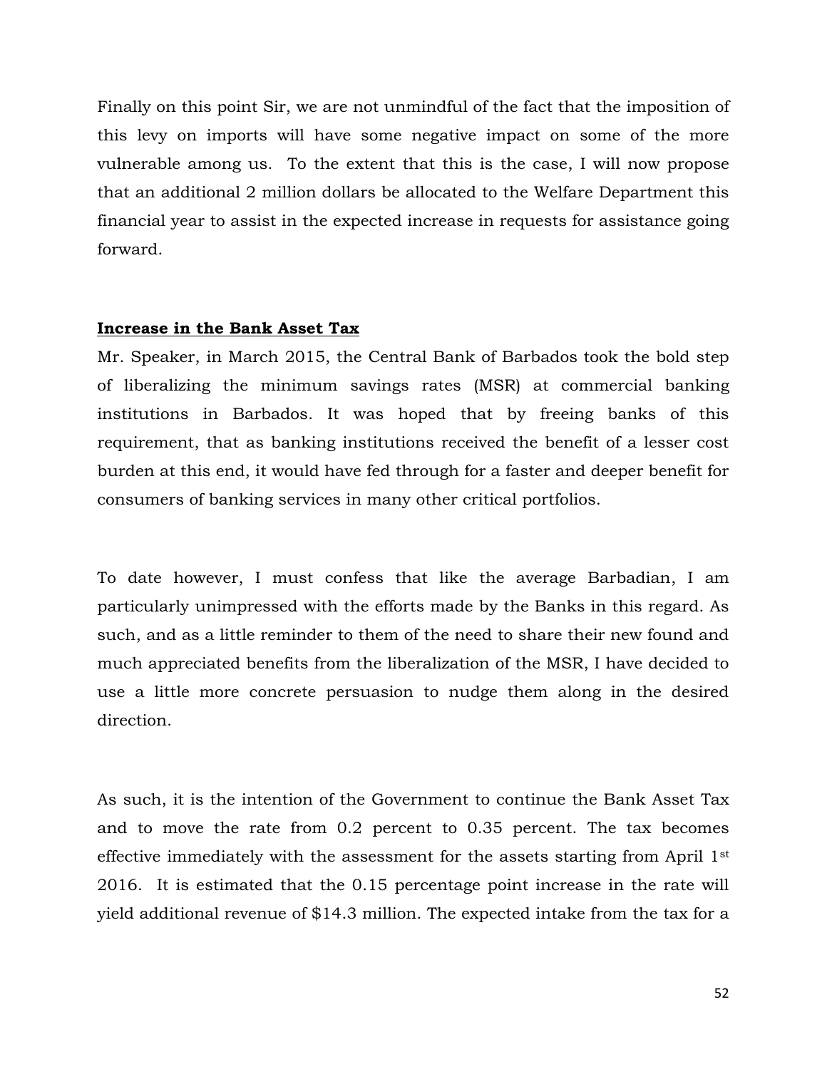Finally on this point Sir, we are not unmindful of the fact that the imposition of this levy on imports will have some negative impact on some of the more vulnerable among us. To the extent that this is the case, I will now propose that an additional 2 million dollars be allocated to the Welfare Department this financial year to assist in the expected increase in requests for assistance going forward.

**Increase in the Bank Asset Tax**

Mr. Speaker, in March 2015, the Central Bank of Barbados took the bold step of liberalizing the minimum savings rates (MSR) at commercial banking institutions in Barbados. It was hoped that by freeing banks of this requirement, that as banking institutions received the benefit of a lesser cost burden at this end, it would have fed through for a faster and deeper benefit for consumers of banking services in many other critical portfolios.

To date however, I must confess that like the average Barbadian, I am particularly unimpressed with the efforts made by the Banks in this regard. As such, and as a little reminder to them of the need to share their new found and much appreciated benefits from the liberalization of the MSR, I have decided to use a little more concrete persuasion to nudge them along in the desired direction.

As such, it is the intention of the Government to continue the Bank Asset Tax and to move the rate from 0.2 percent to 0.35 percent. The tax becomes effective immediately with the assessment for the assets starting from April 1st 2016. It is estimated that the 0.15 percentage point increase in the rate will yield additional revenue of $14.3 million. The expected intake from the tax for a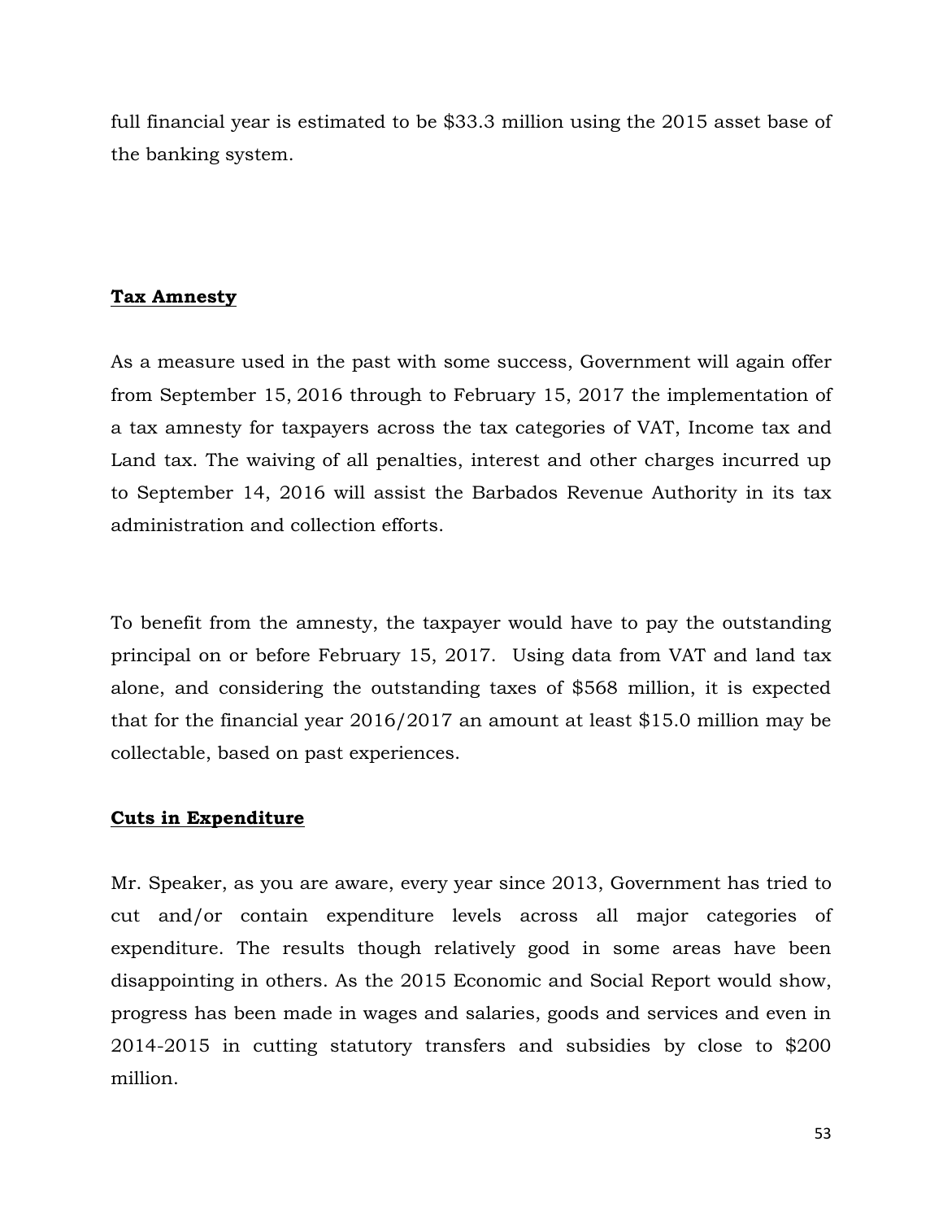full financial year is estimated to be $33.3 million using the 2015 asset base of the banking system.

**Tax Amnesty**

As a measure used in the past with some success, Government will again offer from September 15, 2016 through to February 15, 2017 the implementation of a tax amnesty for taxpayers across the tax categories of VAT, Income tax and Land tax. The waiving of all penalties, interest and other charges incurred up to September 14, 2016 will assist the Barbados Revenue Authority in its tax administration and collection efforts.

To benefit from the amnesty, the taxpayer would have to pay the outstanding principal on or before February 15, 2017. Using data from VAT and land tax alone, and considering the outstanding taxes of $568 million, it is expected that for the financial year 2016/2017 an amount at least $15.0 million may be collectable, based on past experiences.

**Cuts in Expenditure**

Mr. Speaker, as you are aware, every year since 2013, Government has tried to cut and/or contain expenditure levels across all major categories of expenditure. The results though relatively good in some areas have been disappointing in others. As the 2015 Economic and Social Report would show, progress has been made in wages and salaries, goods and services and even in 2014-2015 in cutting statutory transfers and subsidies by close to $200 million.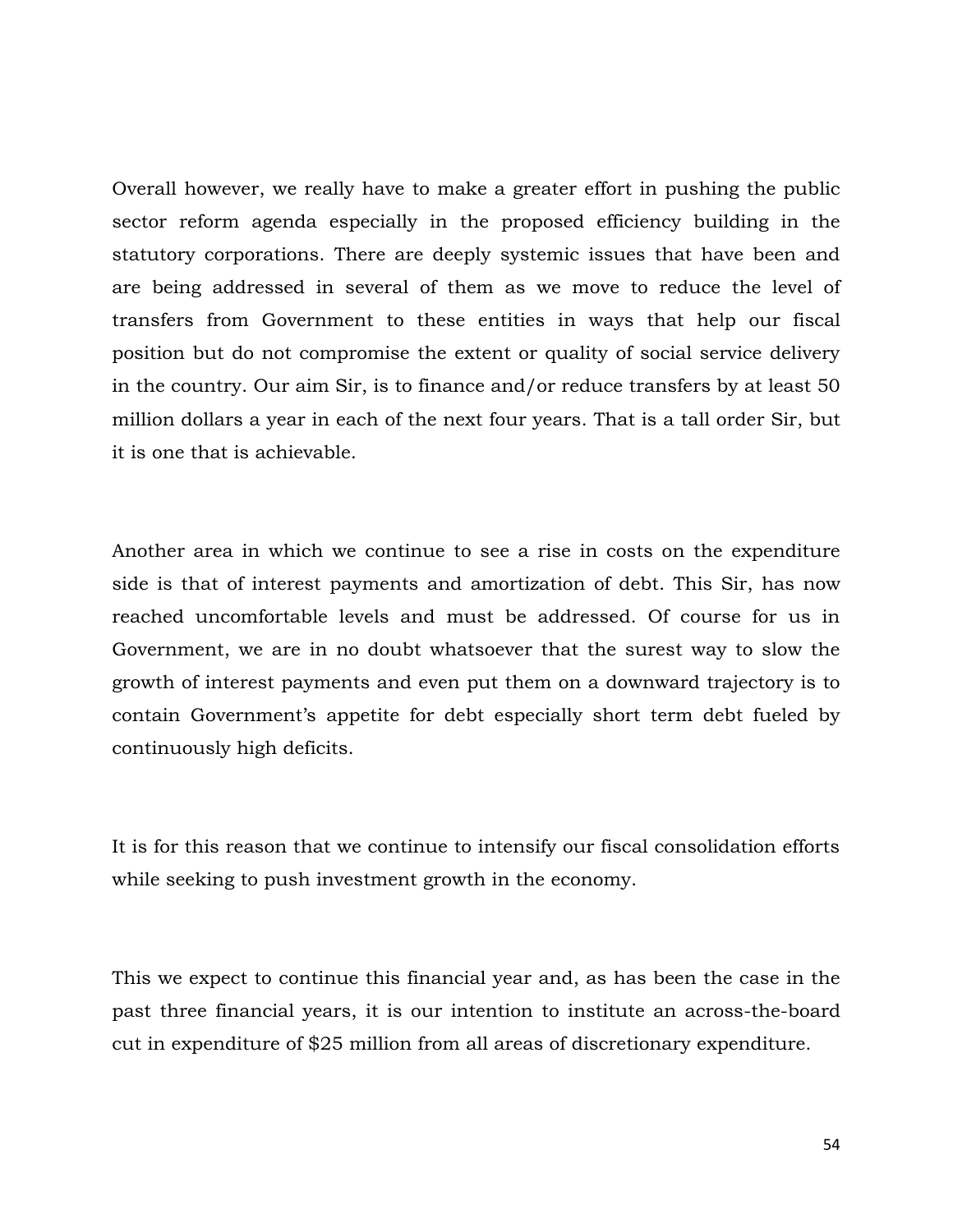Overall however, we really have to make a greater effort in pushing the public sector reform agenda especially in the proposed efficiency building in the statutory corporations. There are deeply systemic issues that have been and are being addressed in several of them as we move to reduce the level of transfers from Government to these entities in ways that help our fiscal position but do not compromise the extent or quality of social service delivery in the country. Our aim Sir, is to finance and/or reduce transfers by at least 50 million dollars a year in each of the next four years. That is a tall order Sir, but it is one that is achievable.

Another area in which we continue to see a rise in costs on the expenditure side is that of interest payments and amortization of debt. This Sir, has now reached uncomfortable levels and must be addressed. Of course for us in Government, we are in no doubt whatsoever that the surest way to slow the growth of interest payments and even put them on a downward trajectory is to contain Government's appetite for debt especially short term debt fueled by continuously high deficits.

It is for this reason that we continue to intensify our fiscal consolidation efforts while seeking to push investment growth in the economy.

This we expect to continue this financial year and, as has been the case in the past three financial years, it is our intention to institute an across-the-board cut in expenditure of $25 million from all areas of discretionary expenditure.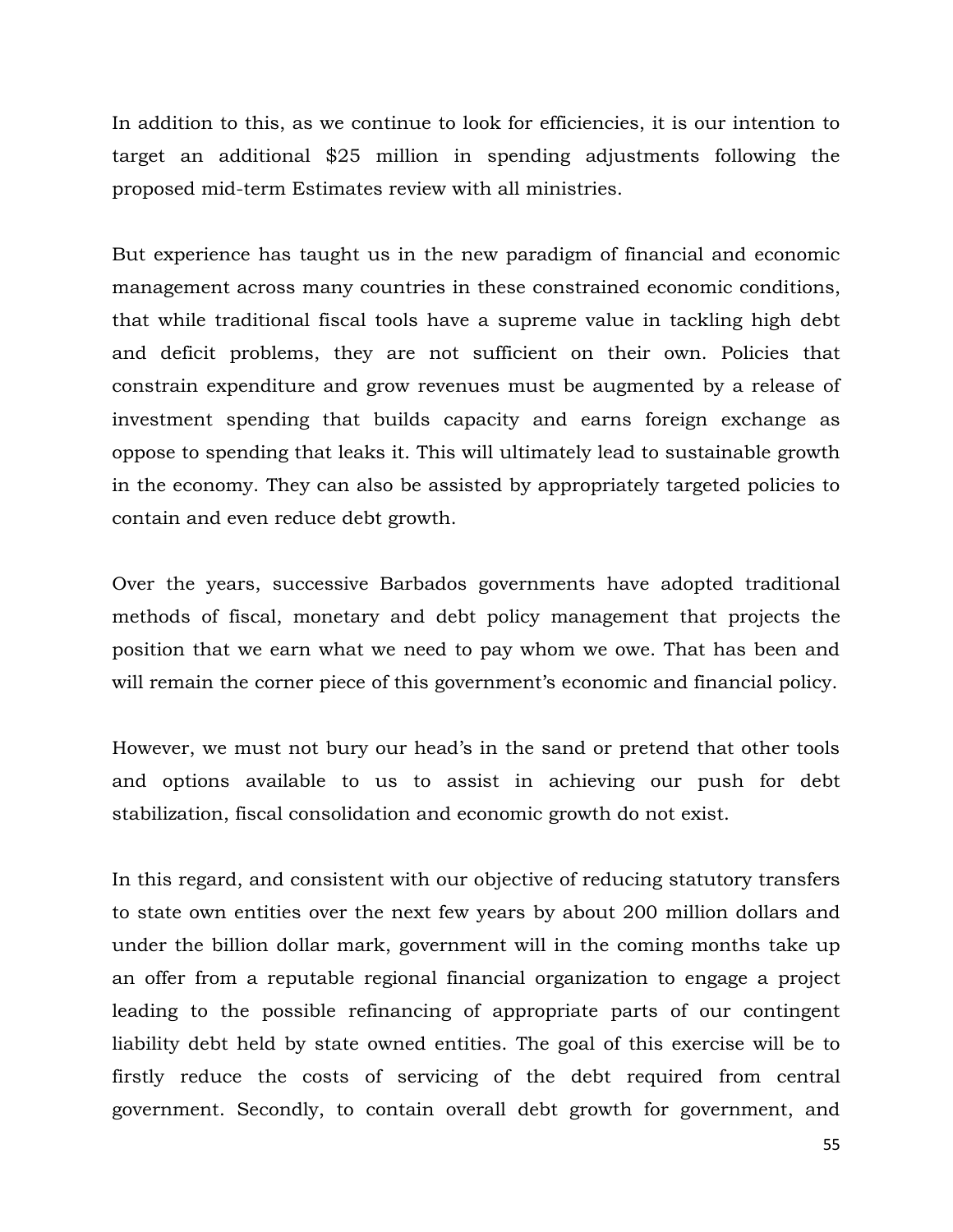In addition to this, as we continue to look for efficiencies, it is our intention to target an additional $25 million in spending adjustments following the proposed mid-term Estimates review with all ministries.

But experience has taught us in the new paradigm of financial and economic management across many countries in these constrained economic conditions, that while traditional fiscal tools have a supreme value in tackling high debt and deficit problems, they are not sufficient on their own. Policies that constrain expenditure and grow revenues must be augmented by a release of investment spending that builds capacity and earns foreign exchange as oppose to spending that leaks it. This will ultimately lead to sustainable growth in the economy. They can also be assisted by appropriately targeted policies to contain and even reduce debt growth.

Over the years, successive Barbados governments have adopted traditional methods of fiscal, monetary and debt policy management that projects the position that we earn what we need to pay whom we owe. That has been and will remain the corner piece of this government's economic and financial policy.

However, we must not bury our head's in the sand or pretend that other tools and options available to us to assist in achieving our push for debt stabilization, fiscal consolidation and economic growth do not exist.

In this regard, and consistent with our objective of reducing statutory transfers to state own entities over the next few years by about 200 million dollars and under the billion dollar mark, government will in the coming months take up an offer from a reputable regional financial organization to engage a project leading to the possible refinancing of appropriate parts of our contingent liability debt held by state owned entities. The goal of this exercise will be to firstly reduce the costs of servicing of the debt required from central government. Secondly, to contain overall debt growth for government, and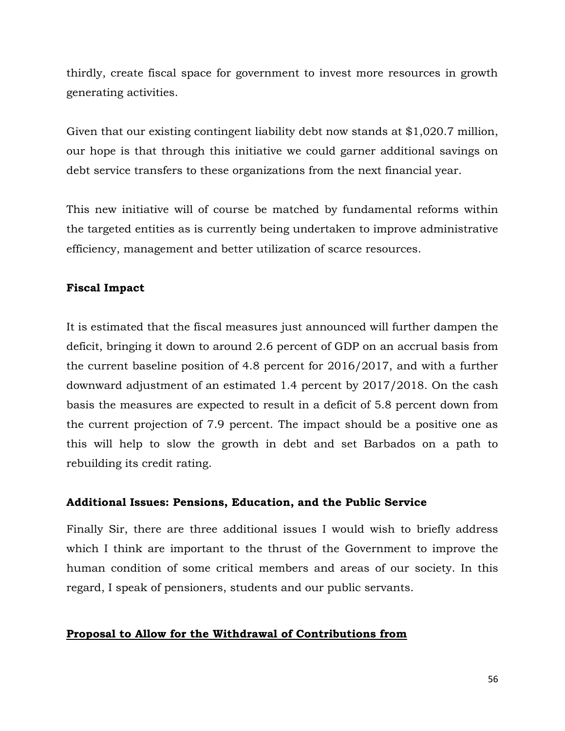thirdly, create fiscal space for government to invest more resources in growth generating activities.

Given that our existing contingent liability debt now stands at $1,020.7 million, our hope is that through this initiative we could garner additional savings on debt service transfers to these organizations from the next financial year.

This new initiative will of course be matched by fundamental reforms within the targeted entities as is currently being undertaken to improve administrative efficiency, management and better utilization of scarce resources.

**Fiscal Impact**

It is estimated that the fiscal measures just announced will further dampen the deficit, bringing it down to around 2.6 percent of GDP on an accrual basis from the current baseline position of 4.8 percent for 2016/2017, and with a further downward adjustment of an estimated 1.4 percent by 2017/2018. On the cash basis the measures are expected to result in a deficit of 5.8 percent down from the current projection of 7.9 percent. The impact should be a positive one as this will help to slow the growth in debt and set Barbados on a path to rebuilding its credit rating.

**Additional Issues: Pensions, Education, and the Public Service**

Finally Sir, there are three additional issues I would wish to briefly address which I think are important to the thrust of the Government to improve the human condition of some critical members and areas of our society. In this regard, I speak of pensioners, students and our public servants.

**<u>Proposal to Allow for the Withdrawal of Contributions from</u>**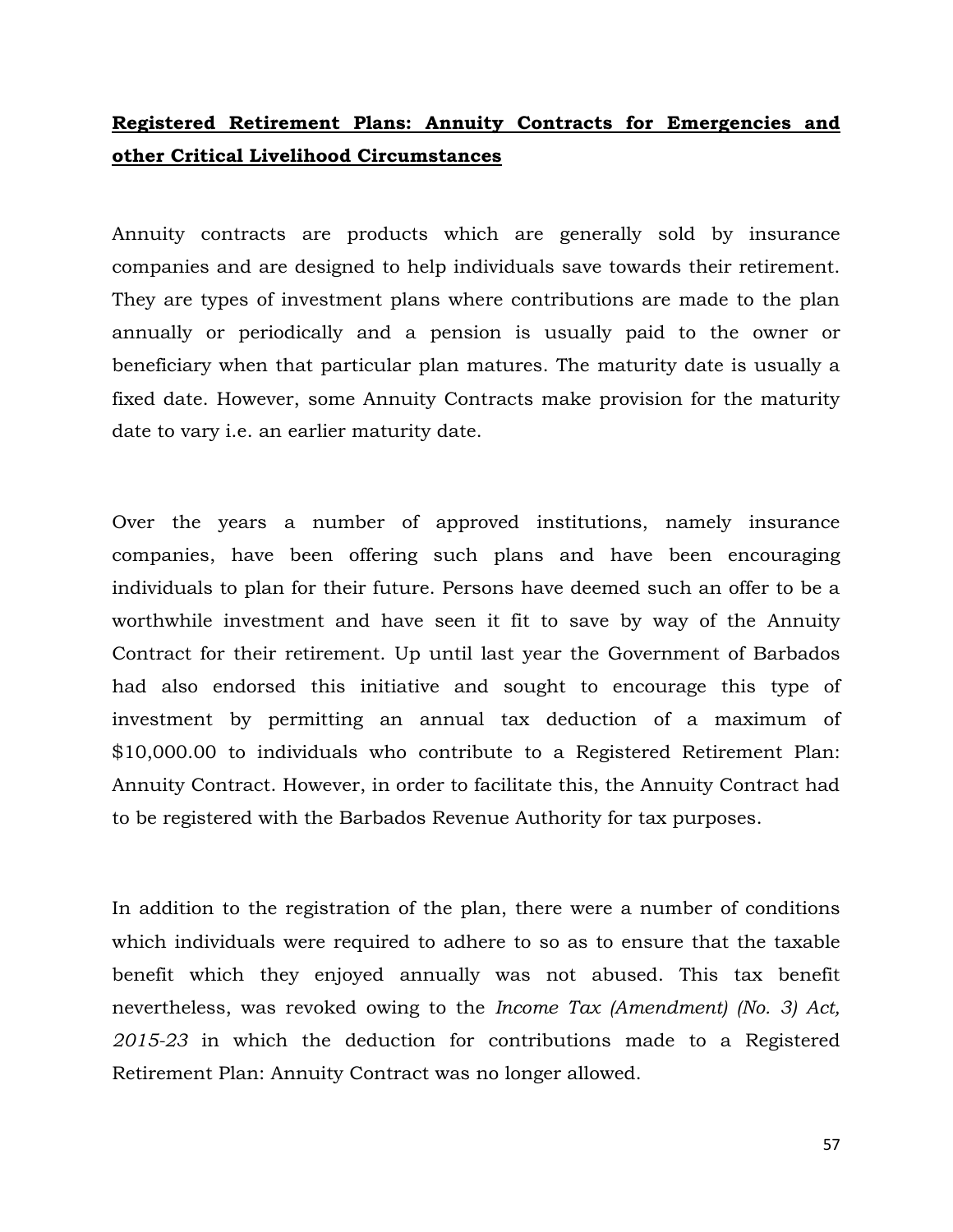**<u>Registered Retirement Plans: Annuity Contracts for Emergencies and other Critical Livelihood Circumstances</u>**

Annuity contracts are products which are generally sold by insurance companies and are designed to help individuals save towards their retirement. They are types of investment plans where contributions are made to the plan annually or periodically and a pension is usually paid to the owner or beneficiary when that particular plan matures. The maturity date is usually a fixed date. However, some Annuity Contracts make provision for the maturity date to vary i.e. an earlier maturity date.

Over the years a number of approved institutions, namely insurance companies, have been offering such plans and have been encouraging individuals to plan for their future. Persons have deemed such an offer to be a worthwhile investment and have seen it fit to save by way of the Annuity Contract for their retirement. Up until last year the Government of Barbados had also endorsed this initiative and sought to encourage this type of investment by permitting an annual tax deduction of a maximum of $10,000.00 to individuals who contribute to a Registered Retirement Plan: Annuity Contract. However, in order to facilitate this, the Annuity Contract had to be registered with the Barbados Revenue Authority for tax purposes.

In addition to the registration of the plan, there were a number of conditions which individuals were required to adhere to so as to ensure that the taxable benefit which they enjoyed annually was not abused. This tax benefit nevertheless, was revoked owing to the *Income Tax (Amendment) (No. 3) Act, 2015-23* in which the deduction for contributions made to a Registered Retirement Plan: Annuity Contract was no longer allowed.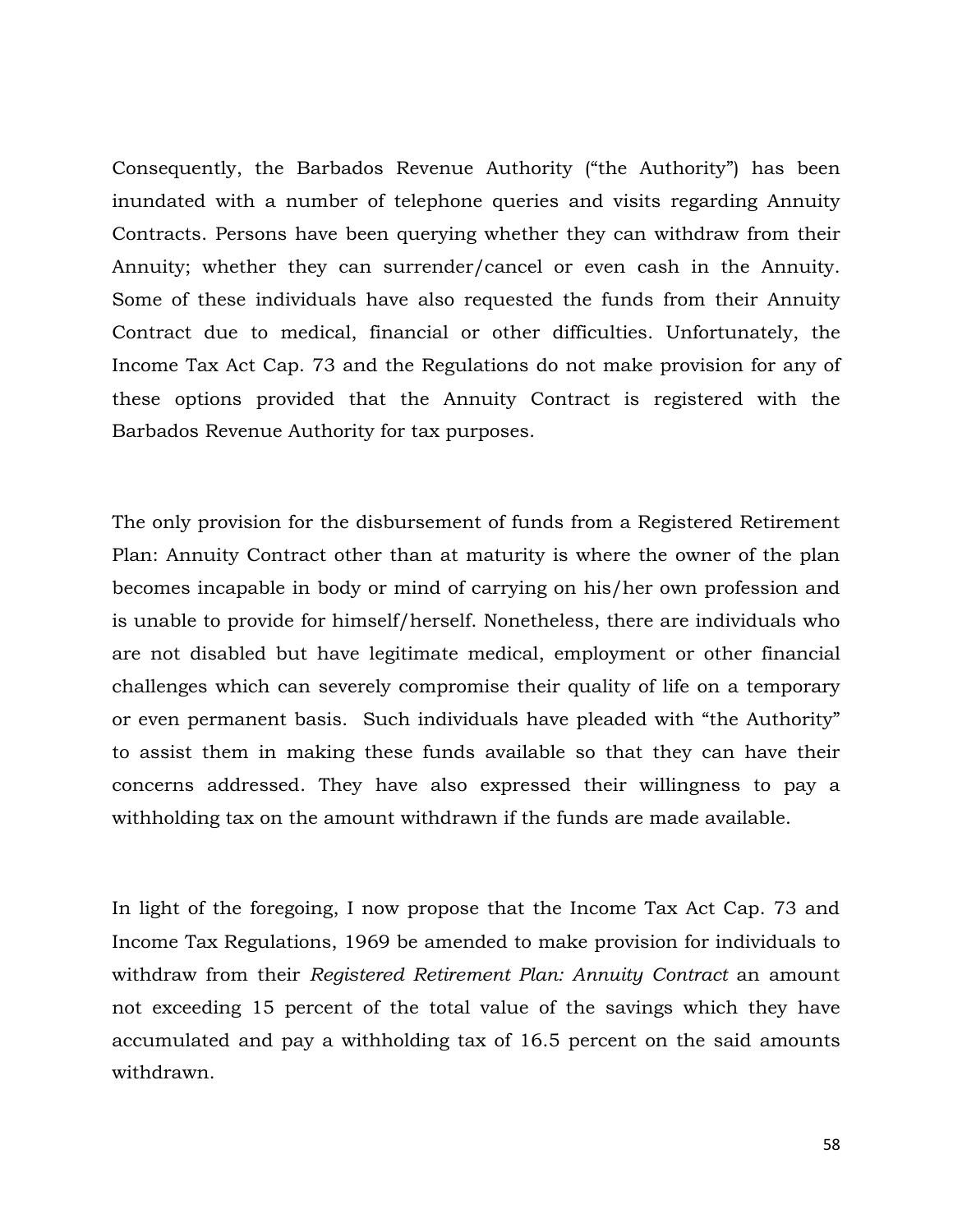Consequently, the Barbados Revenue Authority ("the Authority") has been inundated with a number of telephone queries and visits regarding Annuity Contracts. Persons have been querying whether they can withdraw from their Annuity; whether they can surrender/cancel or even cash in the Annuity. Some of these individuals have also requested the funds from their Annuity Contract due to medical, financial or other difficulties. Unfortunately, the Income Tax Act Cap. 73 and the Regulations do not make provision for any of these options provided that the Annuity Contract is registered with the Barbados Revenue Authority for tax purposes.

The only provision for the disbursement of funds from a Registered Retirement Plan: Annuity Contract other than at maturity is where the owner of the plan becomes incapable in body or mind of carrying on his/her own profession and is unable to provide for himself/herself. Nonetheless, there are individuals who are not disabled but have legitimate medical, employment or other financial challenges which can severely compromise their quality of life on a temporary or even permanent basis. Such individuals have pleaded with "the Authority" to assist them in making these funds available so that they can have their concerns addressed. They have also expressed their willingness to pay a withholding tax on the amount withdrawn if the funds are made available.

In light of the foregoing, I now propose that the Income Tax Act Cap. 73 and Income Tax Regulations, 1969 be amended to make provision for individuals to withdraw from their *Registered Retirement Plan: Annuity Contract* an amount not exceeding 15 percent of the total value of the savings which they have accumulated and pay a withholding tax of 16.5 percent on the said amounts withdrawn.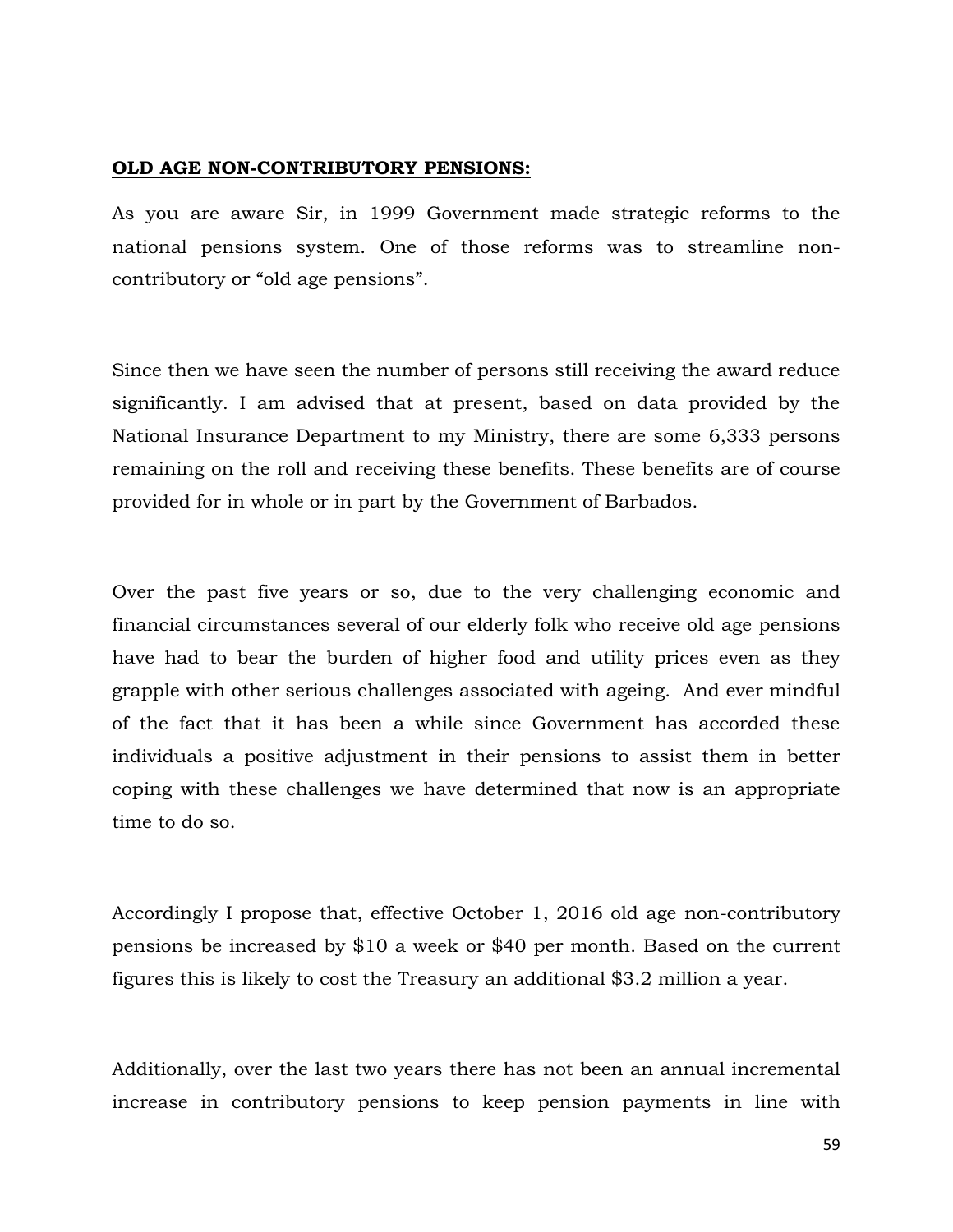**OLD AGE NON-CONTRIBUTORY PENSIONS:**

As you are aware Sir, in 1999 Government made strategic reforms to the national pensions system. One of those reforms was to streamline non-contributory or “old age pensions”.

Since then we have seen the number of persons still receiving the award reduce significantly. I am advised that at present, based on data provided by the National Insurance Department to my Ministry, there are some 6,333 persons remaining on the roll and receiving these benefits. These benefits are of course provided for in whole or in part by the Government of Barbados.

Over the past five years or so, due to the very challenging economic and financial circumstances several of our elderly folk who receive old age pensions have had to bear the burden of higher food and utility prices even as they grapple with other serious challenges associated with ageing. And ever mindful of the fact that it has been a while since Government has accorded these individuals a positive adjustment in their pensions to assist them in better coping with these challenges we have determined that now is an appropriate time to do so.

Accordingly I propose that, effective October 1, 2016 old age non-contributory pensions be increased by $10 a week or $40 per month. Based on the current figures this is likely to cost the Treasury an additional $3.2 million a year.

Additionally, over the last two years there has not been an annual incremental increase in contributory pensions to keep pension payments in line with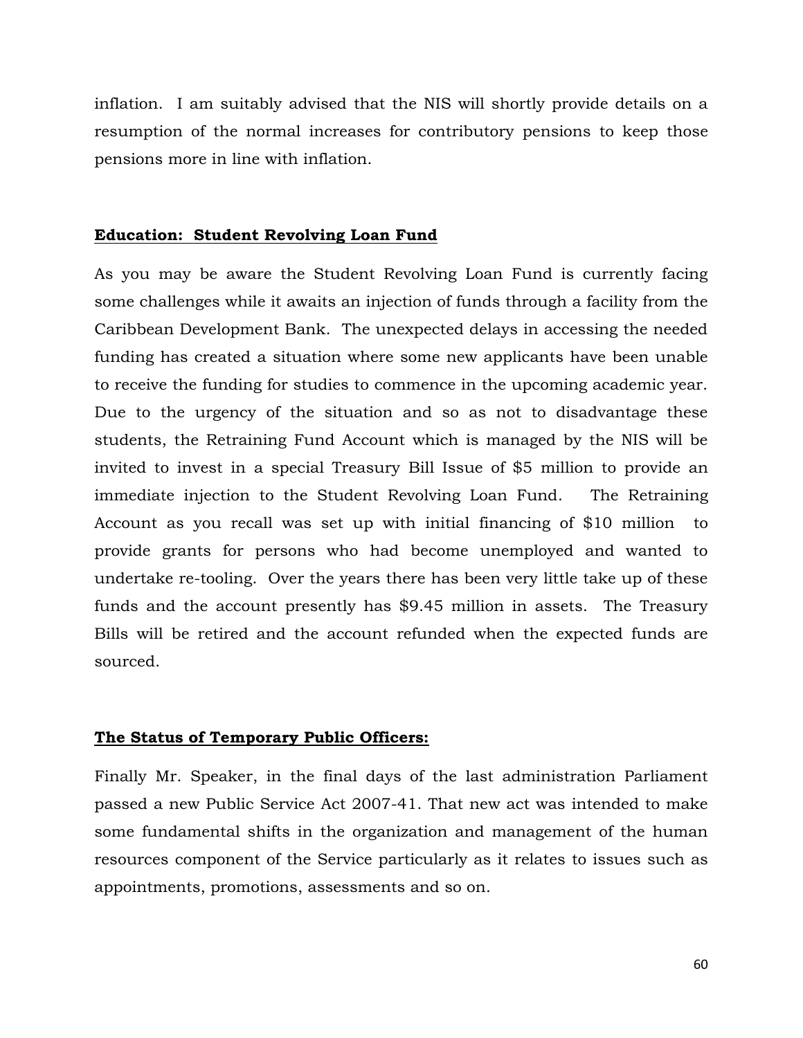inflation. I am suitably advised that the NIS will shortly provide details on a resumption of the normal increases for contributory pensions to keep those pensions more in line with inflation.

**Education: Student Revolving Loan Fund**

As you may be aware the Student Revolving Loan Fund is currently facing some challenges while it awaits an injection of funds through a facility from the Caribbean Development Bank. The unexpected delays in accessing the needed funding has created a situation where some new applicants have been unable to receive the funding for studies to commence in the upcoming academic year. Due to the urgency of the situation and so as not to disadvantage these students, the Retraining Fund Account which is managed by the NIS will be invited to invest in a special Treasury Bill Issue of $5 million to provide an immediate injection to the Student Revolving Loan Fund. The Retraining Account as you recall was set up with initial financing of $10 million to provide grants for persons who had become unemployed and wanted to undertake re-tooling. Over the years there has been very little take up of these funds and the account presently has $9.45 million in assets. The Treasury Bills will be retired and the account refunded when the expected funds are sourced.

**The Status of Temporary Public Officers:**

Finally Mr. Speaker, in the final days of the last administration Parliament passed a new Public Service Act 2007-41. That new act was intended to make some fundamental shifts in the organization and management of the human resources component of the Service particularly as it relates to issues such as appointments, promotions, assessments and so on.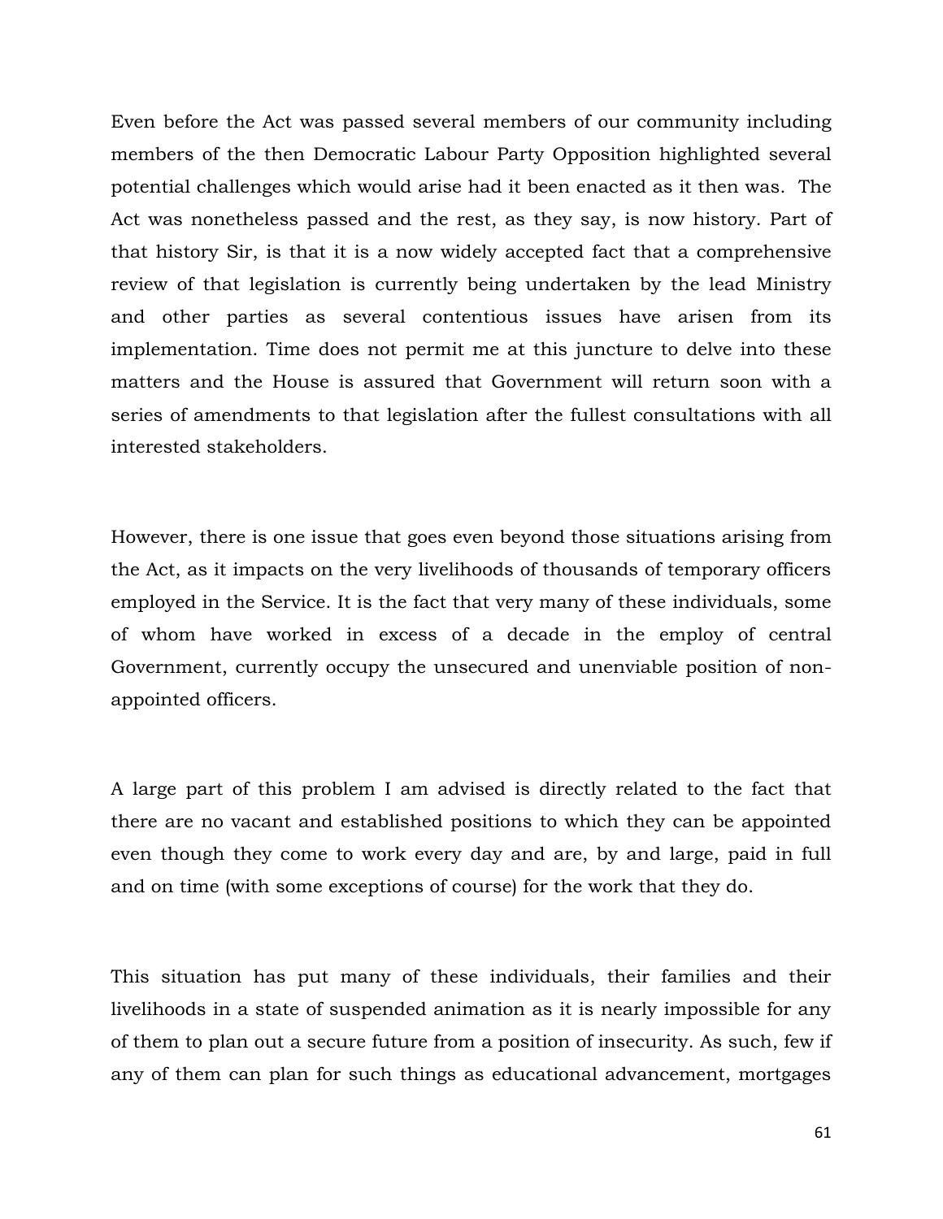Even before the Act was passed several members of our community including members of the then Democratic Labour Party Opposition highlighted several potential challenges which would arise had it been enacted as it then was. The Act was nonetheless passed and the rest, as they say, is now history. Part of that history Sir, is that it is a now widely accepted fact that a comprehensive review of that legislation is currently being undertaken by the lead Ministry and other parties as several contentious issues have arisen from its implementation. Time does not permit me at this juncture to delve into these matters and the House is assured that Government will return soon with a series of amendments to that legislation after the fullest consultations with all interested stakeholders.

However, there is one issue that goes even beyond those situations arising from the Act, as it impacts on the very livelihoods of thousands of temporary officers employed in the Service. It is the fact that very many of these individuals, some of whom have worked in excess of a decade in the employ of central Government, currently occupy the unsecured and unenviable position of non-appointed officers.

A large part of this problem I am advised is directly related to the fact that there are no vacant and established positions to which they can be appointed even though they come to work every day and are, by and large, paid in full and on time (with some exceptions of course) for the work that they do.

This situation has put many of these individuals, their families and their livelihoods in a state of suspended animation as it is nearly impossible for any of them to plan out a secure future from a position of insecurity. As such, few if any of them can plan for such things as educational advancement, mortgages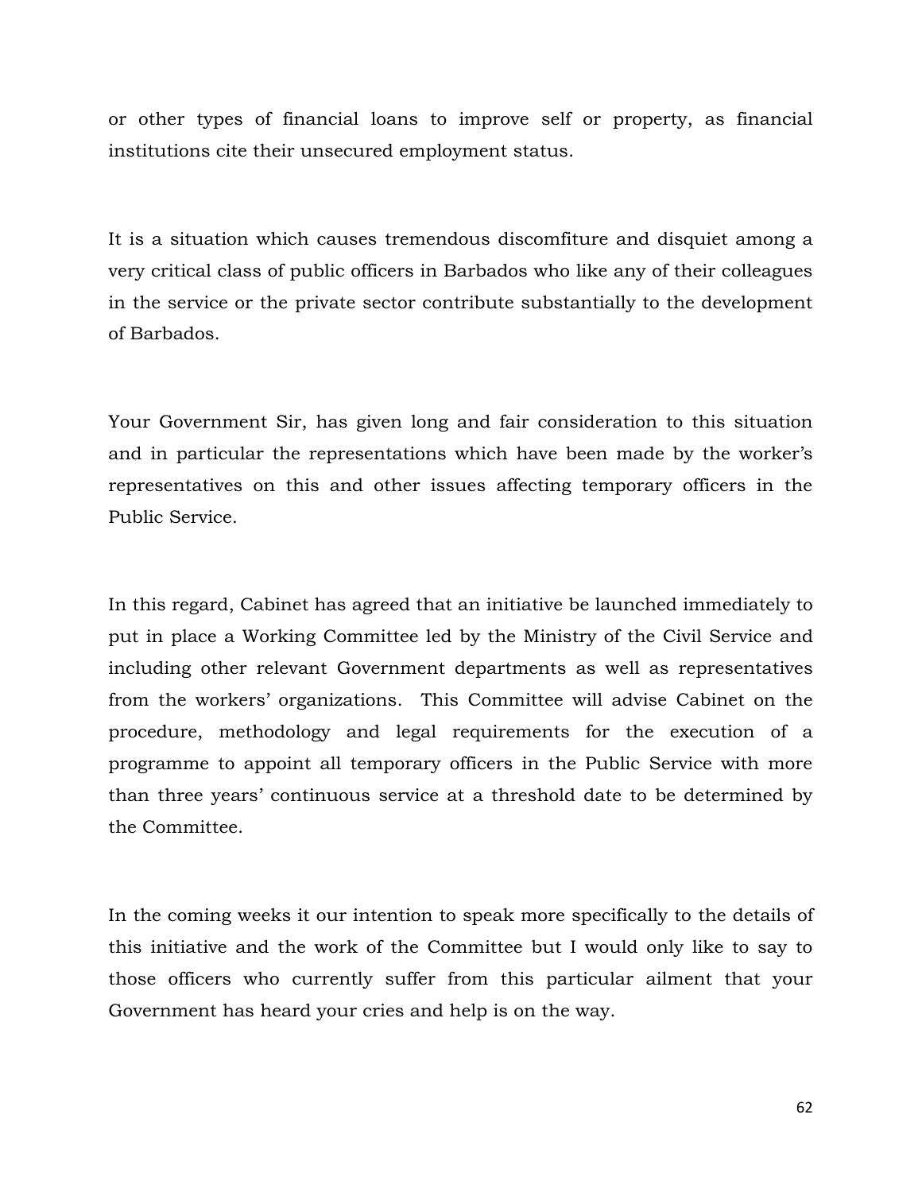or other types of financial loans to improve self or property, as financial institutions cite their unsecured employment status.

It is a situation which causes tremendous discomfiture and disquiet among a very critical class of public officers in Barbados who like any of their colleagues in the service or the private sector contribute substantially to the development of Barbados.

Your Government Sir, has given long and fair consideration to this situation and in particular the representations which have been made by the worker's representatives on this and other issues affecting temporary officers in the Public Service.

In this regard, Cabinet has agreed that an initiative be launched immediately to put in place a Working Committee led by the Ministry of the Civil Service and including other relevant Government departments as well as representatives from the workers' organizations. This Committee will advise Cabinet on the procedure, methodology and legal requirements for the execution of a programme to appoint all temporary officers in the Public Service with more than three years' continuous service at a threshold date to be determined by the Committee.

In the coming weeks it our intention to speak more specifically to the details of this initiative and the work of the Committee but I would only like to say to those officers who currently suffer from this particular ailment that your Government has heard your cries and help is on the way.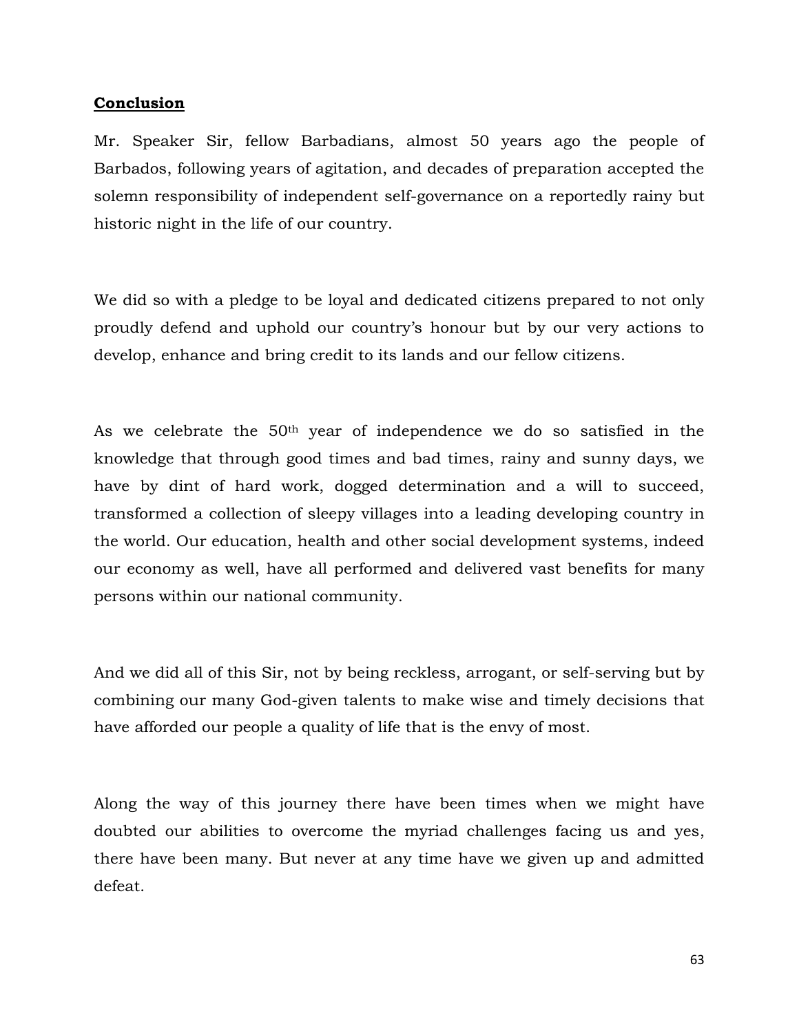**Conclusion**

Mr. Speaker Sir, fellow Barbadians, almost 50 years ago the people of Barbados, following years of agitation, and decades of preparation accepted the solemn responsibility of independent self-governance on a reportedly rainy but historic night in the life of our country.

We did so with a pledge to be loyal and dedicated citizens prepared to not only proudly defend and uphold our country's honour but by our very actions to develop, enhance and bring credit to its lands and our fellow citizens.

As we celebrate the 50th year of independence we do so satisfied in the knowledge that through good times and bad times, rainy and sunny days, we have by dint of hard work, dogged determination and a will to succeed, transformed a collection of sleepy villages into a leading developing country in the world. Our education, health and other social development systems, indeed our economy as well, have all performed and delivered vast benefits for many persons within our national community.

And we did all of this Sir, not by being reckless, arrogant, or self-serving but by combining our many God-given talents to make wise and timely decisions that have afforded our people a quality of life that is the envy of most.

Along the way of this journey there have been times when we might have doubted our abilities to overcome the myriad challenges facing us and yes, there have been many. But never at any time have we given up and admitted defeat.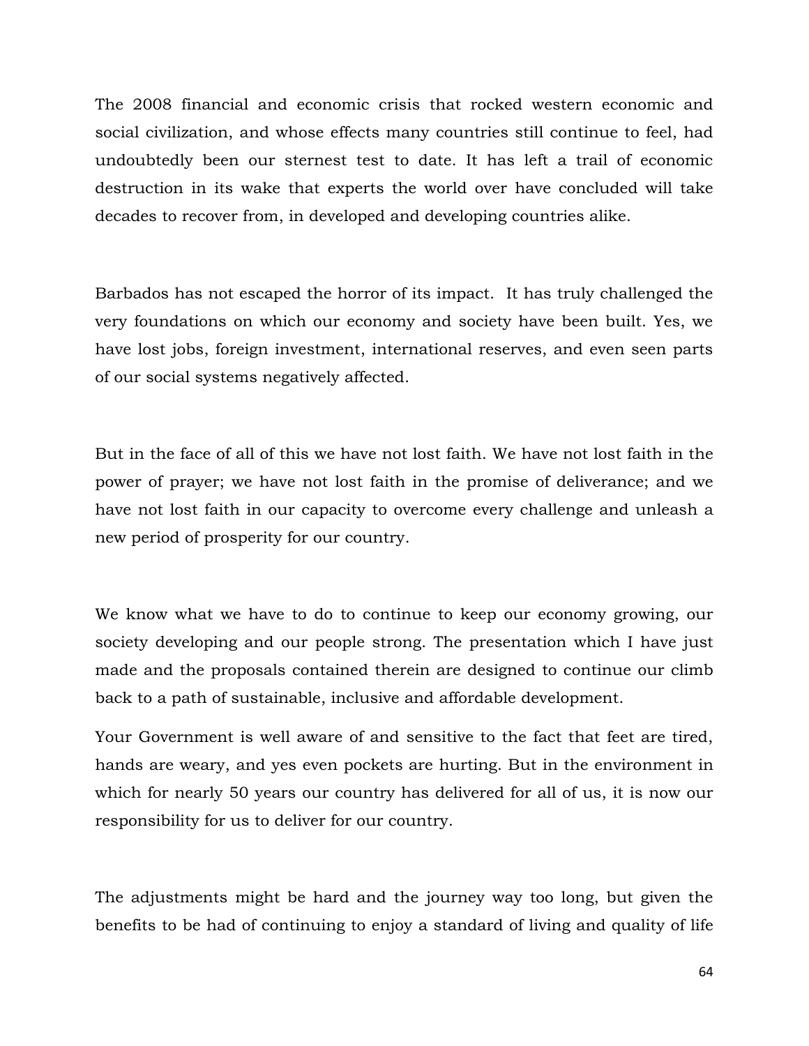The 2008 financial and economic crisis that rocked western economic and social civilization, and whose effects many countries still continue to feel, had undoubtedly been our sternest test to date. It has left a trail of economic destruction in its wake that experts the world over have concluded will take decades to recover from, in developed and developing countries alike.

Barbados has not escaped the horror of its impact. It has truly challenged the very foundations on which our economy and society have been built. Yes, we have lost jobs, foreign investment, international reserves, and even seen parts of our social systems negatively affected.

But in the face of all of this we have not lost faith. We have not lost faith in the power of prayer; we have not lost faith in the promise of deliverance; and we have not lost faith in our capacity to overcome every challenge and unleash a new period of prosperity for our country.

We know what we have to do to continue to keep our economy growing, our society developing and our people strong. The presentation which I have just made and the proposals contained therein are designed to continue our climb back to a path of sustainable, inclusive and affordable development.

Your Government is well aware of and sensitive to the fact that feet are tired, hands are weary, and yes even pockets are hurting. But in the environment in which for nearly 50 years our country has delivered for all of us, it is now our responsibility for us to deliver for our country.

The adjustments might be hard and the journey way too long, but given the benefits to be had of continuing to enjoy a standard of living and quality of life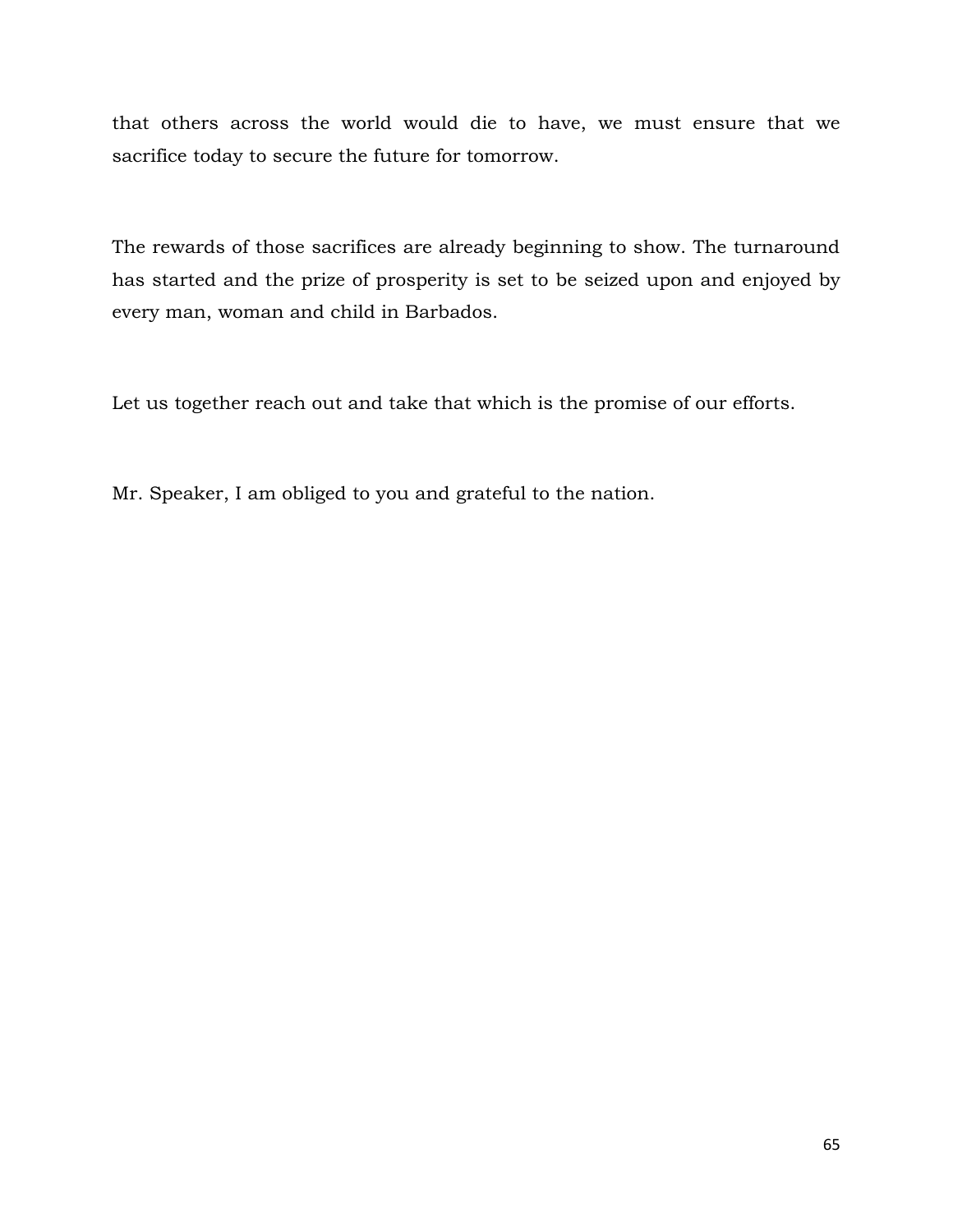that others across the world would die to have, we must ensure that we sacrifice today to secure the future for tomorrow.

The rewards of those sacrifices are already beginning to show. The turnaround has started and the prize of prosperity is set to be seized upon and enjoyed by every man, woman and child in Barbados.

Let us together reach out and take that which is the promise of our efforts.

Mr. Speaker, I am obliged to you and grateful to the nation.